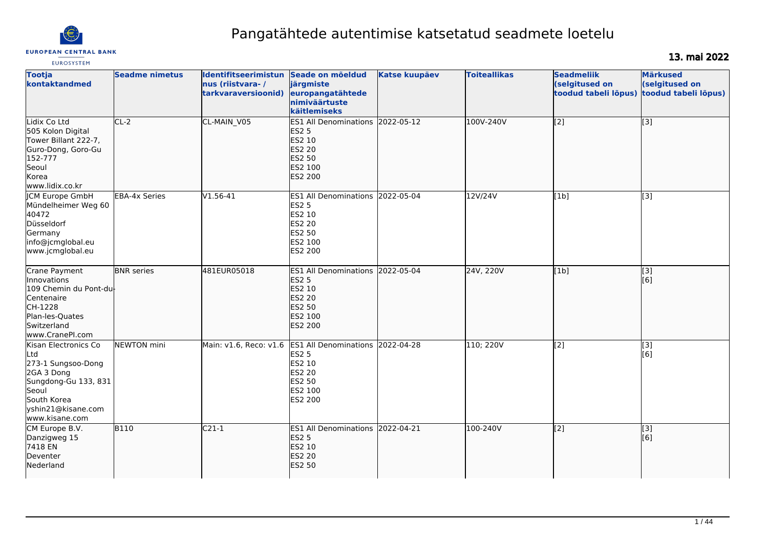# Pangatähtede autentimise katsetatud seadmete loetelu

**13. mai 2022**

| Tootja kontaktandmed | Seadme nimetus | Identifitseerimistunnus (riistvara- / tarkvaraversioonid) | Seade on mõeldud järgmiste europangatähtede nimiväärtuste käitlemiseks | Katse kuupäev | Toiteallikas | Seadmeliik (selgitused on toodud tabeli lõpus) | Märkused (selgitused on toodud tabeli lõpus) |
|---|---|---|---|---|---|---|---|
| Lidix Co Ltd<br>505 Kolon Digital Tower Billant 222-7, Guro-Dong, Goro-Gu<br>152-777<br>Seoul<br>Korea<br>www.lidix.co.kr | CL-2 | CL-MAIN_V05 | ES1 All Denominations<br>ES2 5<br>ES2 10<br>ES2 20<br>ES2 50<br>ES2 100<br>ES2 200 | 2022-05-12 | 100V-240V | [2] | [3] |
| JCM Europe GmbH<br>Mündelheimer Weg 60<br>40472<br>Düsseldorf<br>Germany<br>info@jcmglobal.eu<br>www.jcmglobal.eu | EBA-4x Series | V1.56-41 | ES1 All Denominations<br>ES2 5<br>ES2 10<br>ES2 20<br>ES2 50<br>ES2 100<br>ES2 200 | 2022-05-04 | 12V/24V | [1b] | [3] |
| Crane Payment Innovations<br>109 Chemin du Pont-du-Centenaire<br>CH-1228<br>Plan-les-Quates<br>Switzerland<br>www.CranePI.com | BNR series | 481EUR05018 | ES1 All Denominations<br>ES2 5<br>ES2 10<br>ES2 20<br>ES2 50<br>ES2 100<br>ES2 200 | 2022-05-04 | 24V, 220V | [1b] | [3]<br>[6] |
| Kisan Electronics Co Ltd<br>273-1 Sungsoo-Dong 2GA 3 Dong<br>Sungdong-Gu 133, 831<br>Seoul<br>South Korea<br>yshin21@kisane.com<br>www.kisane.com | NEWTON mini | Main: v1.6, Reco: v1.6 | ES1 All Denominations<br>ES2 5<br>ES2 10<br>ES2 20<br>ES2 50<br>ES2 100<br>ES2 200 | 2022-04-28 | 110; 220V | [2] | [3]<br>[6] |
| CM Europe B.V.<br>Danzigweg 15<br>7418 EN<br>Deventer<br>Nederland | B110 | C21-1 | ES1 All Denominations<br>ES2 5<br>ES2 10<br>ES2 20<br>ES2 50 | 2022-04-21 | 100-240V | [2] | [3]<br>[6] |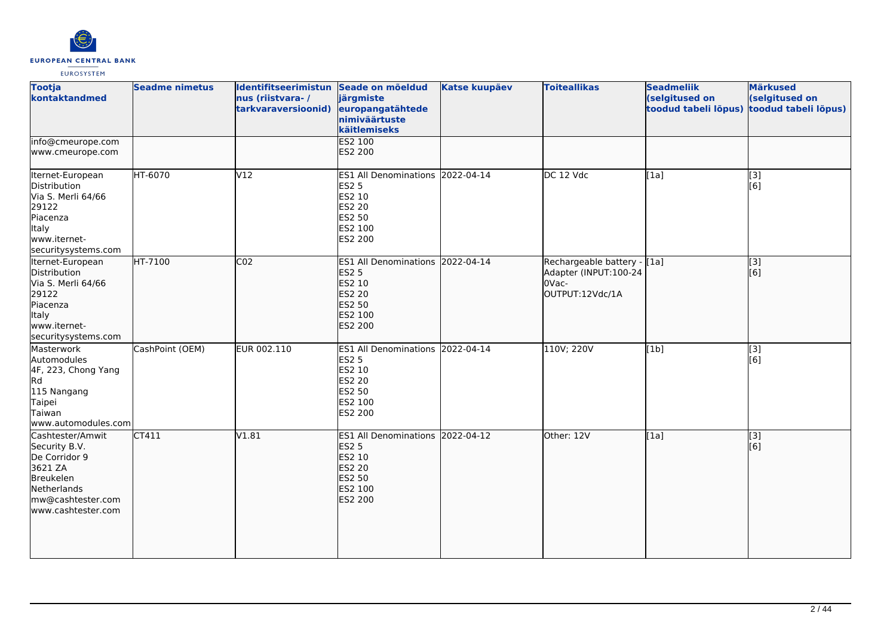| Tootja kontaktandmed | Seadme nimetus | Identifitseerimistunus (riistvara- / tarkvaraversioonid) | Seade on mõeldud järgmiste europangatähtede nimiväärtuste käitlemiseks | Katse kuupäev | Toiteallikas | Seadmeliik (selgitused on toodud tabeli lõpus) | Märkused (selgitused on toodud tabeli lõpus) |
|---|---|---|---|---|---|---|---|
| info@cmeurope.com<br>www.cmeurope.com | | | ES2 100<br>ES2 200 | | | | |
| Iternet-European Distribution<br>Via S. Merli 64/66<br>29122<br>Piacenza<br>Italy<br>www.iternet-securitysystems.com | HT-6070 | V12 | ES1 All Denominations<br>ES2 5<br>ES2 10<br>ES2 20<br>ES2 50<br>ES2 100<br>ES2 200 | 2022-04-14 | DC 12 Vdc | [1a] | [3]<br>[6] |
| Iternet-European Distribution<br>Via S. Merli 64/66<br>29122<br>Piacenza<br>Italy<br>www.iternet-securitysystems.com | HT-7100 | C02 | ES1 All Denominations<br>ES2 5<br>ES2 10<br>ES2 20<br>ES2 50<br>ES2 100<br>ES2 200 | 2022-04-14 | Rechargeable battery - Adapter (INPUT:100-240Vac-OUTPUT:12Vdc/1A | [1a] | [3]<br>[6] |
| Masterwork Automodules<br>4F, 223, Chong Yang Rd<br>115 Nangang<br>Taipei<br>Taiwan<br>www.automodules.com | CashPoint (OEM) | EUR 002.110 | ES1 All Denominations<br>ES2 5<br>ES2 10<br>ES2 20<br>ES2 50<br>ES2 100<br>ES2 200 | 2022-04-14 | 110V; 220V | [1b] | [3]<br>[6] |
| Cashtester/Amwit Security B.V.<br>De Corridor 9<br>3621 ZA<br>Breukelen<br>Netherlands<br>mw@cashtester.com<br>www.cashtester.com | CT411 | V1.81 | ES1 All Denominations<br>ES2 5<br>ES2 10<br>ES2 20<br>ES2 50<br>ES2 100<br>ES2 200 | 2022-04-12 | Other: 12V | [1a] | [3]<br>[6] |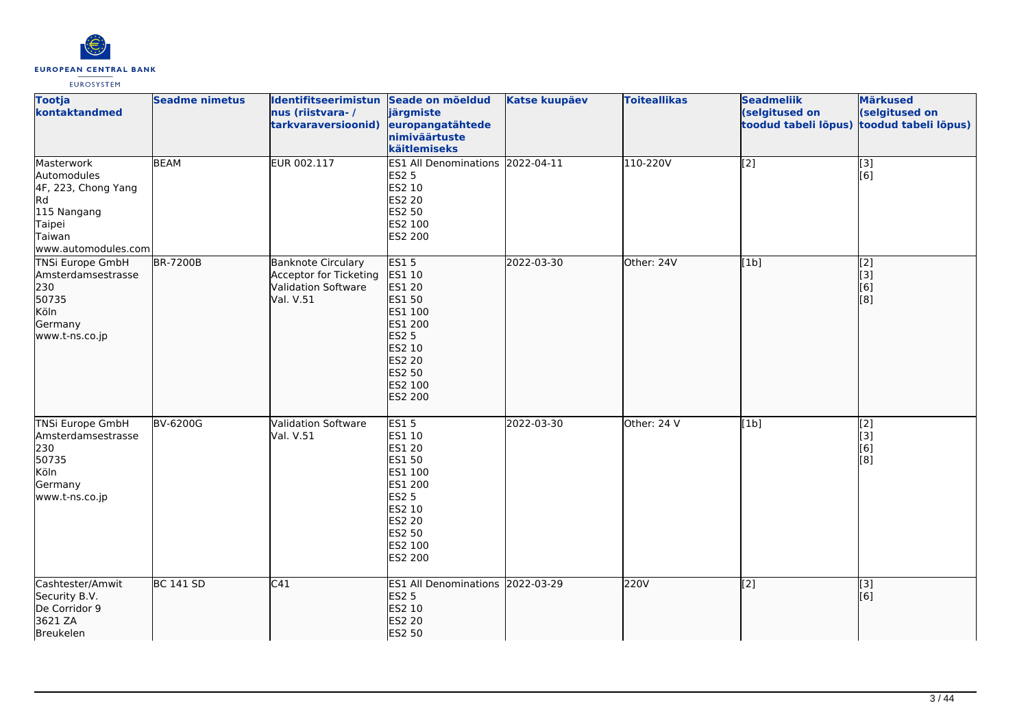| Tootja kontaktandmed | Seadme nimetus | Identifitseerimistunnus (riistvara- / tarkvaraversioonid) | Seade on mõeldud järgmiste europangatähtede nimiväärtuste käitlemiseks | Katse kuupäev | Toiteallikas | Seadmeliik (selgitused on toodud tabeli lõpus) | Märkused (selgitused on toodud tabeli lõpus) |
|---|---|---|---|---|---|---|---|
| Masterwork Automodules<br>4F, 223, Chong Yang Rd<br>115 Nangang<br>Taipei<br>Taiwan<br>www.automodules.com | BEAM | EUR 002.117 | ES1 All Denominations<br>ES2 5<br>ES2 10<br>ES2 20<br>ES2 50<br>ES2 100<br>ES2 200 | 2022-04-11 | 110-220V | [2] | [3]<br>[6] |
| TNSi Europe GmbH<br>Amsterdamsestrasse 230<br>50735<br>Köln<br>Germany<br>www.t-ns.co.jp | BR-7200B | Banknote Circulary Acceptor for Ticketing Validation Software Val. V.51 | ES1 5<br>ES1 10<br>ES1 20<br>ES1 50<br>ES1 100<br>ES1 200<br>ES2 5<br>ES2 10<br>ES2 20<br>ES2 50<br>ES2 100<br>ES2 200 | 2022-03-30 | Other: 24V | [1b] | [2]<br>[3]<br>[6]<br>[8] |
| TNSi Europe GmbH<br>Amsterdamsestrasse 230<br>50735<br>Köln<br>Germany<br>www.t-ns.co.jp | BV-6200G | Validation Software Val. V.51 | ES1 5<br>ES1 10<br>ES1 20<br>ES1 50<br>ES1 100<br>ES1 200<br>ES2 5<br>ES2 10<br>ES2 20<br>ES2 50<br>ES2 100<br>ES2 200 | 2022-03-30 | Other: 24 V | [1b] | [2]<br>[3]<br>[6]<br>[8] |
| Cashtester/Amwit Security B.V.<br>De Corridor 9<br>3621 ZA<br>Breukelen | BC 141 SD | C41 | ES1 All Denominations<br>ES2 5<br>ES2 10<br>ES2 20<br>ES2 50 | 2022-03-29 | 220V | [2] | [3]<br>[6] |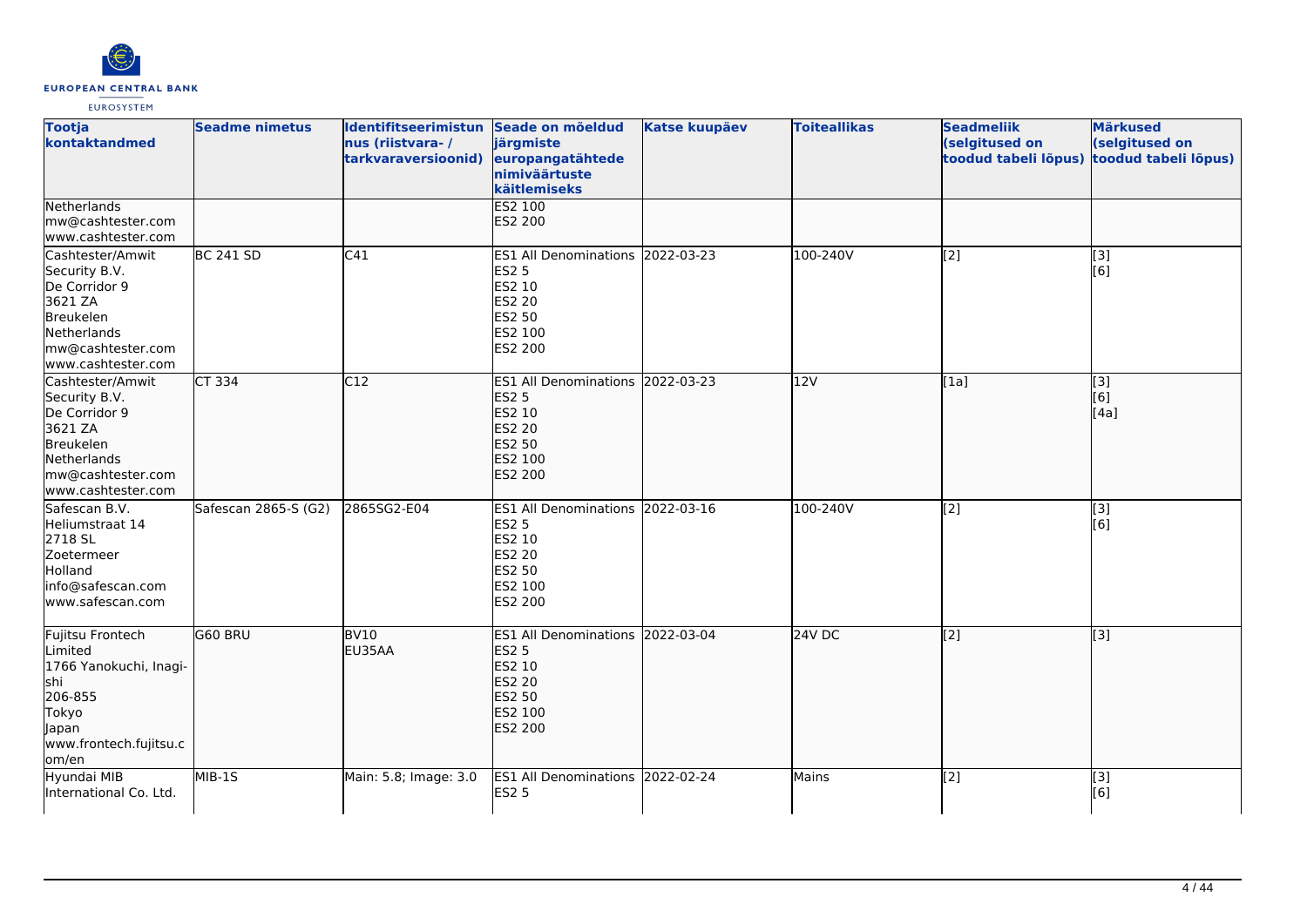| Tootja kontaktandmed | Seadme nimetus | Identifitseerimistunnus (riistvara- / tarkvaraversioonid) | Seade on mõeldud järgmiste europangatähtede nimiväärtuste käitlemiseks | Katse kuupäev | Toiteallikas | Seadmeliik (selgitused on toodud tabeli lõpus) | Märkused (selgitused on toodud tabeli lõpus) |
|---|---|---|---|---|---|---|---|
| Netherlands<br>mw@cashtester.com<br>www.cashtester.com | | | ES2 100<br>ES2 200 | | | | |
| Cashtester/Amwit Security B.V.<br>De Corridor 9<br>3621 ZA<br>Breukelen<br>Netherlands<br>mw@cashtester.com<br>www.cashtester.com | BC 241 SD | C41 | ES1 All Denominations<br>ES2 5<br>ES2 10<br>ES2 20<br>ES2 50<br>ES2 100<br>ES2 200 | 2022-03-23 | 100-240V | [2] | [3]<br>[6] |
| Cashtester/Amwit Security B.V.<br>De Corridor 9<br>3621 ZA<br>Breukelen<br>Netherlands<br>mw@cashtester.com<br>www.cashtester.com | CT 334 | C12 | ES1 All Denominations<br>ES2 5<br>ES2 10<br>ES2 20<br>ES2 50<br>ES2 100<br>ES2 200 | 2022-03-23 | 12V | [1a] | [3]<br>[6]<br>[4a] |
| Safescan B.V.<br>Heliumstraat 14<br>2718 SL<br>Zoetermeer<br>Holland<br>info@safescan.com<br>www.safescan.com | Safescan 2865-S (G2) | 2865SG2-E04 | ES1 All Denominations<br>ES2 5<br>ES2 10<br>ES2 20<br>ES2 50<br>ES2 100<br>ES2 200 | 2022-03-16 | 100-240V | [2] | [3]<br>[6] |
| Fujitsu Frontech Limited<br>1766 Yanokuchi, Inagi-shi<br>206-855<br>Tokyo<br>Japan<br>www.frontech.fujitsu.com/en | G60 BRU | BV10<br>EU35AA | ES1 All Denominations<br>ES2 5<br>ES2 10<br>ES2 20<br>ES2 50<br>ES2 100<br>ES2 200 | 2022-03-04 | 24V DC | [2] | [3] |
| Hyundai MIB International Co. Ltd. | MIB-1S | Main: 5.8; Image: 3.0 | ES1 All Denominations<br>ES2 5 | 2022-02-24 | Mains | [2] | [3]<br>[6] |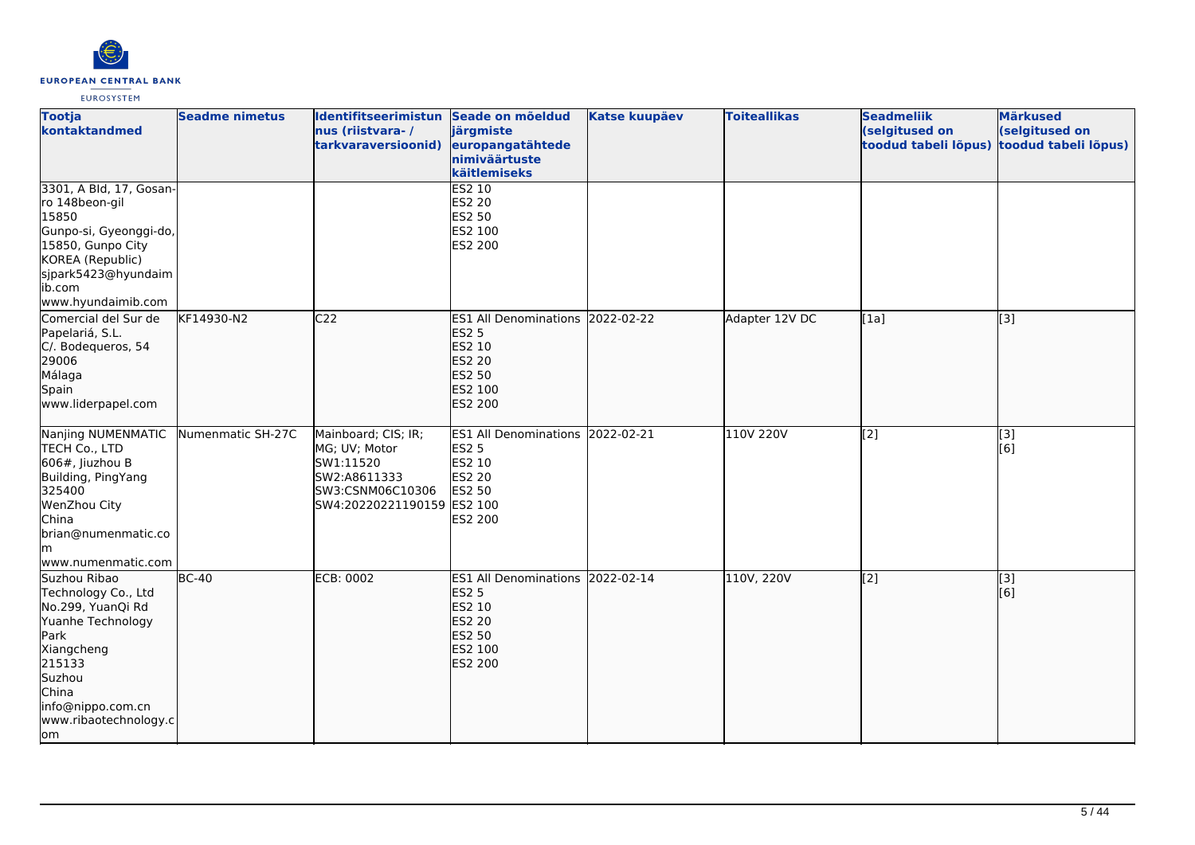| Tootja kontaktandmed | Seadme nimetus | Identifitseerimistunnus (riistvara- / tarkvaraversioonid) | Seade on mõeldud järgmiste europangatähtede nimiväärtuste käitlemiseks | Katse kuupäev | Toiteallikas | Seadmeliik (selgitused on toodud tabeli lõpus) | Märkused (selgitused on toodud tabeli lõpus) |
|---|---|---|---|---|---|---|---|
| 3301, A Bld, 17, Gosan-ro 148beon-gil<br>15850<br>Gunpo-si, Gyeonggi-do, 15850, Gunpo City<br>KOREA (Republic)<br>sjpark5423@hyundaimib.com<br>www.hyundaimib.com | | | ES2 10<br>ES2 20<br>ES2 50<br>ES2 100<br>ES2 200 | | | | |
| Comercial del Sur de Papelariá, S.L.<br>C/. Bodequeros, 54<br>29006<br>Málaga<br>Spain<br>www.liderpapel.com | KF14930-N2 | C22 | ES1 All Denominations<br>ES2 5<br>ES2 10<br>ES2 20<br>ES2 50<br>ES2 100<br>ES2 200 | 2022-02-22 | Adapter 12V DC | [1a] | [3] |
| Nanjing NUMENMATIC TECH Co., LTD<br>606#, Jiuzhou B Building, PingYang<br>325400<br>WenZhou City<br>China<br>brian@numenmatic.com<br>www.numenmatic.com | Numenmatic SH-27C | Mainboard; CIS; IR; MG; UV; Motor<br>SW1:11520<br>SW2:A8611333<br>SW3:CSNM06C10306<br>SW4:20220221190159 | ES1 All Denominations<br>ES2 5<br>ES2 10<br>ES2 20<br>ES2 50<br>ES2 100<br>ES2 200 | 2022-02-21 | 110V 220V | [2] | [3]<br>[6] |
| Suzhou Ribao Technology Co., Ltd<br>No.299, YuanQi Rd<br>Yuanhe Technology Park<br>Xiangcheng<br>215133<br>Suzhou<br>China<br>info@nippo.com.cn<br>www.ribaotechnology.com | BC-40 | ECB: 0002 | ES1 All Denominations<br>ES2 5<br>ES2 10<br>ES2 20<br>ES2 50<br>ES2 100<br>ES2 200 | 2022-02-14 | 110V, 220V | [2] | [3]<br>[6] |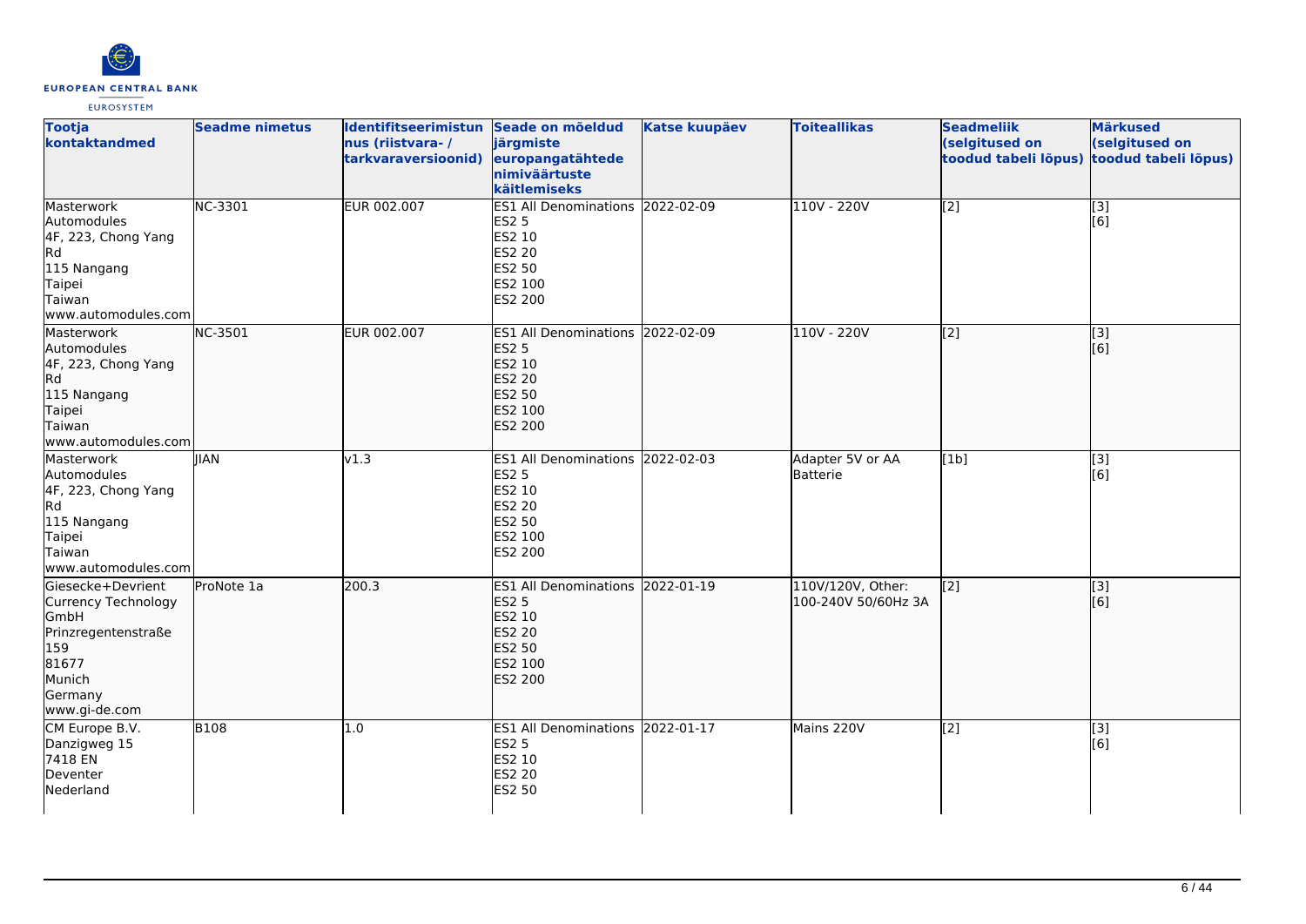| Tootja kontaktandmed | Seadme nimetus | Identifitseerimistunnus (riistvara- / tarkvaraversioonid) | Seade on mõeldud järgmiste europangatähtede nimiväärtuste käitlemiseks | Katse kuupäev | Toiteallikas | Seadmeliik (selgitused on toodud tabeli lõpus) | Märkused (selgitused on toodud tabeli lõpus) |
|---|---|---|---|---|---|---|---|
| Masterwork Automodules 4F, 223, Chong Yang Rd 115 Nangang Taipei Taiwan www.automodules.com | NC-3301 | EUR 002.007 | ES1 All Denominations ES2 5 ES2 10 ES2 20 ES2 50 ES2 100 ES2 200 | 2022-02-09 | 110V - 220V | [2] | [3] [6] |
| Masterwork Automodules 4F, 223, Chong Yang Rd 115 Nangang Taipei Taiwan www.automodules.com | NC-3501 | EUR 002.007 | ES1 All Denominations ES2 5 ES2 10 ES2 20 ES2 50 ES2 100 ES2 200 | 2022-02-09 | 110V - 220V | [2] | [3] [6] |
| Masterwork Automodules 4F, 223, Chong Yang Rd 115 Nangang Taipei Taiwan www.automodules.com | JIAN | v1.3 | ES1 All Denominations ES2 5 ES2 10 ES2 20 ES2 50 ES2 100 ES2 200 | 2022-02-03 | Adapter 5V or AA Batterie | [1b] | [3] [6] |
| Giesecke+Devrient Currency Technology GmbH Prinzregentenstraße 159 81677 Munich Germany www.gi-de.com | ProNote 1a | 200.3 | ES1 All Denominations ES2 5 ES2 10 ES2 20 ES2 50 ES2 100 ES2 200 | 2022-01-19 | 110V/120V, Other: 100-240V 50/60Hz 3A | [2] | [3] [6] |
| CM Europe B.V. Danzigweg 15 7418 EN Deventer Nederland | B108 | 1.0 | ES1 All Denominations ES2 5 ES2 10 ES2 20 ES2 50 | 2022-01-17 | Mains 220V | [2] | [3] [6] |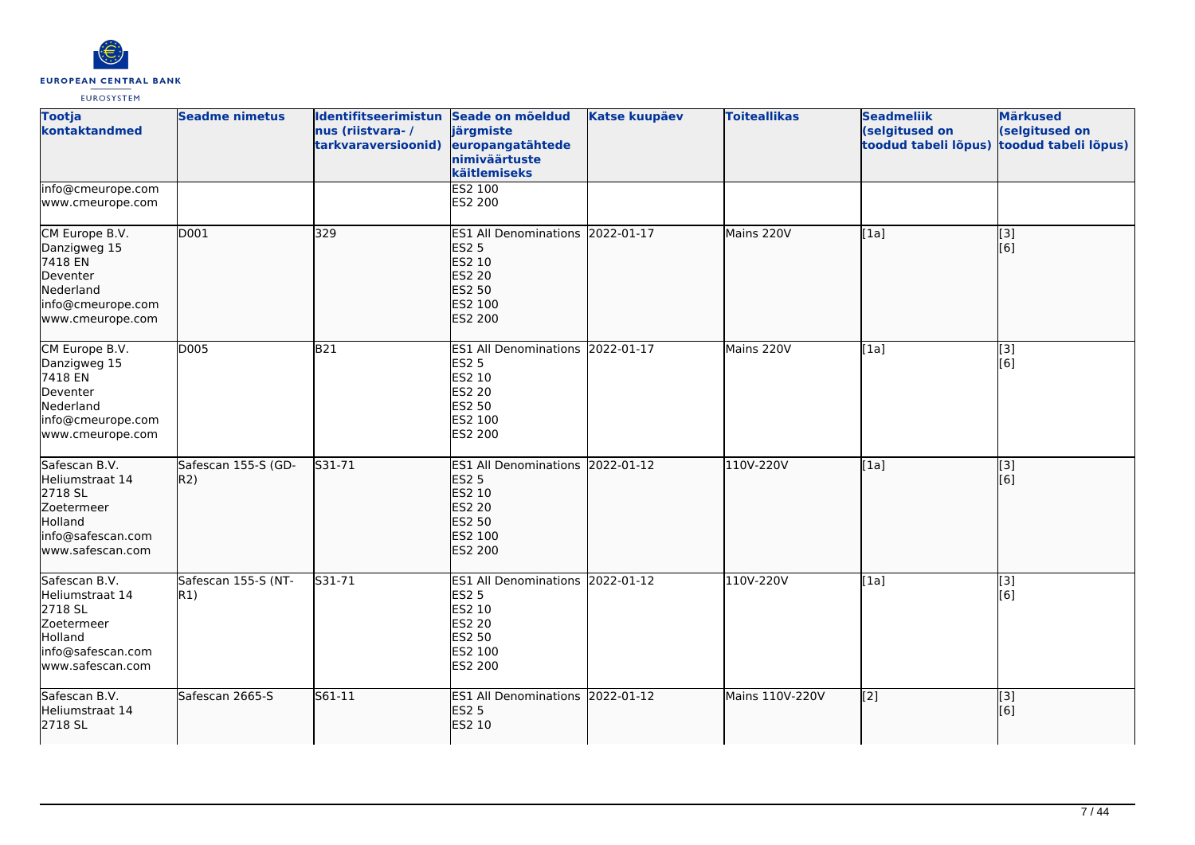| Tootja kontaktandmed | Seadme nimetus | Identifitseerimistunnus (riistvara- / tarkvaraversioonid) | Seade on mõeldud järgmiste europangatähtede nimiväärtuste käitlemiseks | Katse kuupäev | Toiteallikas | Seadmeliik (selgitused on toodud tabeli lõpus) | Märkused (selgitused on toodud tabeli lõpus) |
|---|---|---|---|---|---|---|---|
| info@cmeurope.com<br>www.cmeurope.com | | | ES2 100<br>ES2 200 | | | | |
| CM Europe B.V.<br>Danzigweg 15<br>7418 EN<br>Deventer<br>Nederland<br>info@cmeurope.com<br>www.cmeurope.com | D001 | 329 | ES1 All Denominations<br>ES2 5<br>ES2 10<br>ES2 20<br>ES2 50<br>ES2 100<br>ES2 200 | 2022-01-17 | Mains 220V | [1a] | [3]<br>[6] |
| CM Europe B.V.<br>Danzigweg 15<br>7418 EN<br>Deventer<br>Nederland<br>info@cmeurope.com<br>www.cmeurope.com | D005 | B21 | ES1 All Denominations<br>ES2 5<br>ES2 10<br>ES2 20<br>ES2 50<br>ES2 100<br>ES2 200 | 2022-01-17 | Mains 220V | [1a] | [3]<br>[6] |
| Safescan B.V.<br>Heliumstraat 14<br>2718 SL<br>Zoetermeer<br>Holland<br>info@safescan.com<br>www.safescan.com | Safescan 155-S (GD-R2) | S31-71 | ES1 All Denominations<br>ES2 5<br>ES2 10<br>ES2 20<br>ES2 50<br>ES2 100<br>ES2 200 | 2022-01-12 | 110V-220V | [1a] | [3]<br>[6] |
| Safescan B.V.<br>Heliumstraat 14<br>2718 SL<br>Zoetermeer<br>Holland<br>info@safescan.com<br>www.safescan.com | Safescan 155-S (NT-R1) | S31-71 | ES1 All Denominations<br>ES2 5<br>ES2 10<br>ES2 20<br>ES2 50<br>ES2 100<br>ES2 200 | 2022-01-12 | 110V-220V | [1a] | [3]<br>[6] |
| Safescan B.V.<br>Heliumstraat 14<br>2718 SL | Safescan 2665-S | S61-11 | ES1 All Denominations<br>ES2 5<br>ES2 10 | 2022-01-12 | Mains 110V-220V | [2] | [3]<br>[6] |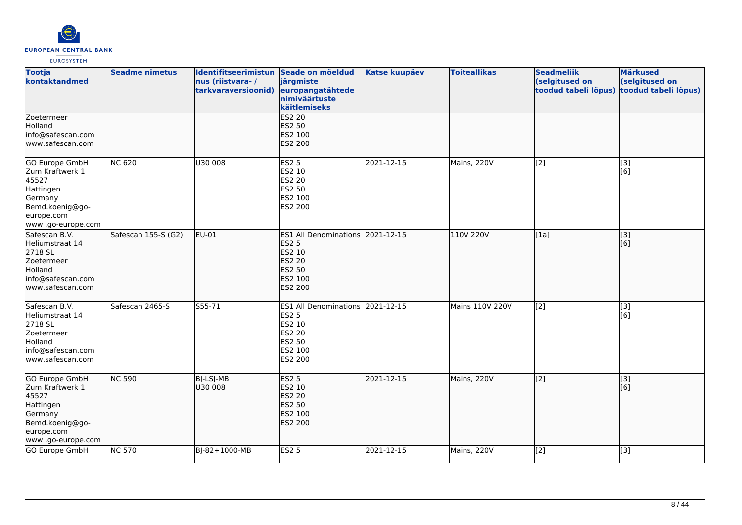| Tootja kontaktandmed | Seadme nimetus | Identifitseerimistunnus (riistvara- / tarkvaraversioonid) | Seade on mõeldud järgmiste europangatähtede nimiväärtuste käitlemiseks | Katse kuupäev | Toiteallikas | Seadmeliik (selgitused on toodud tabeli lõpus) | Märkused (selgitused on toodud tabeli lõpus) |
| --- | --- | --- | --- | --- | --- | --- | --- |
| Zoetermeer<br>Holland<br>info@safescan.com<br>www.safescan.com | | | ES2 20<br>ES2 50<br>ES2 100<br>ES2 200 | | | | |
| GO Europe GmbH<br>Zum Kraftwerk 1<br>45527<br>Hattingen<br>Germany<br>Bemd.koenig@go-europe.com<br>www .go-europe.com | NC 620 | U30 008 | ES2 5<br>ES2 10<br>ES2 20<br>ES2 50<br>ES2 100<br>ES2 200 | 2021-12-15 | Mains, 220V | [2] | [3]<br>[6] |
| Safescan B.V.<br>Heliumstraat 14<br>2718 SL<br>Zoetermeer<br>Holland<br>info@safescan.com<br>www.safescan.com | Safescan 155-S (G2) | EU-01 | ES1 All Denominations<br>ES2 5<br>ES2 10<br>ES2 20<br>ES2 50<br>ES2 100<br>ES2 200 | 2021-12-15 | 110V 220V | [1a] | [3]<br>[6] |
| Safescan B.V.<br>Heliumstraat 14<br>2718 SL<br>Zoetermeer<br>Holland<br>info@safescan.com<br>www.safescan.com | Safescan 2465-S | S55-71 | ES1 All Denominations<br>ES2 5<br>ES2 10<br>ES2 20<br>ES2 50<br>ES2 100<br>ES2 200 | 2021-12-15 | Mains 110V 220V | [2] | [3]<br>[6] |
| GO Europe GmbH<br>Zum Kraftwerk 1<br>45527<br>Hattingen<br>Germany<br>Bemd.koenig@go-europe.com<br>www .go-europe.com | NC 590 | BJ-LSJ-MB<br>U30 008 | ES2 5<br>ES2 10<br>ES2 20<br>ES2 50<br>ES2 100<br>ES2 200 | 2021-12-15 | Mains, 220V | [2] | [3]<br>[6] |
| GO Europe GmbH | NC 570 | BJ-82+1000-MB | ES2 5 | 2021-12-15 | Mains, 220V | [2] | [3] |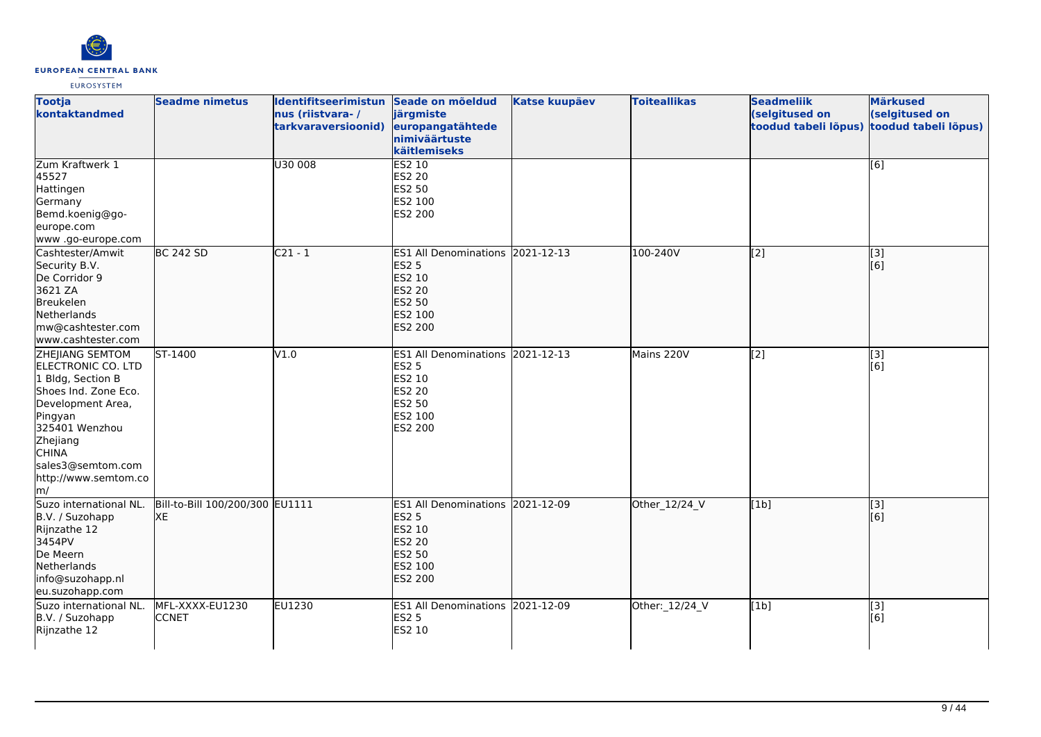| Tootja kontaktandmed | Seadme nimetus | Identifitseerimistunnus (riistvara- / tarkvaraversioonid) | Seade on mõeldud järgmiste europangatähtede nimiväärtuste käitlemiseks | Katse kuupäev | Toiteallikas | Seadmeliik (selgitused on toodud tabeli lõpus) | Märkused (selgitused on toodud tabeli lõpus) |
|---|---|---|---|---|---|---|---|
| Zum Kraftwerk 1<br>45527<br>Hattingen<br>Germany<br>Bemd.koenig@go-europe.com<br>www .go-europe.com | | U30 008 | ES2 10<br>ES2 20<br>ES2 50<br>ES2 100<br>ES2 200 | | | | [6] |
| Cashtester/Amwit Security B.V.<br>De Corridor 9<br>3621 ZA<br>Breukelen<br>Netherlands<br>mw@cashtester.com<br>www.cashtester.com | BC 242 SD | C21 - 1 | ES1 All Denominations<br>ES2 5<br>ES2 10<br>ES2 20<br>ES2 50<br>ES2 100<br>ES2 200 | 2021-12-13 | 100-240V | [2] | [3]<br>[6] |
| ZHEJIANG SEMTOM ELECTRONIC CO. LTD<br>1 Bldg, Section B<br>Shoes Ind. Zone Eco. Development Area, Pingyan<br>325401 Wenzhou<br>Zhejiang<br>CHINA<br>sales3@semtom.com<br>http://www.semtom.com/ | ST-1400 | V1.0 | ES1 All Denominations<br>ES2 5<br>ES2 10<br>ES2 20<br>ES2 50<br>ES2 100<br>ES2 200 | 2021-12-13 | Mains 220V | [2] | [3]<br>[6] |
| Suzo international NL. B.V. / Suzohapp<br>Rijnzathe 12<br>3454PV<br>De Meern<br>Netherlands<br>info@suzohapp.nl<br>eu.suzohapp.com | Bill-to-Bill 100/200/300 XE | EU1111 | ES1 All Denominations<br>ES2 5<br>ES2 10<br>ES2 20<br>ES2 50<br>ES2 100<br>ES2 200 | 2021-12-09 | Other_12/24_V | [1b] | [3]<br>[6] |
| Suzo international NL. B.V. / Suzohapp<br>Rijnzathe 12 | MFL-XXXX-EU1230 CCNET | EU1230 | ES1 All Denominations<br>ES2 5<br>ES2 10 | 2021-12-09 | Other:_12/24_V | [1b] | [3]<br>[6] |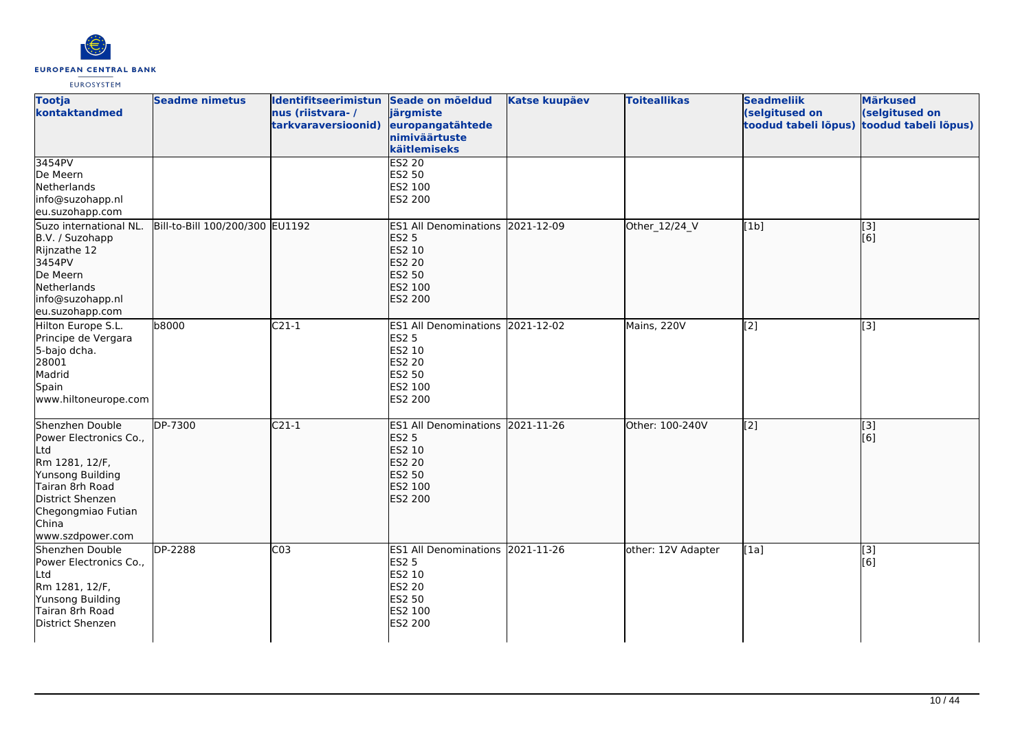| Tootja kontaktandmed | Seadme nimetus | Identifitseerimistunnus (riistvara- / tarkvaraversioonid) | Seade on mõeldud järgmiste europangatähtede nimiväärtuste käitlemiseks | Katse kuupäev | Toiteallikas | Seadmeliik (selgitused on toodud tabeli lõpus) | Märkused (selgitused on toodud tabeli lõpus) |
|---|---|---|---|---|---|---|---|
| 3454PV<br>De Meern<br>Netherlands<br>info@suzohapp.nl<br>eu.suzohapp.com | | | ES2 20<br>ES2 50<br>ES2 100<br>ES2 200 | | | | |
| Suzo international NL. B.V. / Suzohapp<br>Rijnzathe 12<br>3454PV<br>De Meern<br>Netherlands<br>info@suzohapp.nl<br>eu.suzohapp.com | Bill-to-Bill 100/200/300 | EU1192 | ES1 All Denominations<br>ES2 5<br>ES2 10<br>ES2 20<br>ES2 50<br>ES2 100<br>ES2 200 | 2021-12-09 | Other_12/24_V | [1b] | [3]<br>[6] |
| Hilton Europe S.L.<br>Principe de Vergara<br>5-bajo dcha.<br>28001<br>Madrid<br>Spain<br>www.hiltoneurope.com | b8000 | C21-1 | ES1 All Denominations<br>ES2 5<br>ES2 10<br>ES2 20<br>ES2 50<br>ES2 100<br>ES2 200 | 2021-12-02 | Mains, 220V | [2] | [3] |
| Shenzhen Double Power Electronics Co., Ltd<br>Rm 1281, 12/F,<br>Yunsong Building<br>Tairan 8rh Road<br>District Shenzen<br>Chegongmiao Futian<br>China<br>www.szdpower.com | DP-7300 | C21-1 | ES1 All Denominations<br>ES2 5<br>ES2 10<br>ES2 20<br>ES2 50<br>ES2 100<br>ES2 200 | 2021-11-26 | Other: 100-240V | [2] | [3]<br>[6] |
| Shenzhen Double Power Electronics Co., Ltd<br>Rm 1281, 12/F,<br>Yunsong Building<br>Tairan 8rh Road<br>District Shenzen | DP-2288 | C03 | ES1 All Denominations<br>ES2 5<br>ES2 10<br>ES2 20<br>ES2 50<br>ES2 100<br>ES2 200 | 2021-11-26 | other: 12V Adapter | [1a] | [3]<br>[6] |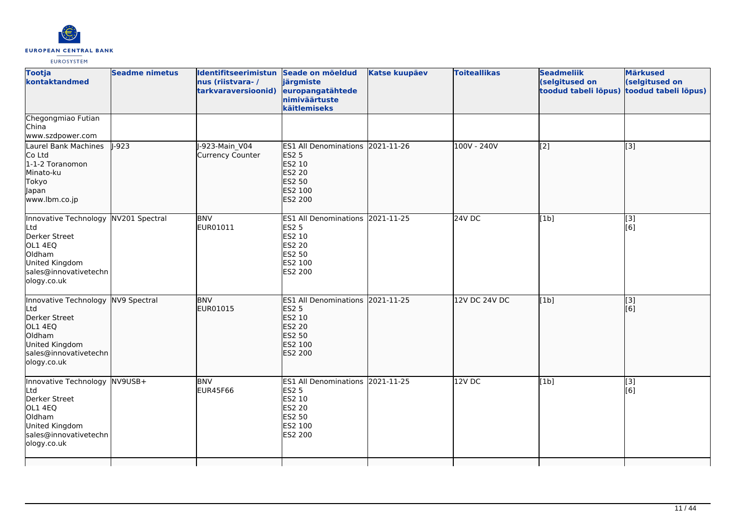| Tootja kontaktandmed | Seadme nimetus | Identifitseerimistunnus (riistvara- / tarkvaraversioonid) | Seade on mõeldud järgmiste europangatähtede nimiväärtuste käitlemiseks | Katse kuupäev | Toiteallikas | Seadmeliik (selgitused on toodud tabeli lõpus) | Märkused (selgitused on toodud tabeli lõpus) |
|---|---|---|---|---|---|---|---|
| Chegongmiao Futian<br>China<br>www.szdpower.com | | | | | | | |
| Laurel Bank Machines Co Ltd<br>1-1-2 Toranomon<br>Minato-ku<br>Tokyo<br>Japan<br>www.lbm.co.jp | J-923 | J-923-Main_V04<br>Currency Counter | ES1 All Denominations<br>ES2 5<br>ES2 10<br>ES2 20<br>ES2 50<br>ES2 100<br>ES2 200 | 2021-11-26 | 100V - 240V | [2] | [3] |
| Innovative Technology Ltd<br>Derker Street<br>OL1 4EQ<br>Oldham<br>United Kingdom<br>sales@innovativetechnology.co.uk | NV201 Spectral | BNV<br>EUR01011 | ES1 All Denominations<br>ES2 5<br>ES2 10<br>ES2 20<br>ES2 50<br>ES2 100<br>ES2 200 | 2021-11-25 | 24V DC | [1b] | [3]<br>[6] |
| Innovative Technology Ltd<br>Derker Street<br>OL1 4EQ<br>Oldham<br>United Kingdom<br>sales@innovativetechnology.co.uk | NV9 Spectral | BNV<br>EUR01015 | ES1 All Denominations<br>ES2 5<br>ES2 10<br>ES2 20<br>ES2 50<br>ES2 100<br>ES2 200 | 2021-11-25 | 12V DC 24V DC | [1b] | [3]<br>[6] |
| Innovative Technology Ltd<br>Derker Street<br>OL1 4EQ<br>Oldham<br>United Kingdom<br>sales@innovativetechnology.co.uk | NV9USB+ | BNV<br>EUR45F66 | ES1 All Denominations<br>ES2 5<br>ES2 10<br>ES2 20<br>ES2 50<br>ES2 100<br>ES2 200 | 2021-11-25 | 12V DC | [1b] | [3]<br>[6] |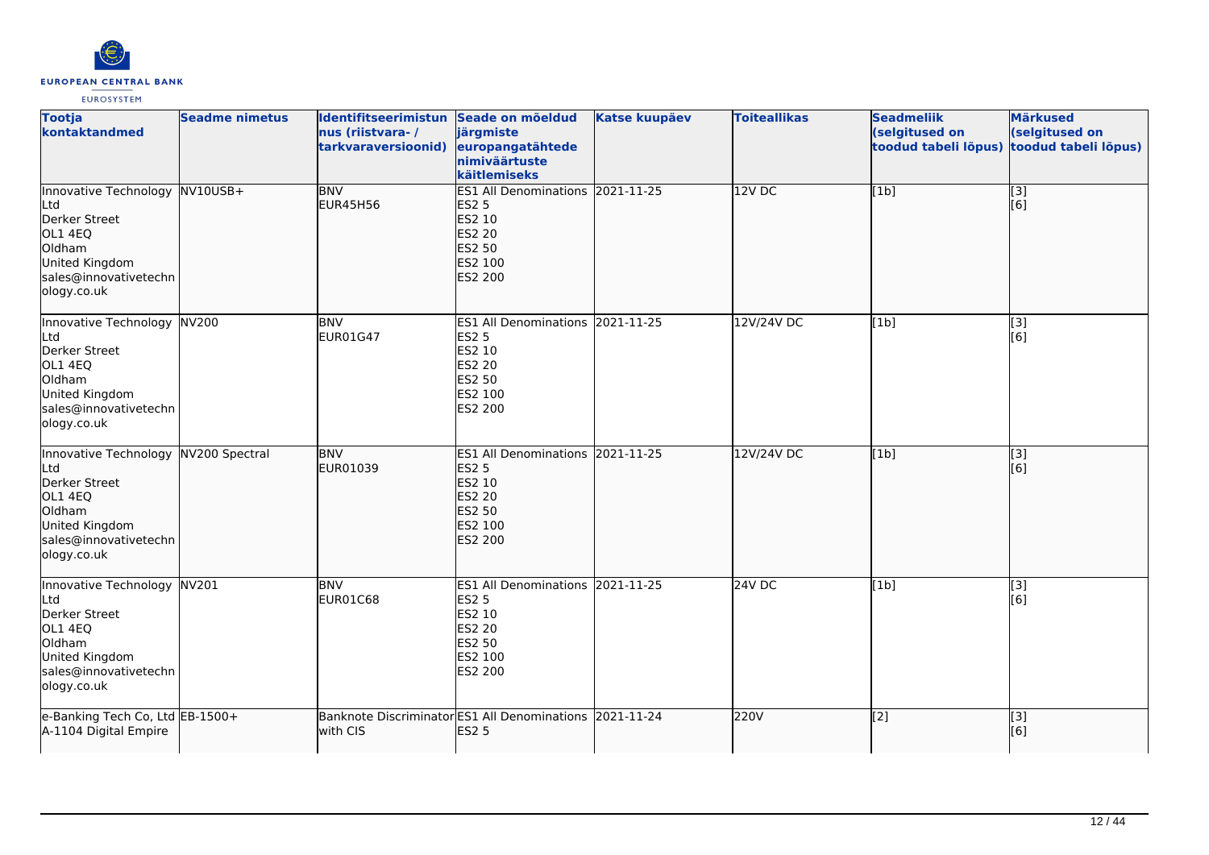| Tootja kontaktandmed | Seadme nimetus | Identifitseerimistunnus (riistvara- / tarkvaraversioonid) | Seade on mõeldud järgmiste europangatähtede nimiväärtuste käitlemiseks | Katse kuupäev | Toiteallikas | Seadmeliik (selgitused on toodud tabeli lõpus) | Märkused (selgitused on toodud tabeli lõpus) |
|---|---|---|---|---|---|---|---|
| Innovative Technology Ltd<br>Derker Street<br>OL1 4EQ<br>Oldham<br>United Kingdom<br>sales@innovativetechnology.co.uk | NV10USB+ | BNV<br>EUR45H56 | ES1 All Denominations<br>ES2 5<br>ES2 10<br>ES2 20<br>ES2 50<br>ES2 100<br>ES2 200 | 2021-11-25 | 12V DC | [1b] | [3]<br>[6] |
| Innovative Technology Ltd<br>Derker Street<br>OL1 4EQ<br>Oldham<br>United Kingdom<br>sales@innovativetechnology.co.uk | NV200 | BNV<br>EUR01G47 | ES1 All Denominations<br>ES2 5<br>ES2 10<br>ES2 20<br>ES2 50<br>ES2 100<br>ES2 200 | 2021-11-25 | 12V/24V DC | [1b] | [3]<br>[6] |
| Innovative Technology Ltd<br>Derker Street<br>OL1 4EQ<br>Oldham<br>United Kingdom<br>sales@innovativetechnology.co.uk | NV200 Spectral | BNV<br>EUR01039 | ES1 All Denominations<br>ES2 5<br>ES2 10<br>ES2 20<br>ES2 50<br>ES2 100<br>ES2 200 | 2021-11-25 | 12V/24V DC | [1b] | [3]<br>[6] |
| Innovative Technology Ltd<br>Derker Street<br>OL1 4EQ<br>Oldham<br>United Kingdom<br>sales@innovativetechnology.co.uk | NV201 | BNV<br>EUR01C68 | ES1 All Denominations<br>ES2 5<br>ES2 10<br>ES2 20<br>ES2 50<br>ES2 100<br>ES2 200 | 2021-11-25 | 24V DC | [1b] | [3]<br>[6] |
| e-Banking Tech Co, Ltd<br>A-1104 Digital Empire | EB-1500+ | Banknote Discriminator with CIS | ES1 All Denominations<br>ES2 5 | 2021-11-24 | 220V | [2] | [3]<br>[6] |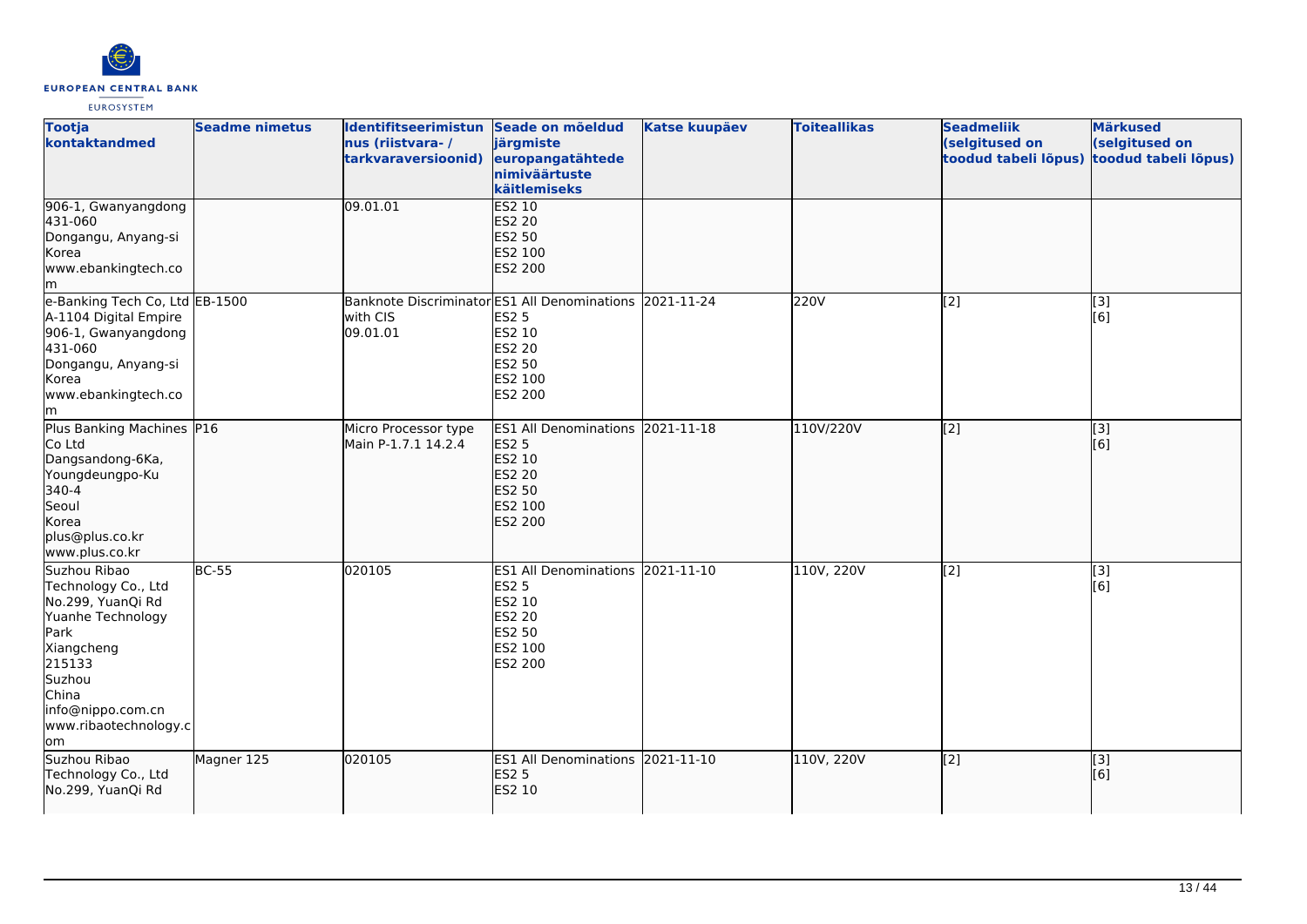| Tootja kontaktandmed | Seadme nimetus | Identifitseerimistunnus (riistvara- / tarkvaraversioonid) | Seade on mõeldud järgmiste europangatähtede nimiväärtuste käitlemiseks | Katse kuupäev | Toiteallikas | Seadmeliik (selgitused on toodud tabeli lõpus) | Märkused (selgitused on toodud tabeli lõpus) |
|---|---|---|---|---|---|---|---|
| 906-1, Gwanyangdong<br>431-060<br>Dongangu, Anyang-si<br>Korea<br>www.ebankingtech.com | | 09.01.01 | ES2 10<br>ES2 20<br>ES2 50<br>ES2 100<br>ES2 200 | | | | |
| e-Banking Tech Co, Ltd<br>A-1104 Digital Empire<br>906-1, Gwanyangdong<br>431-060<br>Dongangu, Anyang-si<br>Korea<br>www.ebankingtech.com | EB-1500 | Banknote Discriminator with CIS<br>09.01.01 | ES1 All Denominations<br>ES2 5<br>ES2 10<br>ES2 20<br>ES2 50<br>ES2 100<br>ES2 200 | 2021-11-24 | 220V | [2] | [3]<br>[6] |
| Plus Banking Machines Co Ltd<br>Dangsandong-6Ka,<br>Youngdeungpo-Ku<br>340-4<br>Seoul<br>Korea<br>plus@plus.co.kr<br>www.plus.co.kr | P16 | Micro Processor type<br>Main P-1.7.1 14.2.4 | ES1 All Denominations<br>ES2 5<br>ES2 10<br>ES2 20<br>ES2 50<br>ES2 100<br>ES2 200 | 2021-11-18 | 110V/220V | [2] | [3]<br>[6] |
| Suzhou Ribao Technology Co., Ltd<br>No.299, YuanQi Rd<br>Yuanhe Technology Park<br>Xiangcheng<br>215133<br>Suzhou<br>China<br>info@nippo.com.cn<br>www.ribaotechnology.com | BC-55 | 020105 | ES1 All Denominations<br>ES2 5<br>ES2 10<br>ES2 20<br>ES2 50<br>ES2 100<br>ES2 200 | 2021-11-10 | 110V, 220V | [2] | [3]<br>[6] |
| Suzhou Ribao Technology Co., Ltd<br>No.299, YuanQi Rd | Magner 125 | 020105 | ES1 All Denominations<br>ES2 5<br>ES2 10 | 2021-11-10 | 110V, 220V | [2] | [3]<br>[6] |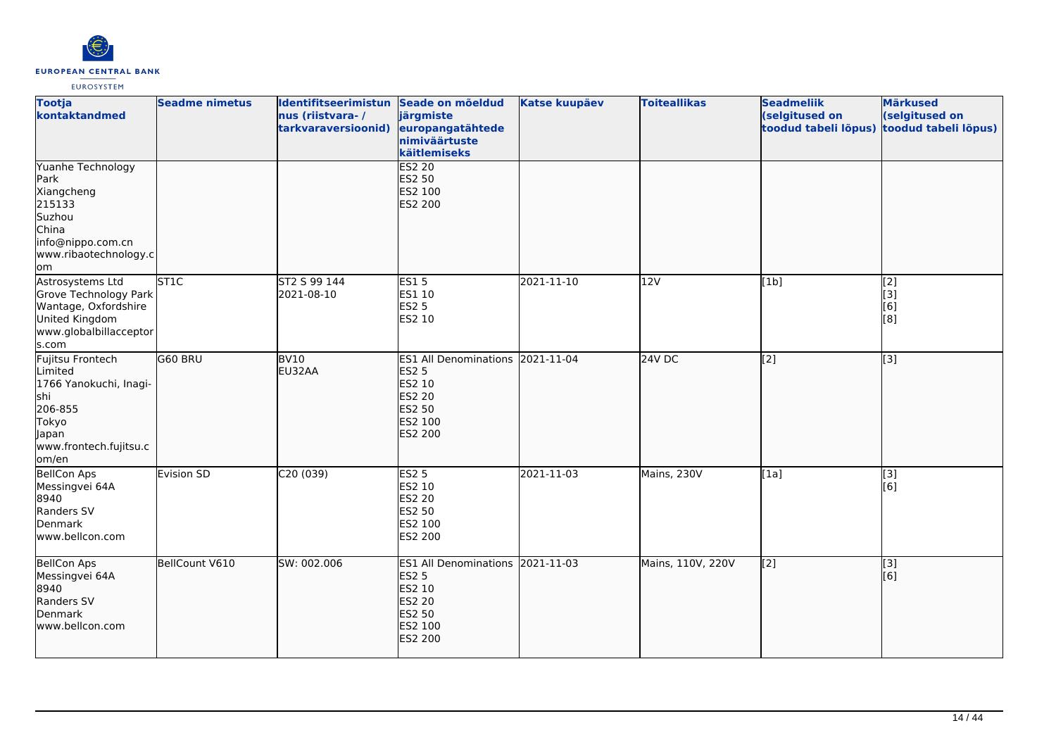| Tootja kontaktandmed | Seadme nimetus | Identifitseerimistunnus (riistvara- / tarkvaraversioonid) | Seade on mõeldud järgmiste europangatähtede nimiväärtuste käitlemiseks | Katse kuupäev | Toiteallikas | Seadmeliik (selgitused on toodud tabeli lõpus) | Märkused (selgitused on toodud tabeli lõpus) |
|---|---|---|---|---|---|---|---|
| Yuanhe Technology Park<br>Xiangcheng<br>215133<br>Suzhou<br>China<br>info@nippo.com.cn<br>www.ribaotechnology.com | | | ES2 20<br>ES2 50<br>ES2 100<br>ES2 200 | | | | |
| Astrosystems Ltd<br>Grove Technology Park<br>Wantage, Oxfordshire<br>United Kingdom<br>www.globalbillacceptors.com | ST1C | ST2 S 99 144<br>2021-08-10 | ES1 5<br>ES1 10<br>ES2 5<br>ES2 10 | 2021-11-10 | 12V | [1b] | [2]<br>[3]<br>[6]<br>[8] |
| Fujitsu Frontech Limited<br>1766 Yanokuchi, Inagi-shi<br>206-855<br>Tokyo<br>Japan<br>www.frontech.fujitsu.com/en | G60 BRU | BV10<br>EU32AA | ES1 All Denominations<br>ES2 5<br>ES2 10<br>ES2 20<br>ES2 50<br>ES2 100<br>ES2 200 | 2021-11-04 | 24V DC | [2] | [3] |
| BellCon Aps<br>Messingvei 64A<br>8940<br>Randers SV<br>Denmark<br>www.bellcon.com | Evision SD | C20 (039) | ES2 5<br>ES2 10<br>ES2 20<br>ES2 50<br>ES2 100<br>ES2 200 | 2021-11-03 | Mains, 230V | [1a] | [3]<br>[6] |
| BellCon Aps<br>Messingvei 64A<br>8940<br>Randers SV<br>Denmark<br>www.bellcon.com | BellCount V610 | SW: 002.006 | ES1 All Denominations<br>ES2 5<br>ES2 10<br>ES2 20<br>ES2 50<br>ES2 100<br>ES2 200 | 2021-11-03 | Mains, 110V, 220V | [2] | [3]<br>[6] |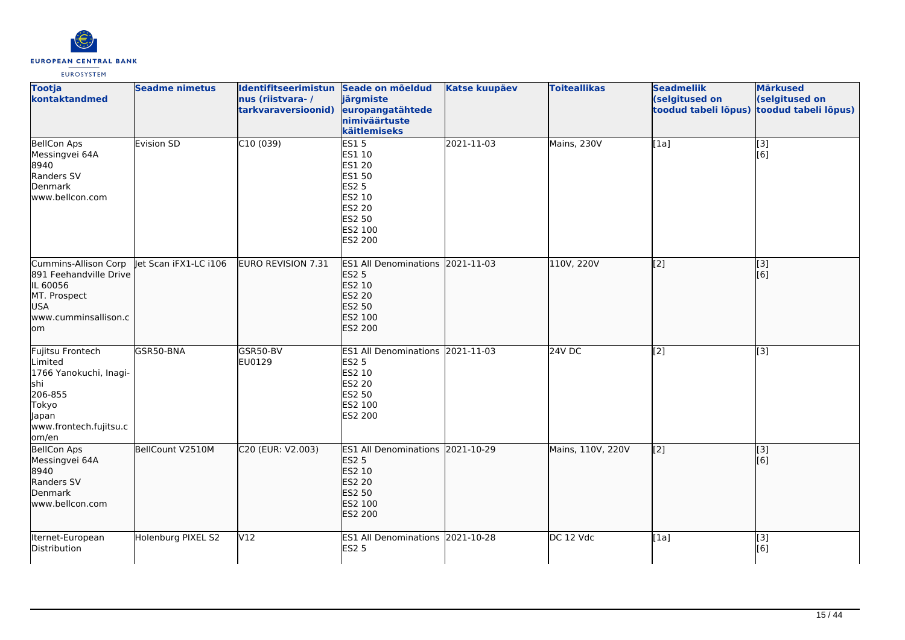| Tootja kontaktandmed | Seadme nimetus | Identifitseerimistunnus (riistvara- / tarkvaraversioonid) | Seade on mõeldud järgmiste europangatähtede nimiväärtuste käitlemiseks | Katse kuupäev | Toiteallikas | Seadmeliik (selgitused on toodud tabeli lõpus) | Märkused (selgitused on toodud tabeli lõpus) |
|---|---|---|---|---|---|---|---|
| BellCon Aps<br>Messingvei 64A<br>8940<br>Randers SV<br>Denmark<br>www.bellcon.com | Evision SD | C10 (039) | ES1 5<br>ES1 10<br>ES1 20<br>ES1 50<br>ES2 5<br>ES2 10<br>ES2 20<br>ES2 50<br>ES2 100<br>ES2 200 | 2021-11-03 | Mains, 230V | [1a] | [3]<br>[6] |
| Cummins-Allison Corp<br>891 Feehandville Drive<br>IL 60056<br>MT. Prospect<br>USA<br>www.cumminsallison.com | Jet Scan iFX1-LC i106 | EURO REVISION 7.31 | ES1 All Denominations<br>ES2 5<br>ES2 10<br>ES2 20<br>ES2 50<br>ES2 100<br>ES2 200 | 2021-11-03 | 110V, 220V | [2] | [3]<br>[6] |
| Fujitsu Frontech Limited<br>1766 Yanokuchi, Inagi-shi<br>206-855<br>Tokyo<br>Japan<br>www.frontech.fujitsu.com/en | GSR50-BNA | GSR50-BV<br>EU0129 | ES1 All Denominations<br>ES2 5<br>ES2 10<br>ES2 20<br>ES2 50<br>ES2 100<br>ES2 200 | 2021-11-03 | 24V DC | [2] | [3] |
| BellCon Aps<br>Messingvei 64A<br>8940<br>Randers SV<br>Denmark<br>www.bellcon.com | BellCount V2510M | C20 (EUR: V2.003) | ES1 All Denominations<br>ES2 5<br>ES2 10<br>ES2 20<br>ES2 50<br>ES2 100<br>ES2 200 | 2021-10-29 | Mains, 110V, 220V | [2] | [3]<br>[6] |
| Iternet-European Distribution | Holenburg PIXEL S2 | V12 | ES1 All Denominations<br>ES2 5 | 2021-10-28 | DC 12 Vdc | [1a] | [3]<br>[6] |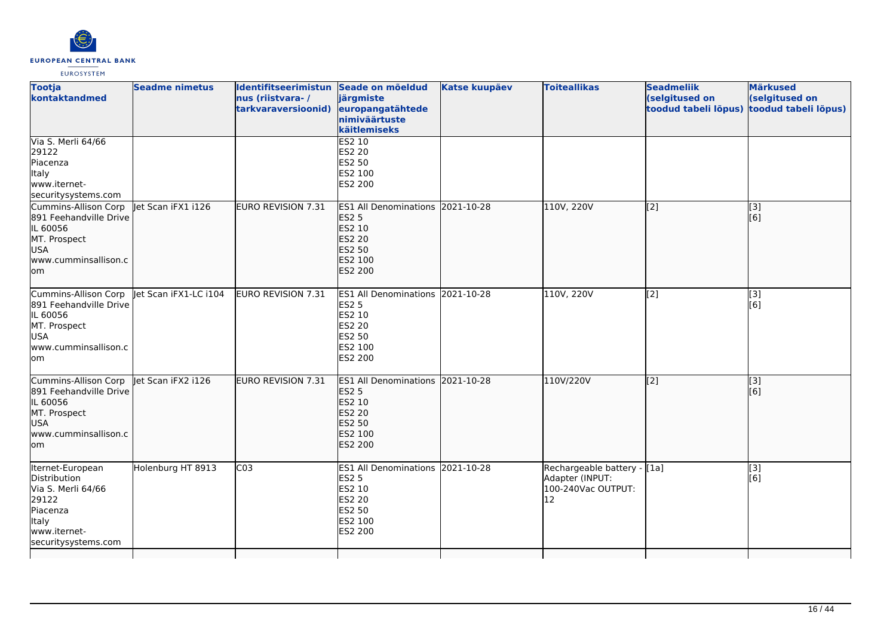| Tootja kontaktandmed | Seadme nimetus | Identifitseerimistunnus (riistvara- / tarkvaraversioonid) | Seade on mõeldud järgmiste europangatähtede nimiväärtuste käitlemiseks | Katse kuupäev | Toiteallikas | Seadmeliik (selgitused on toodud tabeli lõpus) | Märkused (selgitused on toodud tabeli lõpus) |
|---|---|---|---|---|---|---|---|
| Via S. Merli 64/66<br>29122<br>Piacenza<br>Italy<br>www.iternet-securitysystems.com | | | ES2 10<br>ES2 20<br>ES2 50<br>ES2 100<br>ES2 200 | | | | |
| Cummins-Allison Corp<br>891 Feehandville Drive<br>IL 60056<br>MT. Prospect<br>USA<br>www.cumminsallison.com | Jet Scan iFX1 i126 | EURO REVISION 7.31 | ES1 All Denominations<br>ES2 5<br>ES2 10<br>ES2 20<br>ES2 50<br>ES2 100<br>ES2 200 | 2021-10-28 | 110V, 220V | [2] | [3]<br>[6] |
| Cummins-Allison Corp<br>891 Feehandville Drive<br>IL 60056<br>MT. Prospect<br>USA<br>www.cumminsallison.com | Jet Scan iFX1-LC i104 | EURO REVISION 7.31 | ES1 All Denominations<br>ES2 5<br>ES2 10<br>ES2 20<br>ES2 50<br>ES2 100<br>ES2 200 | 2021-10-28 | 110V, 220V | [2] | [3]<br>[6] |
| Cummins-Allison Corp<br>891 Feehandville Drive<br>IL 60056<br>MT. Prospect<br>USA<br>www.cumminsallison.com | Jet Scan iFX2 i126 | EURO REVISION 7.31 | ES1 All Denominations<br>ES2 5<br>ES2 10<br>ES2 20<br>ES2 50<br>ES2 100<br>ES2 200 | 2021-10-28 | 110V/220V | [2] | [3]<br>[6] |
| Iternet-European Distribution<br>Via S. Merli 64/66<br>29122<br>Piacenza<br>Italy<br>www.iternet-securitysystems.com | Holenburg HT 8913 | C03 | ES1 All Denominations<br>ES2 5<br>ES2 10<br>ES2 20<br>ES2 50<br>ES2 100<br>ES2 200 | 2021-10-28 | Rechargeable battery - Adapter (INPUT: 100-240Vac OUTPUT: 12 | [1a] | [3]<br>[6] |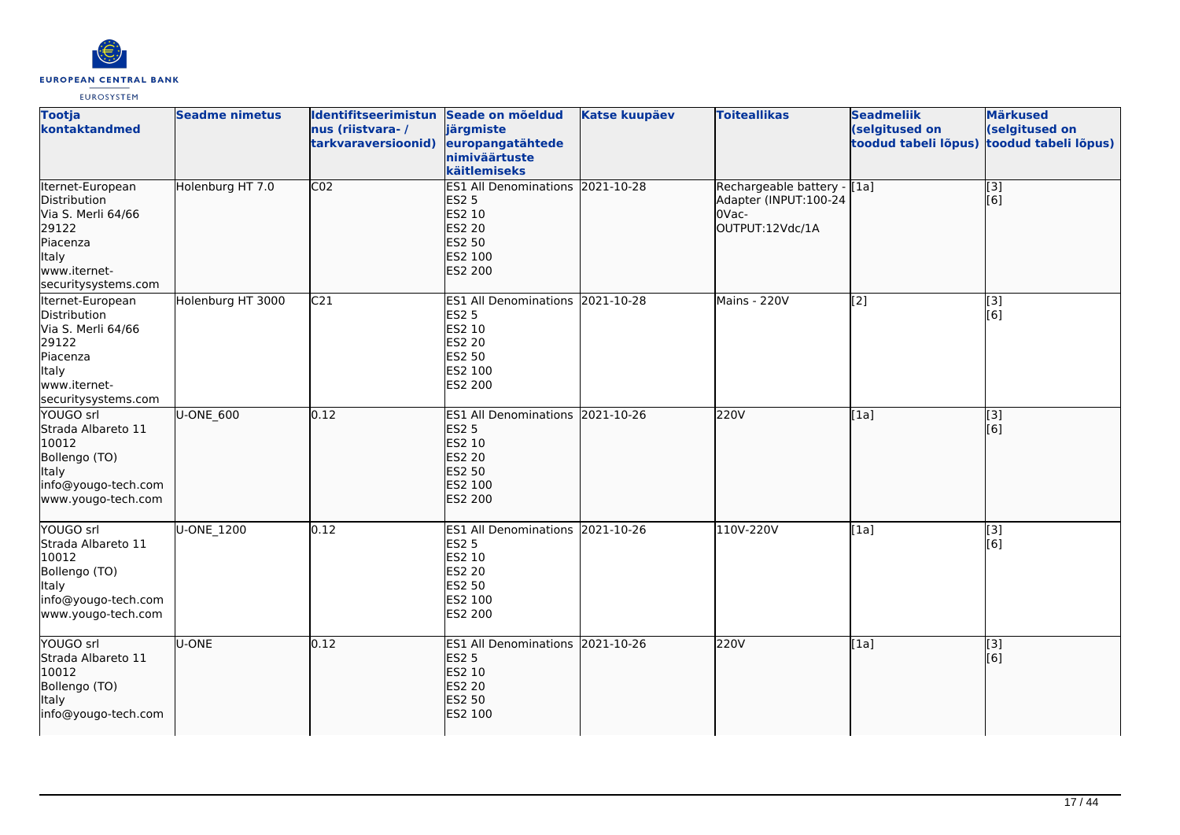| Tootja kontaktandmed | Seadme nimetus | Identifitseerimistunnus (riistvara- / tarkvaraversioonid) | Seade on mõeldud järgmiste europangatähtede nimiväärtuste käitlemiseks | Katse kuupäev | Toiteallikas | Seadmeliik (selgitused on toodud tabeli lõpus) | Märkused (selgitused on toodud tabeli lõpus) |
|---|---|---|---|---|---|---|---|
| Iternet-European Distribution<br>Via S. Merli 64/66<br>29122<br>Piacenza<br>Italy<br>www.iternet-securitysystems.com | Holenburg HT 7.0 | C02 | ES1 All Denominations<br>ES2 5<br>ES2 10<br>ES2 20<br>ES2 50<br>ES2 100<br>ES2 200 | 2021-10-28 | Rechargeable battery - Adapter (INPUT:100-240Vac-OUTPUT:12Vdc/1A | [1a] | [3]<br>[6] |
| Iternet-European Distribution<br>Via S. Merli 64/66<br>29122<br>Piacenza<br>Italy<br>www.iternet-securitysystems.com | Holenburg HT 3000 | C21 | ES1 All Denominations<br>ES2 5<br>ES2 10<br>ES2 20<br>ES2 50<br>ES2 100<br>ES2 200 | 2021-10-28 | Mains - 220V | [2] | [3]<br>[6] |
| YOUGO srl<br>Strada Albareto 11<br>10012<br>Bollengo (TO)<br>Italy<br>info@yougo-tech.com<br>www.yougo-tech.com | U-ONE_600 | 0.12 | ES1 All Denominations<br>ES2 5<br>ES2 10<br>ES2 20<br>ES2 50<br>ES2 100<br>ES2 200 | 2021-10-26 | 220V | [1a] | [3]<br>[6] |
| YOUGO srl<br>Strada Albareto 11<br>10012<br>Bollengo (TO)<br>Italy<br>info@yougo-tech.com<br>www.yougo-tech.com | U-ONE_1200 | 0.12 | ES1 All Denominations<br>ES2 5<br>ES2 10<br>ES2 20<br>ES2 50<br>ES2 100<br>ES2 200 | 2021-10-26 | 110V-220V | [1a] | [3]<br>[6] |
| YOUGO srl<br>Strada Albareto 11<br>10012<br>Bollengo (TO)<br>Italy<br>info@yougo-tech.com | U-ONE | 0.12 | ES1 All Denominations<br>ES2 5<br>ES2 10<br>ES2 20<br>ES2 50<br>ES2 100 | 2021-10-26 | 220V | [1a] | [3]<br>[6] |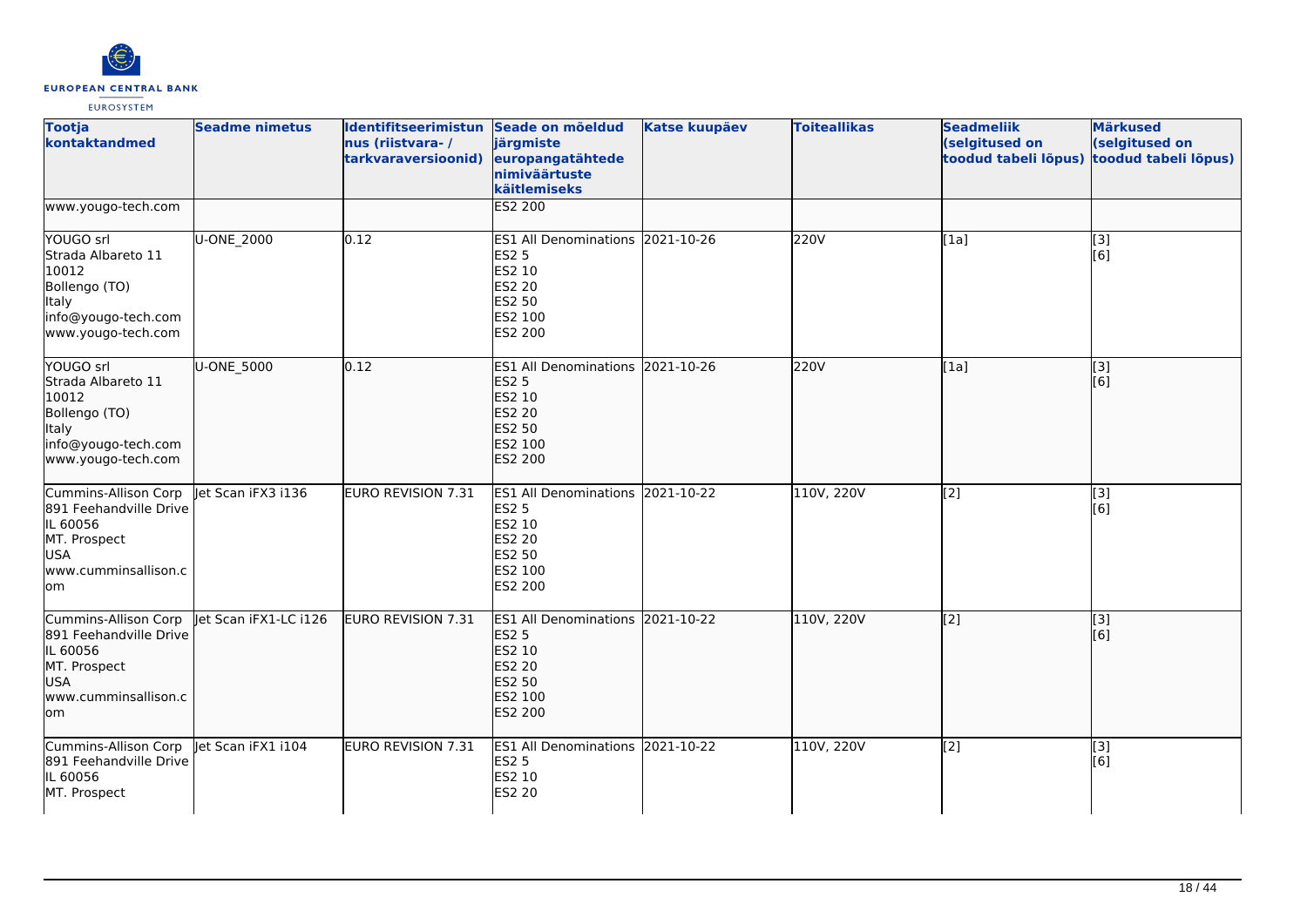| Tootja kontaktandmed | Seadme nimetus | Identifitseerimistunnus (riistvara- / tarkvaraversioonid) | Seade on mõeldud järgmiste europangatähtede nimiväärtuste käitlemiseks | Katse kuupäev | Toiteallikas | Seadmeliik (selgitused on toodud tabeli lõpus) | Märkused (selgitused on toodud tabeli lõpus) |
|---|---|---|---|---|---|---|---|
| www.yougo-tech.com | | | ES2 200 | | | | |
| YOUGO srl<br>Strada Albareto 11<br>10012<br>Bollengo (TO)<br>Italy<br>info@yougo-tech.com<br>www.yougo-tech.com | U-ONE_2000 | 0.12 | ES1 All Denominations<br>ES2 5<br>ES2 10<br>ES2 20<br>ES2 50<br>ES2 100<br>ES2 200 | 2021-10-26 | 220V | [1a] | [3]<br>[6] |
| YOUGO srl<br>Strada Albareto 11<br>10012<br>Bollengo (TO)<br>Italy<br>info@yougo-tech.com<br>www.yougo-tech.com | U-ONE_5000 | 0.12 | ES1 All Denominations<br>ES2 5<br>ES2 10<br>ES2 20<br>ES2 50<br>ES2 100<br>ES2 200 | 2021-10-26 | 220V | [1a] | [3]<br>[6] |
| Cummins-Allison Corp<br>891 Feehandville Drive<br>IL 60056<br>MT. Prospect<br>USA<br>www.cumminsallison.com | Jet Scan iFX3 i136 | EURO REVISION 7.31 | ES1 All Denominations<br>ES2 5<br>ES2 10<br>ES2 20<br>ES2 50<br>ES2 100<br>ES2 200 | 2021-10-22 | 110V, 220V | [2] | [3]<br>[6] |
| Cummins-Allison Corp<br>891 Feehandville Drive<br>IL 60056<br>MT. Prospect<br>USA<br>www.cumminsallison.com | Jet Scan iFX1-LC i126 | EURO REVISION 7.31 | ES1 All Denominations<br>ES2 5<br>ES2 10<br>ES2 20<br>ES2 50<br>ES2 100<br>ES2 200 | 2021-10-22 | 110V, 220V | [2] | [3]<br>[6] |
| Cummins-Allison Corp<br>891 Feehandville Drive<br>IL 60056<br>MT. Prospect | Jet Scan iFX1 i104 | EURO REVISION 7.31 | ES1 All Denominations<br>ES2 5<br>ES2 10<br>ES2 20 | 2021-10-22 | 110V, 220V | [2] | [3]<br>[6] |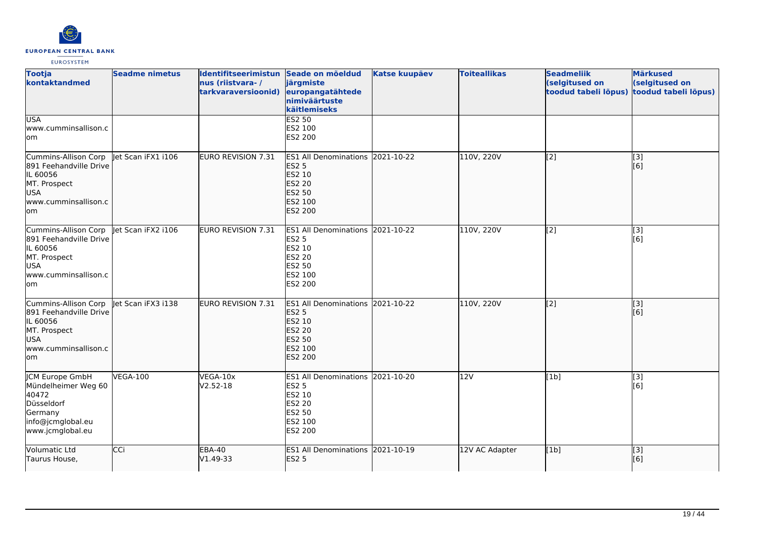| Tootja kontaktandmed | Seadme nimetus | Identifitseerimistunnus (riistvara- / tarkvaraversioonid) | Seade on mõeldud järgmiste europangatähtede nimiväärtuste käitlemiseks | Katse kuupäev | Toiteallikas | Seadmeliik (selgitused on toodud tabeli lõpus) | Märkused (selgitused on toodud tabeli lõpus) |
|---|---|---|---|---|---|---|---|
| USA<br>www.cumminsallison.com | | | ES2 50<br>ES2 100<br>ES2 200 | | | | |
| Cummins-Allison Corp<br>891 Feehandville Drive<br>IL 60056<br>MT. Prospect<br>USA<br>www.cumminsallison.com | Jet Scan iFX1 i106 | EURO REVISION 7.31 | ES1 All Denominations<br>ES2 5<br>ES2 10<br>ES2 20<br>ES2 50<br>ES2 100<br>ES2 200 | 2021-10-22 | 110V, 220V | [2] | [3]<br>[6] |
| Cummins-Allison Corp<br>891 Feehandville Drive<br>IL 60056<br>MT. Prospect<br>USA<br>www.cumminsallison.com | Jet Scan iFX2 i106 | EURO REVISION 7.31 | ES1 All Denominations<br>ES2 5<br>ES2 10<br>ES2 20<br>ES2 50<br>ES2 100<br>ES2 200 | 2021-10-22 | 110V, 220V | [2] | [3]<br>[6] |
| Cummins-Allison Corp<br>891 Feehandville Drive<br>IL 60056<br>MT. Prospect<br>USA<br>www.cumminsallison.com | Jet Scan iFX3 i138 | EURO REVISION 7.31 | ES1 All Denominations<br>ES2 5<br>ES2 10<br>ES2 20<br>ES2 50<br>ES2 100<br>ES2 200 | 2021-10-22 | 110V, 220V | [2] | [3]<br>[6] |
| JCM Europe GmbH<br>Mündelheimer Weg 60<br>40472<br>Düsseldorf<br>Germany<br>info@jcmglobal.eu<br>www.jcmglobal.eu | VEGA-100 | VEGA-10x<br>V2.52-18 | ES1 All Denominations<br>ES2 5<br>ES2 10<br>ES2 20<br>ES2 50<br>ES2 100<br>ES2 200 | 2021-10-20 | 12V | [1b] | [3]<br>[6] |
| Volumatic Ltd<br>Taurus House, | CCi | EBA-40<br>V1.49-33 | ES1 All Denominations<br>ES2 5 | 2021-10-19 | 12V AC Adapter | [1b] | [3]<br>[6] |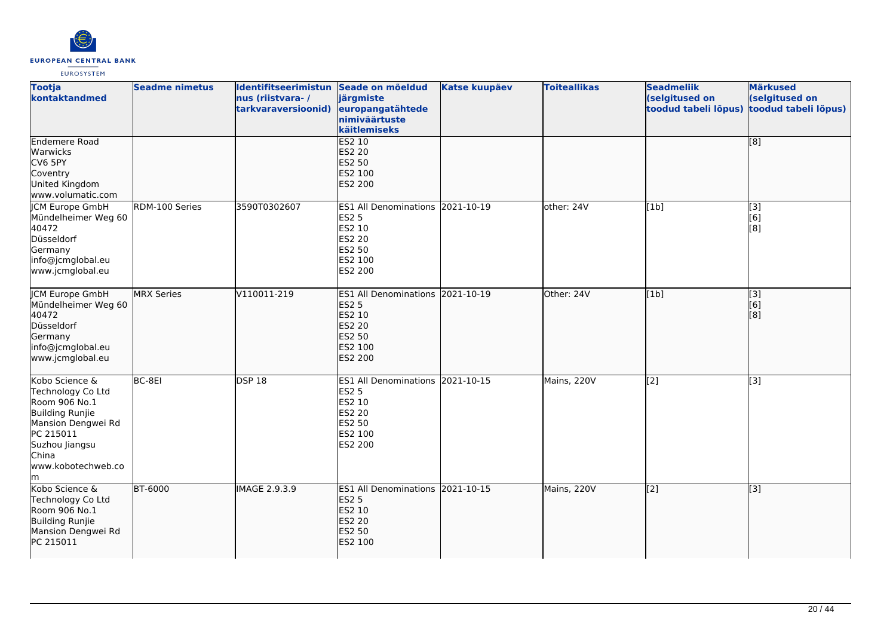| Tootja kontaktandmed | Seadme nimetus | Identifitseerimistunus (riistvara- / tarkvaraversioonid) | Seade on mõeldud järgmiste europangatähtede nimiväärtuste käitlemiseks | Katse kuupäev | Toiteallikas | Seadmeliik (selgitused on toodud tabeli lõpus) | Märkused (selgitused on toodud tabeli lõpus) |
|---|---|---|---|---|---|---|---|
| Endemere Road<br>Warwicks<br>CV6 5PY<br>Coventry<br>United Kingdom<br>www.volumatic.com | | | ES2 10<br>ES2 20<br>ES2 50<br>ES2 100<br>ES2 200 | | | | [8] |
| JCM Europe GmbH<br>Mündelheimer Weg 60<br>40472<br>Düsseldorf<br>Germany<br>info@jcmglobal.eu<br>www.jcmglobal.eu | RDM-100 Series | 3590T0302607 | ES1 All Denominations<br>ES2 5<br>ES2 10<br>ES2 20<br>ES2 50<br>ES2 100<br>ES2 200 | 2021-10-19 | other: 24V | [1b] | [3]<br>[6]<br>[8] |
| JCM Europe GmbH<br>Mündelheimer Weg 60<br>40472<br>Düsseldorf<br>Germany<br>info@jcmglobal.eu<br>www.jcmglobal.eu | MRX Series | V110011-219 | ES1 All Denominations<br>ES2 5<br>ES2 10<br>ES2 20<br>ES2 50<br>ES2 100<br>ES2 200 | 2021-10-19 | Other: 24V | [1b] | [3]<br>[6]<br>[8] |
| Kobo Science & Technology Co Ltd<br>Room 906 No.1<br>Building Runjie<br>Mansion Dengwei Rd<br>PC 215011<br>Suzhou Jiangsu<br>China<br>www.kobotechweb.com | BC-8EI | DSP 18 | ES1 All Denominations<br>ES2 5<br>ES2 10<br>ES2 20<br>ES2 50<br>ES2 100<br>ES2 200 | 2021-10-15 | Mains, 220V | [2] | [3] |
| Kobo Science & Technology Co Ltd<br>Room 906 No.1<br>Building Runjie<br>Mansion Dengwei Rd<br>PC 215011 | BT-6000 | IMAGE 2.9.3.9 | ES1 All Denominations<br>ES2 5<br>ES2 10<br>ES2 20<br>ES2 50<br>ES2 100 | 2021-10-15 | Mains, 220V | [2] | [3] |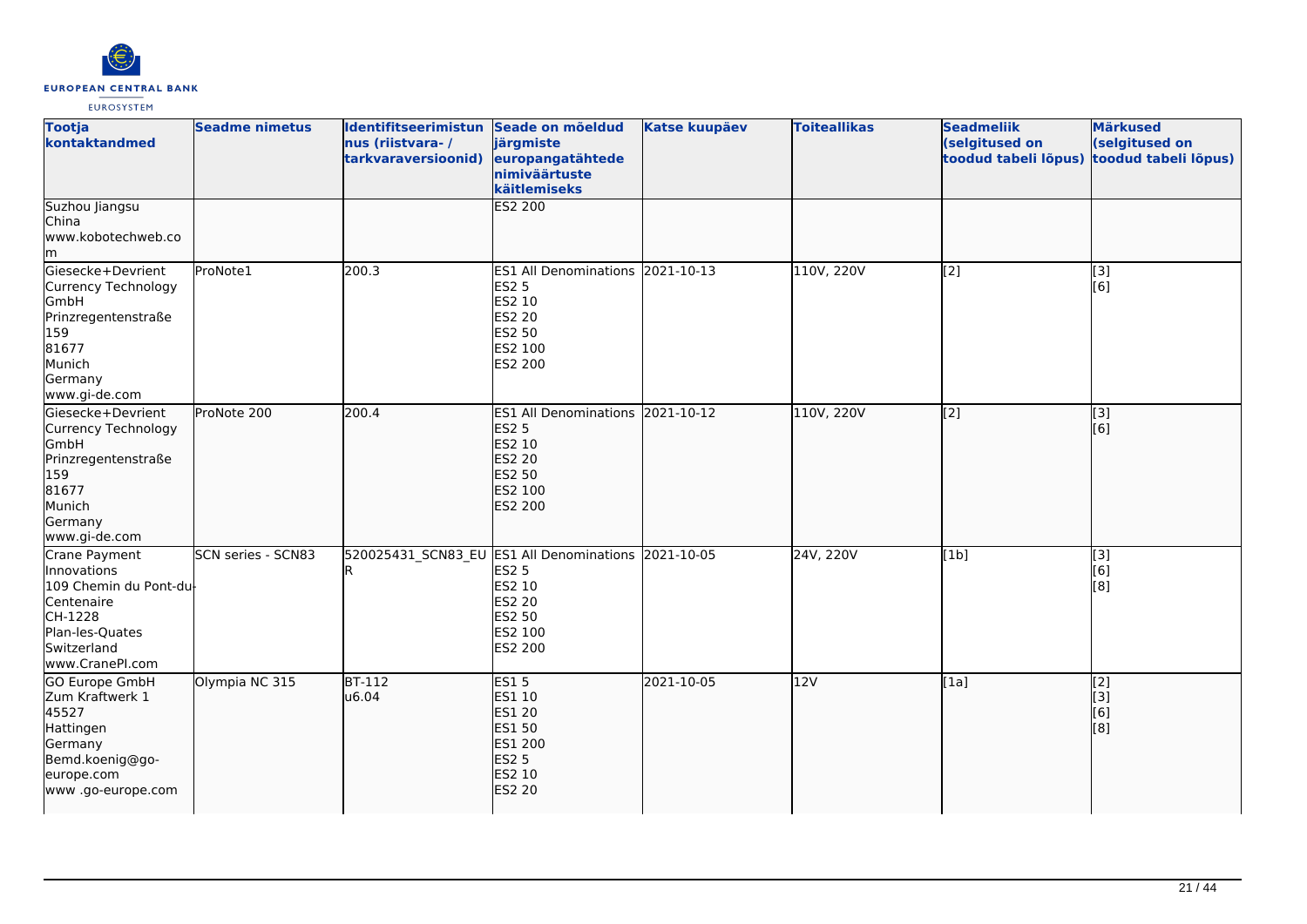| Tootja kontaktandmed | Seadme nimetus | Identifitseerimistunnus (riistvara- / tarkvaraversioonid) | Seade on mõeldud järgmiste europangatähtede nimiväärtuste käitlemiseks | Katse kuupäev | Toiteallikas | Seadmeliik (selgitused on toodud tabeli lõpus) | Märkused (selgitused on toodud tabeli lõpus) |
|---|---|---|---|---|---|---|---|
| Suzhou Jiangsu<br>China<br>www.kobotechweb.com | | | ES2 200 | | | | |
| Giesecke+Devrient Currency Technology GmbH<br>Prinzregentenstraße 159<br>81677<br>Munich<br>Germany<br>www.gi-de.com | ProNote1 | 200.3 | ES1 All Denominations<br>ES2 5<br>ES2 10<br>ES2 20<br>ES2 50<br>ES2 100<br>ES2 200 | 2021-10-13 | 110V, 220V | [2] | [3]<br>[6] |
| Giesecke+Devrient Currency Technology GmbH<br>Prinzregentenstraße 159<br>81677<br>Munich<br>Germany<br>www.gi-de.com | ProNote 200 | 200.4 | ES1 All Denominations<br>ES2 5<br>ES2 10<br>ES2 20<br>ES2 50<br>ES2 100<br>ES2 200 | 2021-10-12 | 110V, 220V | [2] | [3]<br>[6] |
| Crane Payment Innovations<br>109 Chemin du Pont-du-Centenaire<br>CH-1228<br>Plan-les-Quates<br>Switzerland<br>www.CranePI.com | SCN series - SCN83 | 520025431_SCN83_EUR | ES1 All Denominations<br>ES2 5<br>ES2 10<br>ES2 20<br>ES2 50<br>ES2 100<br>ES2 200 | 2021-10-05 | 24V, 220V | [1b] | [3]<br>[6]<br>[8] |
| GO Europe GmbH<br>Zum Kraftwerk 1<br>45527<br>Hattingen<br>Germany<br>Bemd.koenig@go-europe.com<br>www .go-europe.com | Olympia NC 315 | BT-112<br>u6.04 | ES1 5<br>ES1 10<br>ES1 20<br>ES1 50<br>ES1 200<br>ES2 5<br>ES2 10<br>ES2 20 | 2021-10-05 | 12V | [1a] | [2]<br>[3]<br>[6]<br>[8] |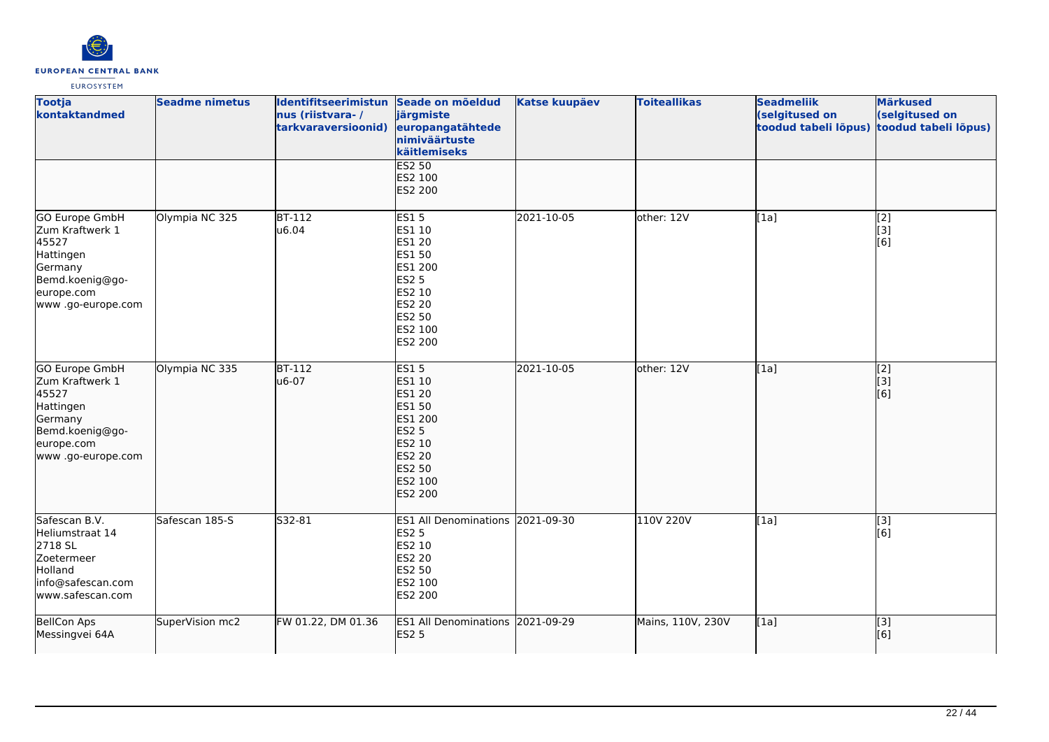| Tootja kontaktandmed | Seadme nimetus | Identifitseerimistunnus (riistvara- / tarkvaraversioonid) | Seade on mõeldud järgmiste europangatähtede nimiväärtuste käitlemiseks | Katse kuupäev | Toiteallikas | Seadmeliik (selgitused on toodud tabeli lõpus) | Märkused (selgitused on toodud tabeli lõpus) |
|---|---|---|---|---|---|---|---|
| | | | ES2 50<br>ES2 100<br>ES2 200 | | | | |
| GO Europe GmbH<br>Zum Kraftwerk 1<br>45527<br>Hattingen<br>Germany<br>Bemd.koenig@go-europe.com<br>www .go-europe.com | Olympia NC 325 | BT-112<br>u6.04 | ES1 5<br>ES1 10<br>ES1 20<br>ES1 50<br>ES1 200<br>ES2 5<br>ES2 10<br>ES2 20<br>ES2 50<br>ES2 100<br>ES2 200 | 2021-10-05 | other: 12V | [1a] | [2]<br>[3]<br>[6] |
| GO Europe GmbH<br>Zum Kraftwerk 1<br>45527<br>Hattingen<br>Germany<br>Bemd.koenig@go-europe.com<br>www .go-europe.com | Olympia NC 335 | BT-112<br>u6-07 | ES1 5<br>ES1 10<br>ES1 20<br>ES1 50<br>ES1 200<br>ES2 5<br>ES2 10<br>ES2 20<br>ES2 50<br>ES2 100<br>ES2 200 | 2021-10-05 | other: 12V | [1a] | [2]<br>[3]<br>[6] |
| Safescan B.V.<br>Heliumstraat 14<br>2718 SL<br>Zoetermeer<br>Holland<br>info@safescan.com<br>www.safescan.com | Safescan 185-S | S32-81 | ES1 All Denominations<br>ES2 5<br>ES2 10<br>ES2 20<br>ES2 50<br>ES2 100<br>ES2 200 | 2021-09-30 | 110V 220V | [1a] | [3]<br>[6] |
| BellCon Aps<br>Messingvei 64A | SuperVision mc2 | FW 01.22, DM 01.36 | ES1 All Denominations<br>ES2 5 | 2021-09-29 | Mains, 110V, 230V | [1a] | [3]<br>[6] |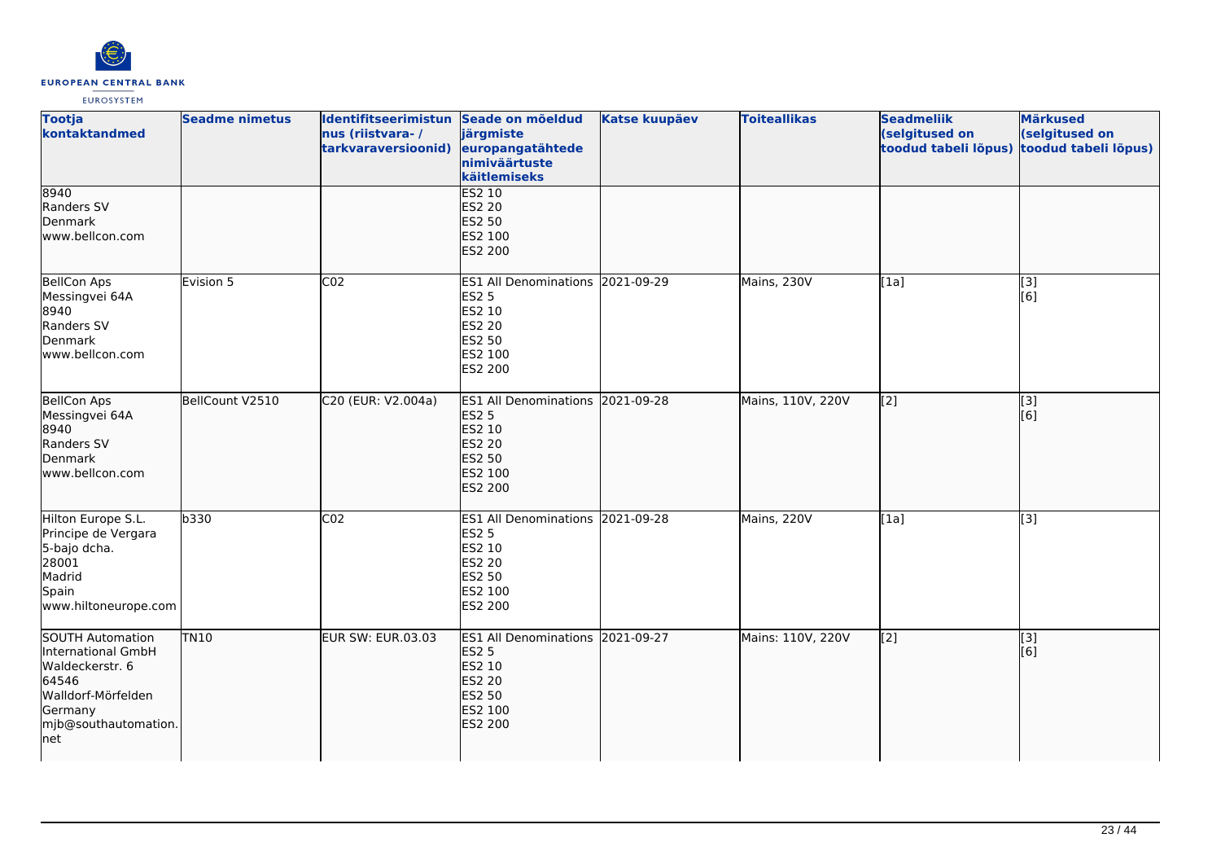| Tootja kontaktandmed | Seadme nimetus | Identifitseerimistunnus (riistvara- / tarkvaraversioonid) | Seade on mõeldud järgmiste europangatähtede nimiväärtuste käitlemiseks | Katse kuupäev | Toiteallikas | Seadmeliik (selgitused on toodud tabeli lõpus) | Märkused (selgitused on toodud tabeli lõpus) |
|---|---|---|---|---|---|---|---|
| 8940<br>Randers SV<br>Denmark<br>www.bellcon.com | | | ES2 10<br>ES2 20<br>ES2 50<br>ES2 100<br>ES2 200 | | | | |
| BellCon Aps<br>Messingvei 64A<br>8940<br>Randers SV<br>Denmark<br>www.bellcon.com | Evision 5 | C02 | ES1 All Denominations<br>ES2 5<br>ES2 10<br>ES2 20<br>ES2 50<br>ES2 100<br>ES2 200 | 2021-09-29 | Mains, 230V | [1a] | [3]<br>[6] |
| BellCon Aps<br>Messingvei 64A<br>8940<br>Randers SV<br>Denmark<br>www.bellcon.com | BellCount V2510 | C20 (EUR: V2.004a) | ES1 All Denominations<br>ES2 5<br>ES2 10<br>ES2 20<br>ES2 50<br>ES2 100<br>ES2 200 | 2021-09-28 | Mains, 110V, 220V | [2] | [3]<br>[6] |
| Hilton Europe S.L.<br>Principe de Vergara<br>5-bajo dcha.<br>28001<br>Madrid<br>Spain<br>www.hiltoneurope.com | b330 | C02 | ES1 All Denominations<br>ES2 5<br>ES2 10<br>ES2 20<br>ES2 50<br>ES2 100<br>ES2 200 | 2021-09-28 | Mains, 220V | [1a] | [3] |
| SOUTH Automation International GmbH<br>Waldeckerstr. 6<br>64546<br>Walldorf-Mörfelden<br>Germany<br>mjb@southautomation.net | TN10 | EUR SW: EUR.03.03 | ES1 All Denominations<br>ES2 5<br>ES2 10<br>ES2 20<br>ES2 50<br>ES2 100<br>ES2 200 | 2021-09-27 | Mains: 110V, 220V | [2] | [3]<br>[6] |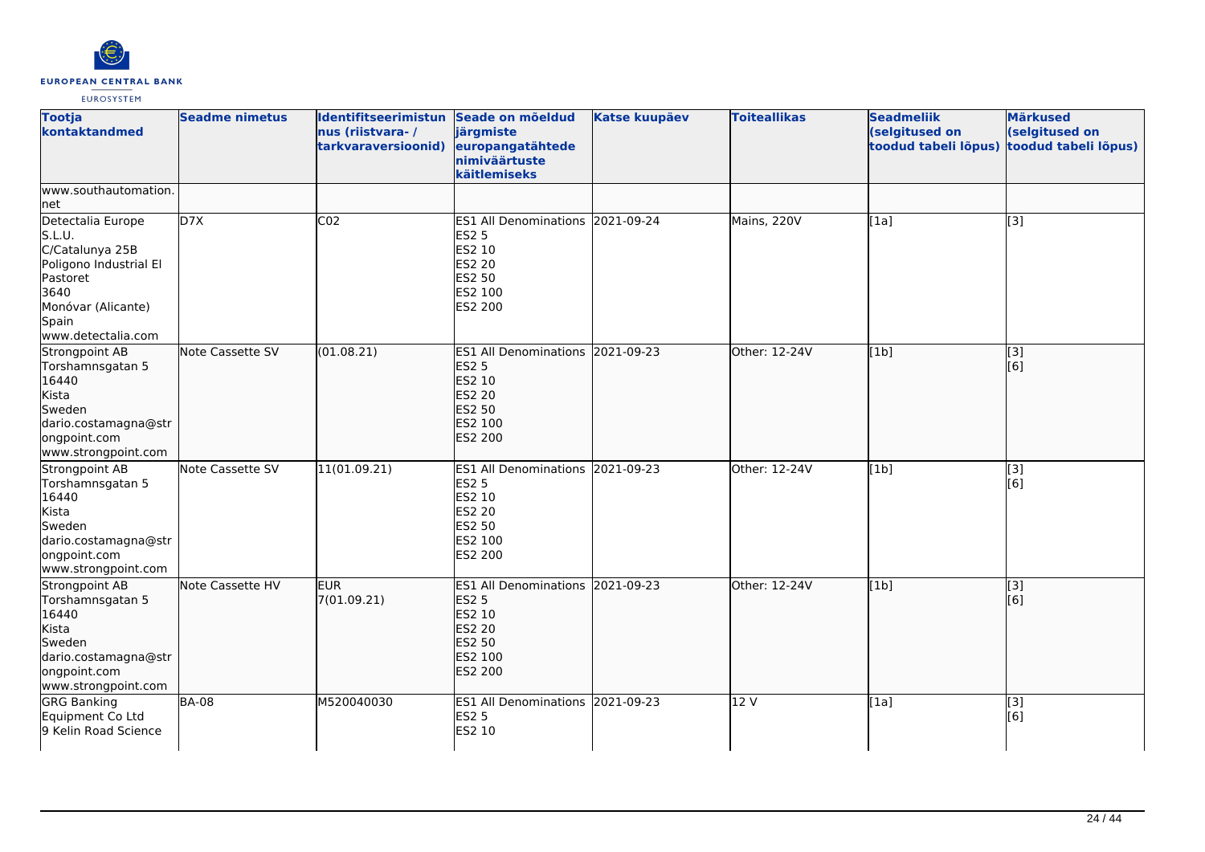| Tootja kontaktandmed | Seadme nimetus | Identifitseerimistunnus (riistvara- / tarkvaraversioonid) | Seade on mõeldud järgmiste europangatähtede nimiväärtuste käitlemiseks | Katse kuupäev | Toiteallikas | Seadmeliik (selgitused on toodud tabeli lõpus) | Märkused (selgitused on toodud tabeli lõpus) |
|---|---|---|---|---|---|---|---|
| www.southautomation.net | | | | | | | |
| Detectalia Europe S.L.U.<br>C/Catalunya 25B<br>Poligono Industrial El Pastoret<br>3640<br>Monóvar (Alicante)<br>Spain<br>www.detectalia.com | D7X | C02 | ES1 All Denominations<br>ES2 5<br>ES2 10<br>ES2 20<br>ES2 50<br>ES2 100<br>ES2 200 | 2021-09-24 | Mains, 220V | [1a] | [3] |
| Strongpoint AB<br>Torshamnsgatan 5<br>16440<br>Kista<br>Sweden<br>dario.costamagna@strongpoint.com<br>www.strongpoint.com | Note Cassette SV | (01.08.21) | ES1 All Denominations<br>ES2 5<br>ES2 10<br>ES2 20<br>ES2 50<br>ES2 100<br>ES2 200 | 2021-09-23 | Other: 12-24V | [1b] | [3]<br>[6] |
| Strongpoint AB<br>Torshamnsgatan 5<br>16440<br>Kista<br>Sweden<br>dario.costamagna@strongpoint.com<br>www.strongpoint.com | Note Cassette SV | 11(01.09.21) | ES1 All Denominations<br>ES2 5<br>ES2 10<br>ES2 20<br>ES2 50<br>ES2 100<br>ES2 200 | 2021-09-23 | Other: 12-24V | [1b] | [3]<br>[6] |
| Strongpoint AB<br>Torshamnsgatan 5<br>16440<br>Kista<br>Sweden<br>dario.costamagna@strongpoint.com<br>www.strongpoint.com | Note Cassette HV | EUR<br>7(01.09.21) | ES1 All Denominations<br>ES2 5<br>ES2 10<br>ES2 20<br>ES2 50<br>ES2 100<br>ES2 200 | 2021-09-23 | Other: 12-24V | [1b] | [3]<br>[6] |
| GRG Banking Equipment Co Ltd<br>9 Kelin Road Science | BA-08 | M520040030 | ES1 All Denominations<br>ES2 5<br>ES2 10 | 2021-09-23 | 12 V | [1a] | [3]<br>[6] |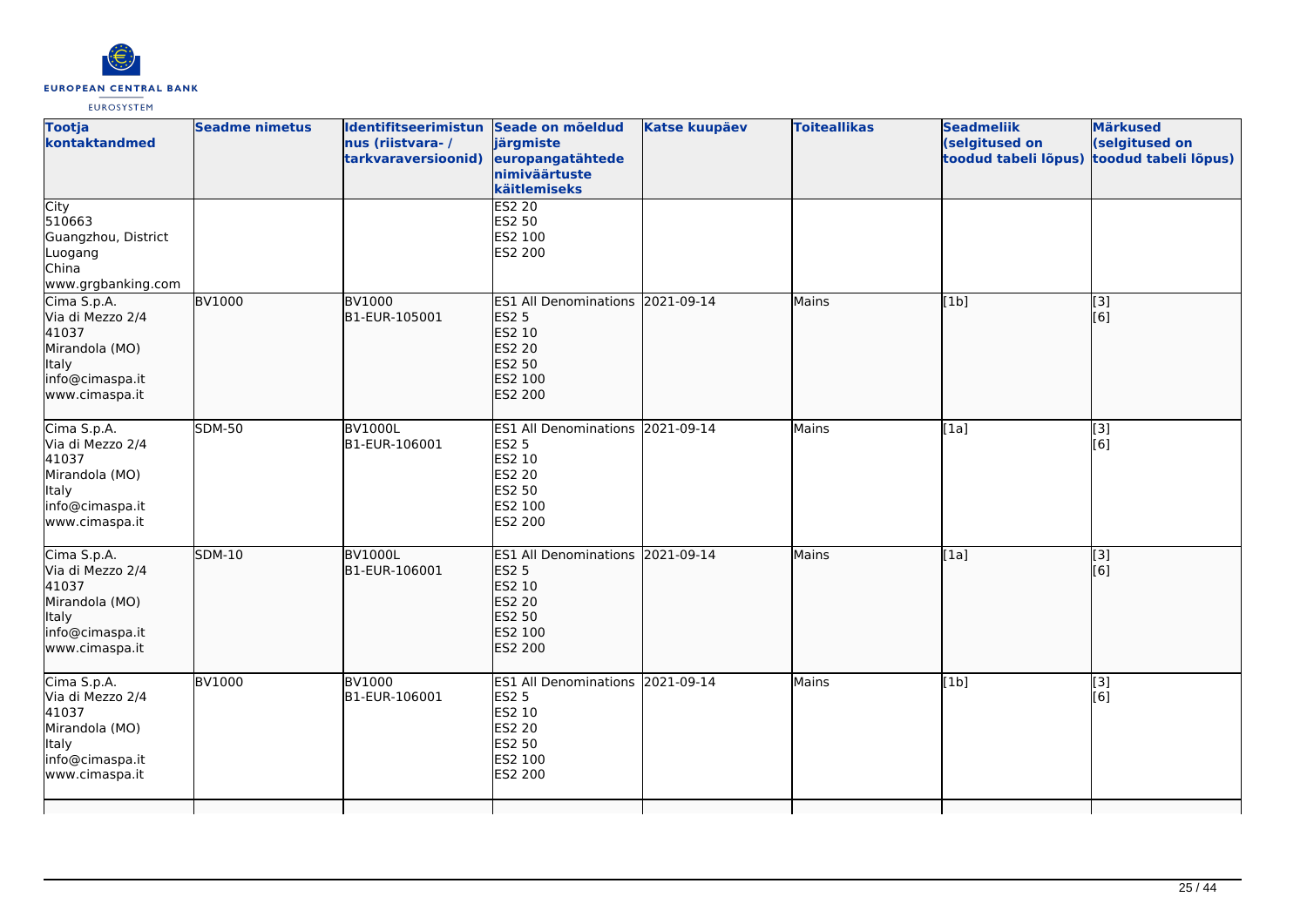| Tootja kontaktandmed | Seadme nimetus | Identifitseerimistunnus (riistvara- / tarkvaraversioonid) | Seade on mõeldud järgmiste europangatähtede nimiväärtuste käitlemiseks | Katse kuupäev | Toiteallikas | Seadmeliik (selgitused on toodud tabeli lõpus) | Märkused (selgitused on toodud tabeli lõpus) |
|---|---|---|---|---|---|---|---|
| City<br>510663<br>Guangzhou, District Luogang<br>China<br>www.grgbanking.com | | | ES2 20<br>ES2 50<br>ES2 100<br>ES2 200 | | | | |
| Cima S.p.A.<br>Via di Mezzo 2/4<br>41037<br>Mirandola (MO)<br>Italy<br>info@cimaspa.it<br>www.cimaspa.it | BV1000 | BV1000<br>B1-EUR-105001 | ES1 All Denominations<br>ES2 5<br>ES2 10<br>ES2 20<br>ES2 50<br>ES2 100<br>ES2 200 | 2021-09-14 | Mains | [1b] | [3]<br>[6] |
| Cima S.p.A.<br>Via di Mezzo 2/4<br>41037<br>Mirandola (MO)<br>Italy<br>info@cimaspa.it<br>www.cimaspa.it | SDM-50 | BV1000L<br>B1-EUR-106001 | ES1 All Denominations<br>ES2 5<br>ES2 10<br>ES2 20<br>ES2 50<br>ES2 100<br>ES2 200 | 2021-09-14 | Mains | [1a] | [3]<br>[6] |
| Cima S.p.A.<br>Via di Mezzo 2/4<br>41037<br>Mirandola (MO)<br>Italy<br>info@cimaspa.it<br>www.cimaspa.it | SDM-10 | BV1000L<br>B1-EUR-106001 | ES1 All Denominations<br>ES2 5<br>ES2 10<br>ES2 20<br>ES2 50<br>ES2 100<br>ES2 200 | 2021-09-14 | Mains | [1a] | [3]<br>[6] |
| Cima S.p.A.<br>Via di Mezzo 2/4<br>41037<br>Mirandola (MO)<br>Italy<br>info@cimaspa.it<br>www.cimaspa.it | BV1000 | BV1000<br>B1-EUR-106001 | ES1 All Denominations<br>ES2 5<br>ES2 10<br>ES2 20<br>ES2 50<br>ES2 100<br>ES2 200 | 2021-09-14 | Mains | [1b] | [3]<br>[6] |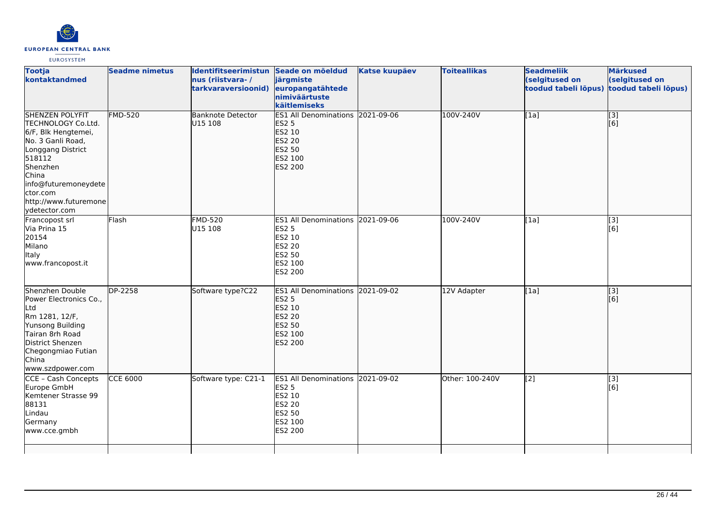| Tootja kontaktandmed | Seadme nimetus | Identifitseerimistunnus (riistvara- / tarkvaraversioonid) | Seade on möeldud järgmiste europangatähtede nimiväärtuste käitlemiseks | Katse kuupäev | Toiteallikas | Seadmeliik (selgitused on toodud tabeli lõpus) | Märkused (selgitused on toodud tabeli lõpus) |
|---|---|---|---|---|---|---|---|
| SHENZEN POLYFIT TECHNOLOGY Co.Ltd.<br>6/F, Blk Hengtemei, No. 3 Ganli Road, Longgang District<br>518112<br>Shenzhen<br>China<br>info@futuremoneydetector.com<br>http://www.futuremoneydetector.com | FMD-520 | Banknote Detector U15 108 | ES1 All Denominations<br>ES2 5<br>ES2 10<br>ES2 20<br>ES2 50<br>ES2 100<br>ES2 200 | 2021-09-06 | 100V-240V | [1a] | [3]<br>[6] |
| Francopost srl<br>Via Prina 15<br>20154<br>Milano<br>Italy<br>www.francopost.it | Flash | FMD-520<br>U15 108 | ES1 All Denominations<br>ES2 5<br>ES2 10<br>ES2 20<br>ES2 50<br>ES2 100<br>ES2 200 | 2021-09-06 | 100V-240V | [1a] | [3]<br>[6] |
| Shenzhen Double Power Electronics Co., Ltd<br>Rm 1281, 12/F, Yunsong Building<br>Tairan 8rh Road<br>District Shenzen<br>Chegongmiao Futian<br>China<br>www.szdpower.com | DP-2258 | Software type?C22 | ES1 All Denominations<br>ES2 5<br>ES2 10<br>ES2 20<br>ES2 50<br>ES2 100<br>ES2 200 | 2021-09-02 | 12V Adapter | [1a] | [3]<br>[6] |
| CCE - Cash Concepts Europe GmbH<br>Kemtener Strasse 99<br>88131<br>Lindau<br>Germany<br>www.cce.gmbh | CCE 6000 | Software type: C21-1 | ES1 All Denominations<br>ES2 5<br>ES2 10<br>ES2 20<br>ES2 50<br>ES2 100<br>ES2 200 | 2021-09-02 | Other: 100-240V | [2] | [3]<br>[6] |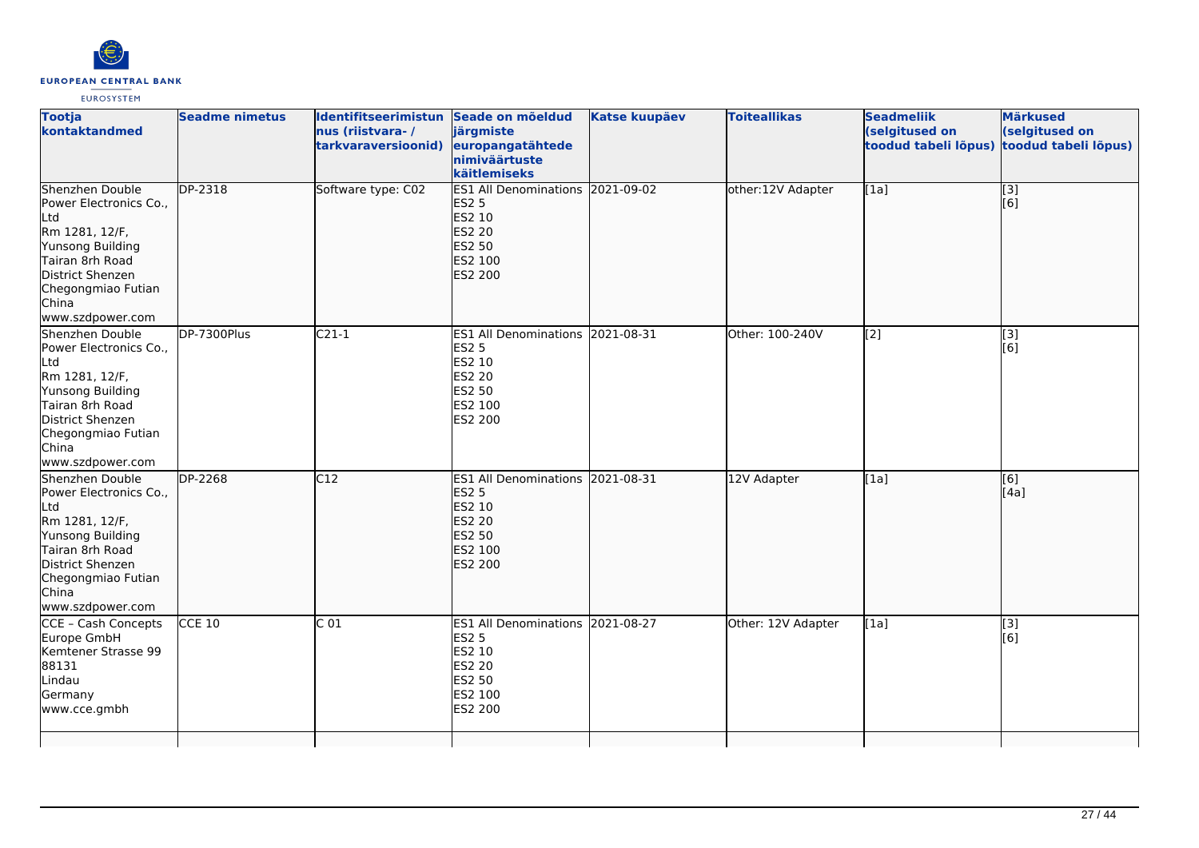| Tootja kontaktandmed | Seadme nimetus | Identifitseerimistunnus (riistvara- / tarkvaraversioonid) | Seade on mõeldud järgmiste europangatähtede nimiväärtuste käitlemiseks | Katse kuupäev | Toiteallikas | Seadmeliik (selgitused on toodud tabeli lõpus) | Märkused (selgitused on toodud tabeli lõpus) |
|---|---|---|---|---|---|---|---|
| Shenzhen Double Power Electronics Co., Ltd<br>Rm 1281, 12/F, Yunsong Building<br>Tairan 8rh Road<br>District Shenzen<br>Chegongmiao Futian<br>China<br>www.szdpower.com | DP-2318 | Software type: C02 | ES1 All Denominations<br>ES2 5<br>ES2 10<br>ES2 20<br>ES2 50<br>ES2 100<br>ES2 200 | 2021-09-02 | other:12V Adapter | [1a] | [3]<br>[6] |
| Shenzhen Double Power Electronics Co., Ltd<br>Rm 1281, 12/F, Yunsong Building<br>Tairan 8rh Road<br>District Shenzen<br>Chegongmiao Futian<br>China<br>www.szdpower.com | DP-7300Plus | C21-1 | ES1 All Denominations<br>ES2 5<br>ES2 10<br>ES2 20<br>ES2 50<br>ES2 100<br>ES2 200 | 2021-08-31 | Other: 100-240V | [2] | [3]<br>[6] |
| Shenzhen Double Power Electronics Co., Ltd<br>Rm 1281, 12/F, Yunsong Building<br>Tairan 8rh Road<br>District Shenzen<br>Chegongmiao Futian<br>China<br>www.szdpower.com | DP-2268 | C12 | ES1 All Denominations<br>ES2 5<br>ES2 10<br>ES2 20<br>ES2 50<br>ES2 100<br>ES2 200 | 2021-08-31 | 12V Adapter | [1a] | [6]<br>[4a] |
| CCE – Cash Concepts Europe GmbH<br>Kemtener Strasse 99<br>88131<br>Lindau<br>Germany<br>www.cce.gmbh | CCE 10 | C 01 | ES1 All Denominations<br>ES2 5<br>ES2 10<br>ES2 20<br>ES2 50<br>ES2 100<br>ES2 200 | 2021-08-27 | Other: 12V Adapter | [1a] | [3]<br>[6] |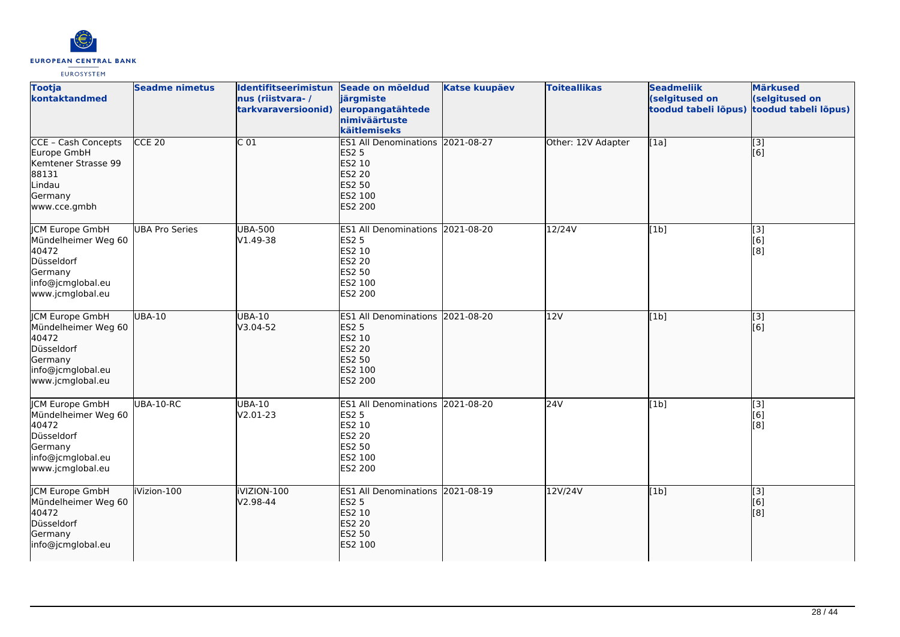| Tootja kontaktandmed | Seadme nimetus | Identifitseerimistunnus (riistvara- / tarkvaraversioonid) | Seade on mõeldud järgmiste europangatähtede nimiväärtuste käitlemiseks | Katse kuupäev | Toiteallikas | Seadmeliik (selgitused on toodud tabeli lõpus) | Märkused (selgitused on toodud tabeli lõpus) |
|---|---|---|---|---|---|---|---|
| CCE – Cash Concepts Europe GmbH<br>Kemtener Strasse 99<br>88131<br>Lindau<br>Germany<br>www.cce.gmbh | CCE 20 | C 01 | ES1 All Denominations<br>ES2 5<br>ES2 10<br>ES2 20<br>ES2 50<br>ES2 100<br>ES2 200 | 2021-08-27 | Other: 12V Adapter | [1a] | [3]<br>[6] |
| JCM Europe GmbH<br>Mündelheimer Weg 60<br>40472<br>Düsseldorf<br>Germany<br>info@jcmglobal.eu<br>www.jcmglobal.eu | UBA Pro Series | UBA-500<br>V1.49-38 | ES1 All Denominations<br>ES2 5<br>ES2 10<br>ES2 20<br>ES2 50<br>ES2 100<br>ES2 200 | 2021-08-20 | 12/24V | [1b] | [3]<br>[6]<br>[8] |
| JCM Europe GmbH<br>Mündelheimer Weg 60<br>40472<br>Düsseldorf<br>Germany<br>info@jcmglobal.eu<br>www.jcmglobal.eu | UBA-10 | UBA-10<br>V3.04-52 | ES1 All Denominations<br>ES2 5<br>ES2 10<br>ES2 20<br>ES2 50<br>ES2 100<br>ES2 200 | 2021-08-20 | 12V | [1b] | [3]<br>[6] |
| JCM Europe GmbH<br>Mündelheimer Weg 60<br>40472<br>Düsseldorf<br>Germany<br>info@jcmglobal.eu<br>www.jcmglobal.eu | UBA-10-RC | UBA-10<br>V2.01-23 | ES1 All Denominations<br>ES2 5<br>ES2 10<br>ES2 20<br>ES2 50<br>ES2 100<br>ES2 200 | 2021-08-20 | 24V | [1b] | [3]<br>[6]<br>[8] |
| JCM Europe GmbH<br>Mündelheimer Weg 60<br>40472<br>Düsseldorf<br>Germany<br>info@jcmglobal.eu | iVizion-100 | iVIZION-100<br>V2.98-44 | ES1 All Denominations<br>ES2 5<br>ES2 10<br>ES2 20<br>ES2 50<br>ES2 100 | 2021-08-19 | 12V/24V | [1b] | [3]<br>[6]<br>[8] |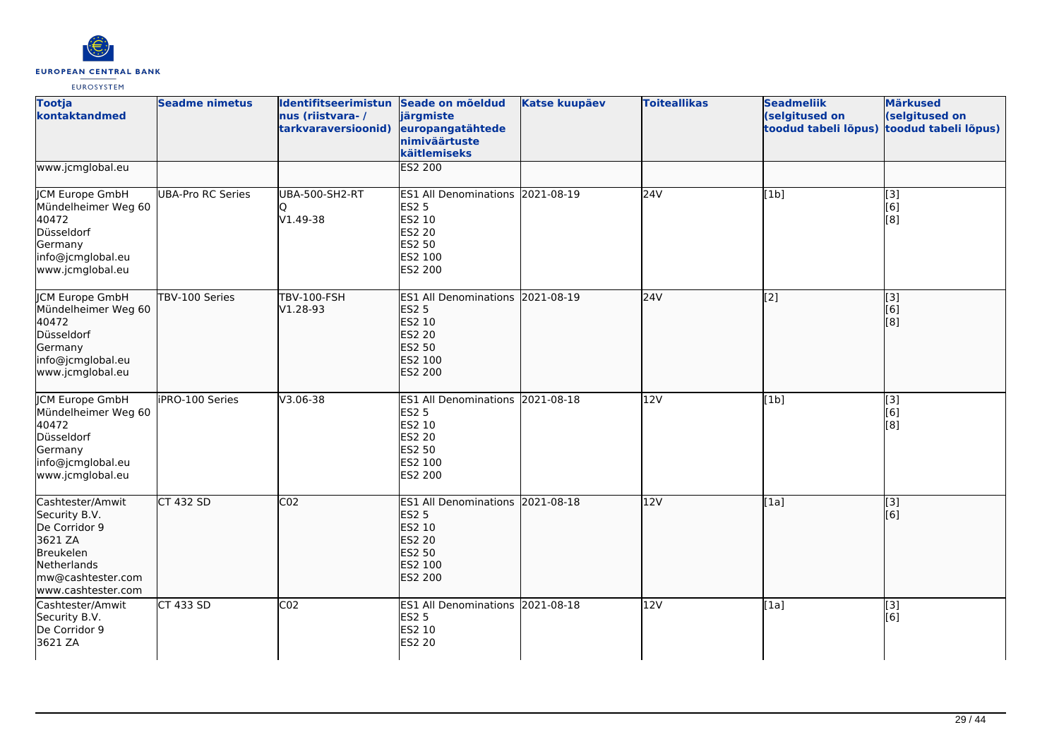| Tootja kontaktandmed | Seadme nimetus | Identifitseerimistunnus (riistvara- / tarkvaraversioonid) | Seade on mõeldud järgmiste europangatähtede nimiväärtuste käitlemiseks | Katse kuupäev | Toiteallikas | Seadmeliik (selgitused on toodud tabeli lõpus) | Märkused (selgitused on toodud tabeli lõpus) |
|---|---|---|---|---|---|---|---|
| www.jcmglobal.eu | | | ES2 200 | | | | |
| JCM Europe GmbH<br>Mündelheimer Weg 60<br>40472<br>Düsseldorf<br>Germany<br>info@jcmglobal.eu<br>www.jcmglobal.eu | UBA-Pro RC Series | UBA-500-SH2-RTQ<br>V1.49-38 | ES1 All Denominations<br>ES2 5<br>ES2 10<br>ES2 20<br>ES2 50<br>ES2 100<br>ES2 200 | 2021-08-19 | 24V | [1b] | [3]<br>[6]<br>[8] |
| JCM Europe GmbH<br>Mündelheimer Weg 60<br>40472<br>Düsseldorf<br>Germany<br>info@jcmglobal.eu<br>www.jcmglobal.eu | TBV-100 Series | TBV-100-FSH<br>V1.28-93 | ES1 All Denominations<br>ES2 5<br>ES2 10<br>ES2 20<br>ES2 50<br>ES2 100<br>ES2 200 | 2021-08-19 | 24V | [2] | [3]<br>[6]<br>[8] |
| JCM Europe GmbH<br>Mündelheimer Weg 60<br>40472<br>Düsseldorf<br>Germany<br>info@jcmglobal.eu<br>www.jcmglobal.eu | iPRO-100 Series | V3.06-38 | ES1 All Denominations<br>ES2 5<br>ES2 10<br>ES2 20<br>ES2 50<br>ES2 100<br>ES2 200 | 2021-08-18 | 12V | [1b] | [3]<br>[6]<br>[8] |
| Cashtester/Amwit Security B.V.<br>De Corridor 9<br>3621 ZA<br>Breukelen<br>Netherlands<br>mw@cashtester.com<br>www.cashtester.com | CT 432 SD | C02 | ES1 All Denominations<br>ES2 5<br>ES2 10<br>ES2 20<br>ES2 50<br>ES2 100<br>ES2 200 | 2021-08-18 | 12V | [1a] | [3]<br>[6] |
| Cashtester/Amwit Security B.V.<br>De Corridor 9<br>3621 ZA | CT 433 SD | C02 | ES1 All Denominations<br>ES2 5<br>ES2 10<br>ES2 20 | 2021-08-18 | 12V | [1a] | [3]<br>[6] |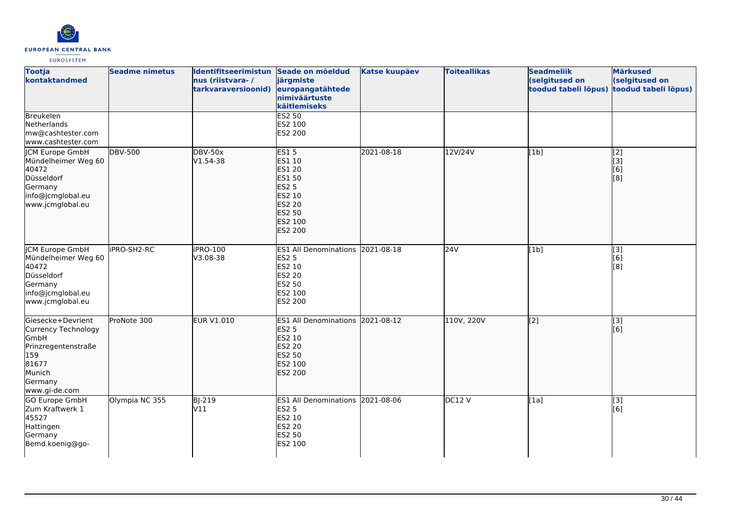| Tootja kontaktandmed | Seadme nimetus | Identifitseerimistunnus (riistvara- / tarkvaraversioonid) | Seade on mõeldud järgmiste europangatähtede nimiväärtuste käitlemiseks | Katse kuupäev | Toiteallikas | Seadmeliik (selgitused on toodud tabeli lõpus) | Märkused (selgitused on toodud tabeli lõpus) |
|---|---|---|---|---|---|---|---|
| Breukelen<br>Netherlands<br>mw@cashtester.com<br>www.cashtester.com | | | ES2 50<br>ES2 100<br>ES2 200 | | | | |
| JCM Europe GmbH<br>Mündelheimer Weg 60<br>40472<br>Düsseldorf<br>Germany<br>info@jcmglobal.eu<br>www.jcmglobal.eu | DBV-500 | DBV-50x<br>V1.54-38 | ES1 5<br>ES1 10<br>ES1 20<br>ES1 50<br>ES2 5<br>ES2 10<br>ES2 20<br>ES2 50<br>ES2 100<br>ES2 200 | 2021-08-18 | 12V/24V | [1b] | [2]<br>[3]<br>[6]<br>[8] |
| JCM Europe GmbH<br>Mündelheimer Weg 60<br>40472<br>Düsseldorf<br>Germany<br>info@jcmglobal.eu<br>www.jcmglobal.eu | iPRO-SH2-RC | iPRO-100<br>V3.08-38 | ES1 All Denominations<br>ES2 5<br>ES2 10<br>ES2 20<br>ES2 50<br>ES2 100<br>ES2 200 | 2021-08-18 | 24V | [1b] | [3]<br>[6]<br>[8] |
| Giesecke+Devrient Currency Technology GmbH<br>Prinzregentenstraße 159<br>81677<br>Munich<br>Germany<br>www.gi-de.com | ProNote 300 | EUR V1.010 | ES1 All Denominations<br>ES2 5<br>ES2 10<br>ES2 20<br>ES2 50<br>ES2 100<br>ES2 200 | 2021-08-12 | 110V, 220V | [2] | [3]<br>[6] |
| GO Europe GmbH<br>Zum Kraftwerk 1<br>45527<br>Hattingen<br>Germany<br>Bemd.koenig@go- | Olympia NC 355 | BJ-219<br>V11 | ES1 All Denominations<br>ES2 5<br>ES2 10<br>ES2 20<br>ES2 50<br>ES2 100 | 2021-08-06 | DC12 V | [1a] | [3]<br>[6] |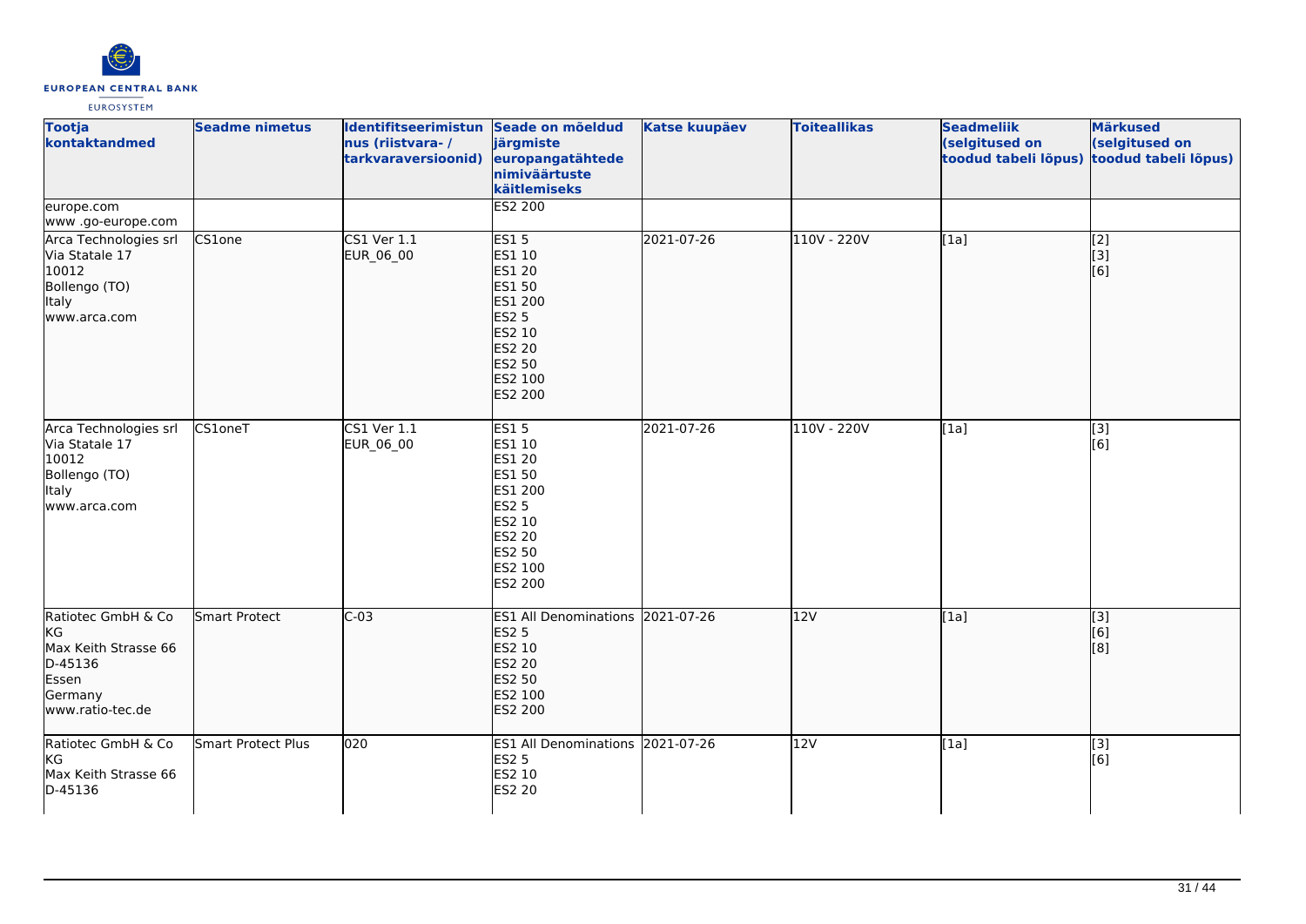| Tootja kontaktandmed | Seadme nimetus | Identifitseerimistunus (riistvara- / tarkvaraversioonid) | Seade on mõeldud järgmiste europangatähtede nimiväärtuste käitlemiseks | Katse kuupäev | Toiteallikas | Seadmeliik (selgitused on toodud tabeli lõpus) | Märkused (selgitused on toodud tabeli lõpus) |
|---|---|---|---|---|---|---|---|
| europe.com<br>www .go-europe.com | | | ES2 200 | | | | |
| Arca Technologies srl<br>Via Statale 17<br>10012<br>Bollengo (TO)<br>Italy<br>www.arca.com | CS1one | CS1 Ver 1.1<br>EUR_06_00 | ES1 5<br>ES1 10<br>ES1 20<br>ES1 50<br>ES1 200<br>ES2 5<br>ES2 10<br>ES2 20<br>ES2 50<br>ES2 100<br>ES2 200 | 2021-07-26 | 110V - 220V | [1a] | [2]<br>[3]<br>[6] |
| Arca Technologies srl<br>Via Statale 17<br>10012<br>Bollengo (TO)<br>Italy<br>www.arca.com | CS1oneT | CS1 Ver 1.1<br>EUR_06_00 | ES1 5<br>ES1 10<br>ES1 20<br>ES1 50<br>ES1 200<br>ES2 5<br>ES2 10<br>ES2 20<br>ES2 50<br>ES2 100<br>ES2 200 | 2021-07-26 | 110V - 220V | [1a] | [3]<br>[6] |
| Ratiotec GmbH & Co KG<br>Max Keith Strasse 66<br>D-45136<br>Essen<br>Germany<br>www.ratio-tec.de | Smart Protect | C-03 | ES1 All Denominations<br>ES2 5<br>ES2 10<br>ES2 20<br>ES2 50<br>ES2 100<br>ES2 200 | 2021-07-26 | 12V | [1a] | [3]<br>[6]<br>[8] |
| Ratiotec GmbH & Co KG<br>Max Keith Strasse 66<br>D-45136 | Smart Protect Plus | 020 | ES1 All Denominations<br>ES2 5<br>ES2 10<br>ES2 20 | 2021-07-26 | 12V | [1a] | [3]<br>[6] |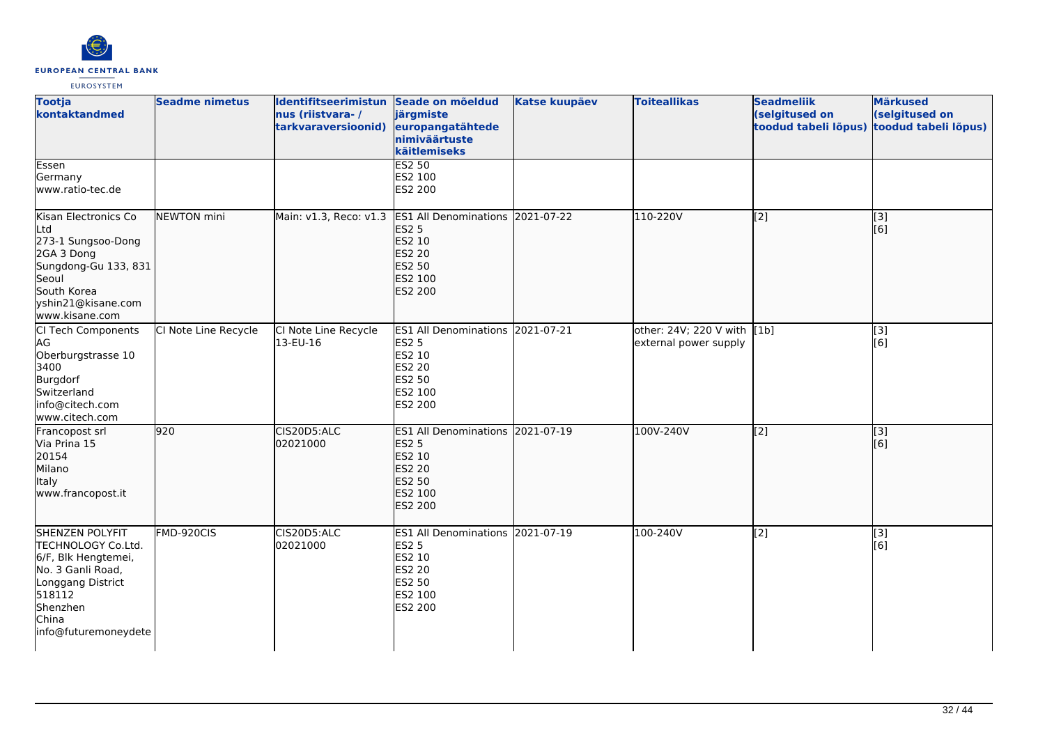| Tootja kontaktandmed | Seadme nimetus | Identifitseerimistunnus (riistvara- / tarkvaraversioonid) | Seade on mõeldud järgmiste europangatähtede nimiväärtuste käitlemiseks | Katse kuupäev | Toiteallikas | Seadmeliik (selgitused on toodud tabeli lõpus) | Märkused (selgitused on toodud tabeli lõpus) |
|---|---|---|---|---|---|---|---|
| Essen<br>Germany<br>www.ratio-tec.de | | | ES2 50<br>ES2 100<br>ES2 200 | | | | |
| Kisan Electronics Co Ltd<br>273-1 Sungsoo-Dong 2GA 3 Dong<br>Sungdong-Gu 133, 831<br>Seoul<br>South Korea<br>yshin21@kisane.com<br>www.kisane.com | NEWTON mini | Main: v1.3, Reco: v1.3 | ES1 All Denominations<br>ES2 5<br>ES2 10<br>ES2 20<br>ES2 50<br>ES2 100<br>ES2 200 | 2021-07-22 | 110-220V | [2] | [3]<br>[6] |
| CI Tech Components AG<br>Oberburgstrasse 10<br>3400<br>Burgdorf<br>Switzerland<br>info@citech.com<br>www.citech.com | CI Note Line Recycle | CI Note Line Recycle 13-EU-16 | ES1 All Denominations<br>ES2 5<br>ES2 10<br>ES2 20<br>ES2 50<br>ES2 100<br>ES2 200 | 2021-07-21 | other: 24V; 220 V with external power supply | [1b] | [3]<br>[6] |
| Francopost srl<br>Via Prina 15<br>20154<br>Milano<br>Italy<br>www.francopost.it | 920 | CIS20D5:ALC 02021000 | ES1 All Denominations<br>ES2 5<br>ES2 10<br>ES2 20<br>ES2 50<br>ES2 100<br>ES2 200 | 2021-07-19 | 100V-240V | [2] | [3]<br>[6] |
| SHENZEN POLYFIT TECHNOLOGY Co.Ltd.<br>6/F, Blk Hengtemei, No. 3 Ganli Road, Longgang District<br>518112<br>Shenzhen<br>China<br>info@futuremoneydete | FMD-920CIS | CIS20D5:ALC 02021000 | ES1 All Denominations<br>ES2 5<br>ES2 10<br>ES2 20<br>ES2 50<br>ES2 100<br>ES2 200 | 2021-07-19 | 100-240V | [2] | [3]<br>[6] |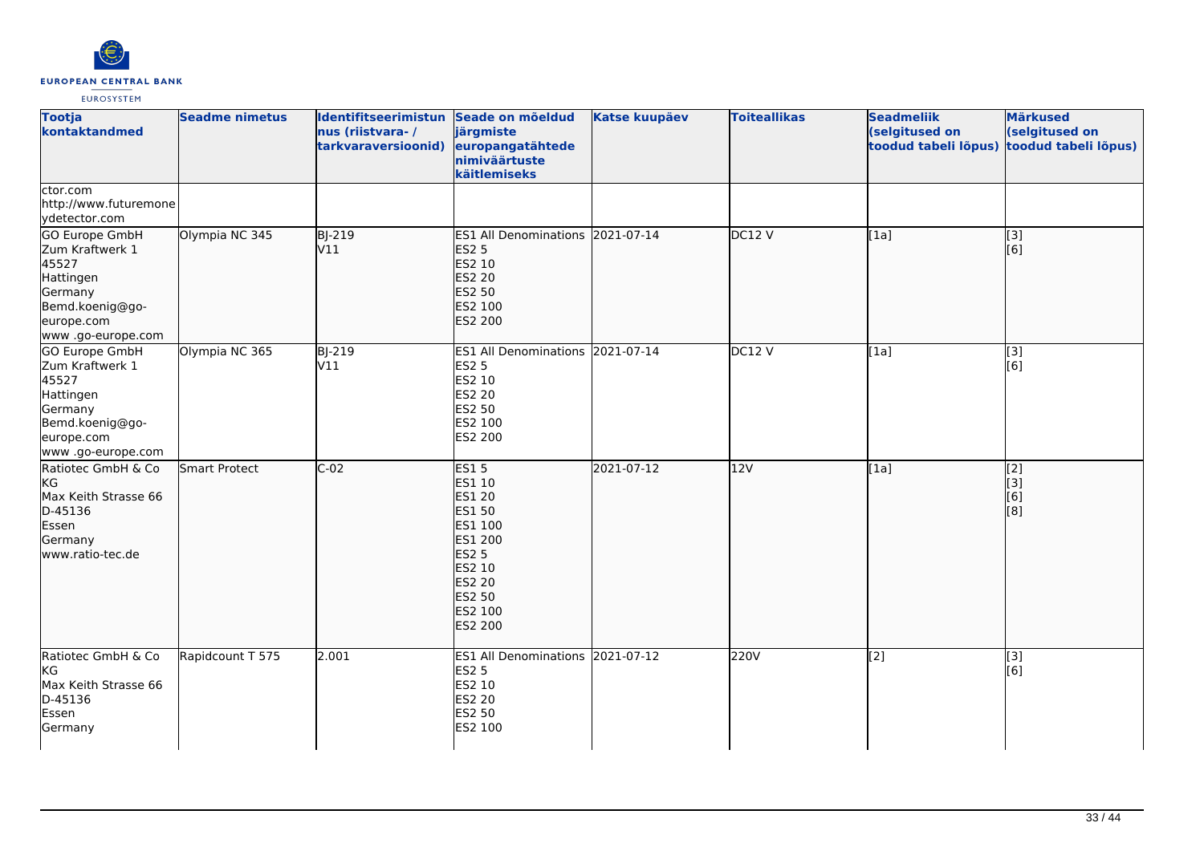| Tootja kontaktandmed | Seadme nimetus | Identifitseerimistunnus (riistvara- / tarkvaraversioonid) | Seade on mõeldud järgmiste europangatähtede nimiväärtuste käitlemiseks | Katse kuupäev | Toiteallikas | Seadmeliik (selgitused on toodud tabeli lõpus) | Märkused (selgitused on toodud tabeli lõpus) |
|---|---|---|---|---|---|---|---|
| ctor.com<br>http://www.futuremoneydetector.com | | | | | | | |
| GO Europe GmbH<br>Zum Kraftwerk 1<br>45527<br>Hattingen<br>Germany<br>Bemd.koenig@go-europe.com<br>www .go-europe.com | Olympia NC 345 | BJ-219<br>V11 | ES1 All Denominations<br>ES2 5<br>ES2 10<br>ES2 20<br>ES2 50<br>ES2 100<br>ES2 200 | 2021-07-14 | DC12 V | [1a] | [3]<br>[6] |
| GO Europe GmbH<br>Zum Kraftwerk 1<br>45527<br>Hattingen<br>Germany<br>Bemd.koenig@go-europe.com<br>www .go-europe.com | Olympia NC 365 | BJ-219<br>V11 | ES1 All Denominations<br>ES2 5<br>ES2 10<br>ES2 20<br>ES2 50<br>ES2 100<br>ES2 200 | 2021-07-14 | DC12 V | [1a] | [3]<br>[6] |
| Ratiotec GmbH & Co KG<br>Max Keith Strasse 66<br>D-45136<br>Essen<br>Germany<br>www.ratio-tec.de | Smart Protect | C-02 | ES1 5<br>ES1 10<br>ES1 20<br>ES1 50<br>ES1 100<br>ES1 200<br>ES2 5<br>ES2 10<br>ES2 20<br>ES2 50<br>ES2 100<br>ES2 200 | 2021-07-12 | 12V | [1a] | [2]<br>[3]<br>[6]<br>[8] |
| Ratiotec GmbH & Co KG<br>Max Keith Strasse 66<br>D-45136<br>Essen<br>Germany | Rapidcount T 575 | 2.001 | ES1 All Denominations<br>ES2 5<br>ES2 10<br>ES2 20<br>ES2 50<br>ES2 100 | 2021-07-12 | 220V | [2] | [3]<br>[6] |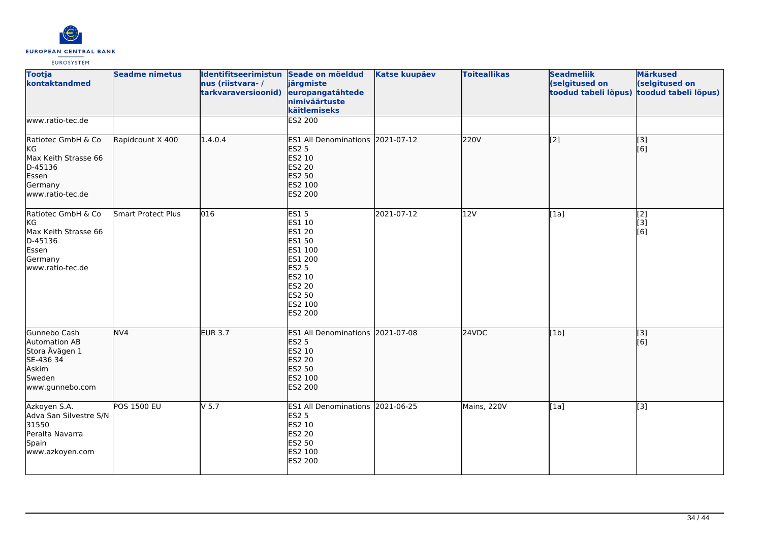| Tootja kontaktandmed | Seadme nimetus | Identifitseerimistunnus (riistvara- / tarkvaraversioonid) | Seade on mõeldud järgmiste europangatähtede nimiväärtuste käitlemiseks | Katse kuupäev | Toiteallikas | Seadmeliik (selgitused on toodud tabeli lõpus) | Märkused (selgitused on toodud tabeli lõpus) |
|---|---|---|---|---|---|---|---|
| www.ratio-tec.de | | | ES2 200 | | | | |
| Ratiotec GmbH & Co KG<br>Max Keith Strasse 66<br>D-45136<br>Essen<br>Germany<br>www.ratio-tec.de | Rapidcount X 400 | 1.4.0.4 | ES1 All Denominations<br>ES2 5<br>ES2 10<br>ES2 20<br>ES2 50<br>ES2 100<br>ES2 200 | 2021-07-12 | 220V | [2] | [3]<br>[6] |
| Ratiotec GmbH & Co KG<br>Max Keith Strasse 66<br>D-45136<br>Essen<br>Germany<br>www.ratio-tec.de | Smart Protect Plus | 016 | ES1 5<br>ES1 10<br>ES1 20<br>ES1 50<br>ES1 100<br>ES1 200<br>ES2 5<br>ES2 10<br>ES2 20<br>ES2 50<br>ES2 100<br>ES2 200 | 2021-07-12 | 12V | [1a] | [2]<br>[3]<br>[6] |
| Gunnebo Cash Automation AB<br>Stora Åvägen 1<br>SE-436 34<br>Askim<br>Sweden<br>www.gunnebo.com | NV4 | EUR 3.7 | ES1 All Denominations<br>ES2 5<br>ES2 10<br>ES2 20<br>ES2 50<br>ES2 100<br>ES2 200 | 2021-07-08 | 24VDC | [1b] | [3]<br>[6] |
| Azkoyen S.A.<br>Adva San Silvestre S/N<br>31550<br>Peralta Navarra<br>Spain<br>www.azkoyen.com | POS 1500 EU | V 5.7 | ES1 All Denominations<br>ES2 5<br>ES2 10<br>ES2 20<br>ES2 50<br>ES2 100<br>ES2 200 | 2021-06-25 | Mains, 220V | [1a] | [3] |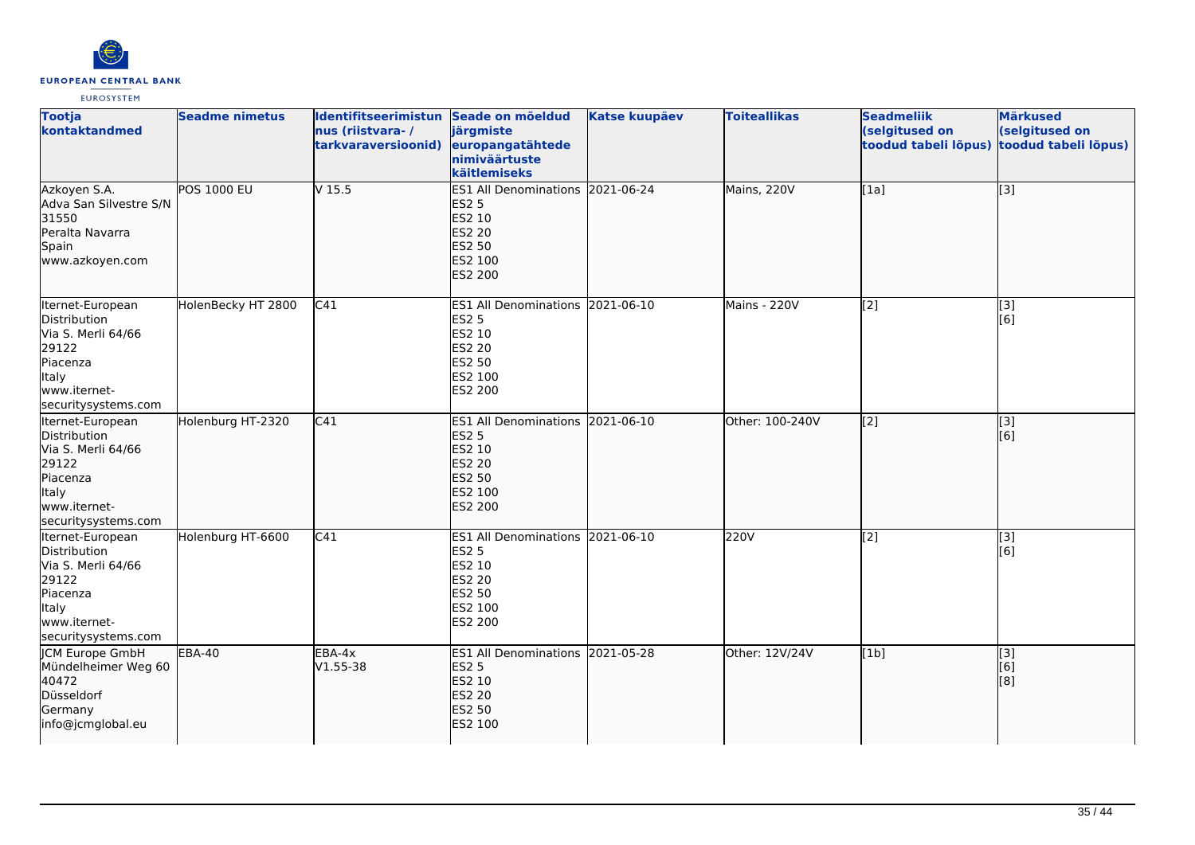| Tootja kontaktandmed | Seadme nimetus | Identifitseerimistunnus (riistvara- / tarkvaraversioonid) | Seade on mõeldud järgmiste europangatähtede nimiväärtuste käitlemiseks | Katse kuupäev | Toiteallikas | Seadmeliik (selgitused on toodud tabeli lõpus) | Märkused (selgitused on toodud tabeli lõpus) |
|---|---|---|---|---|---|---|---|
| Azkoyen S.A.<br>Adva San Silvestre S/N<br>31550<br>Peralta Navarra<br>Spain<br>www.azkoyen.com | POS 1000 EU | V 15.5 | ES1 All Denominations<br>ES2 5<br>ES2 10<br>ES2 20<br>ES2 50<br>ES2 100<br>ES2 200 | 2021-06-24 | Mains, 220V | [1a] | [3] |
| Iternet-European Distribution<br>Via S. Merli 64/66<br>29122<br>Piacenza<br>Italy<br>www.iternet-securitysystems.com | HolenBecky HT 2800 | C41 | ES1 All Denominations<br>ES2 5<br>ES2 10<br>ES2 20<br>ES2 50<br>ES2 100<br>ES2 200 | 2021-06-10 | Mains - 220V | [2] | [3]<br>[6] |
| Iternet-European Distribution<br>Via S. Merli 64/66<br>29122<br>Piacenza<br>Italy<br>www.iternet-securitysystems.com | Holenburg HT-2320 | C41 | ES1 All Denominations<br>ES2 5<br>ES2 10<br>ES2 20<br>ES2 50<br>ES2 100<br>ES2 200 | 2021-06-10 | Other: 100-240V | [2] | [3]<br>[6] |
| Iternet-European Distribution<br>Via S. Merli 64/66<br>29122<br>Piacenza<br>Italy<br>www.iternet-securitysystems.com | Holenburg HT-6600 | C41 | ES1 All Denominations<br>ES2 5<br>ES2 10<br>ES2 20<br>ES2 50<br>ES2 100<br>ES2 200 | 2021-06-10 | 220V | [2] | [3]<br>[6] |
| JCM Europe GmbH<br>Mündelheimer Weg 60<br>40472<br>Düsseldorf<br>Germany<br>info@jcmglobal.eu | EBA-40 | EBA-4x<br>V1.55-38 | ES1 All Denominations<br>ES2 5<br>ES2 10<br>ES2 20<br>ES2 50<br>ES2 100 | 2021-05-28 | Other: 12V/24V | [1b] | [3]<br>[6]<br>[8] |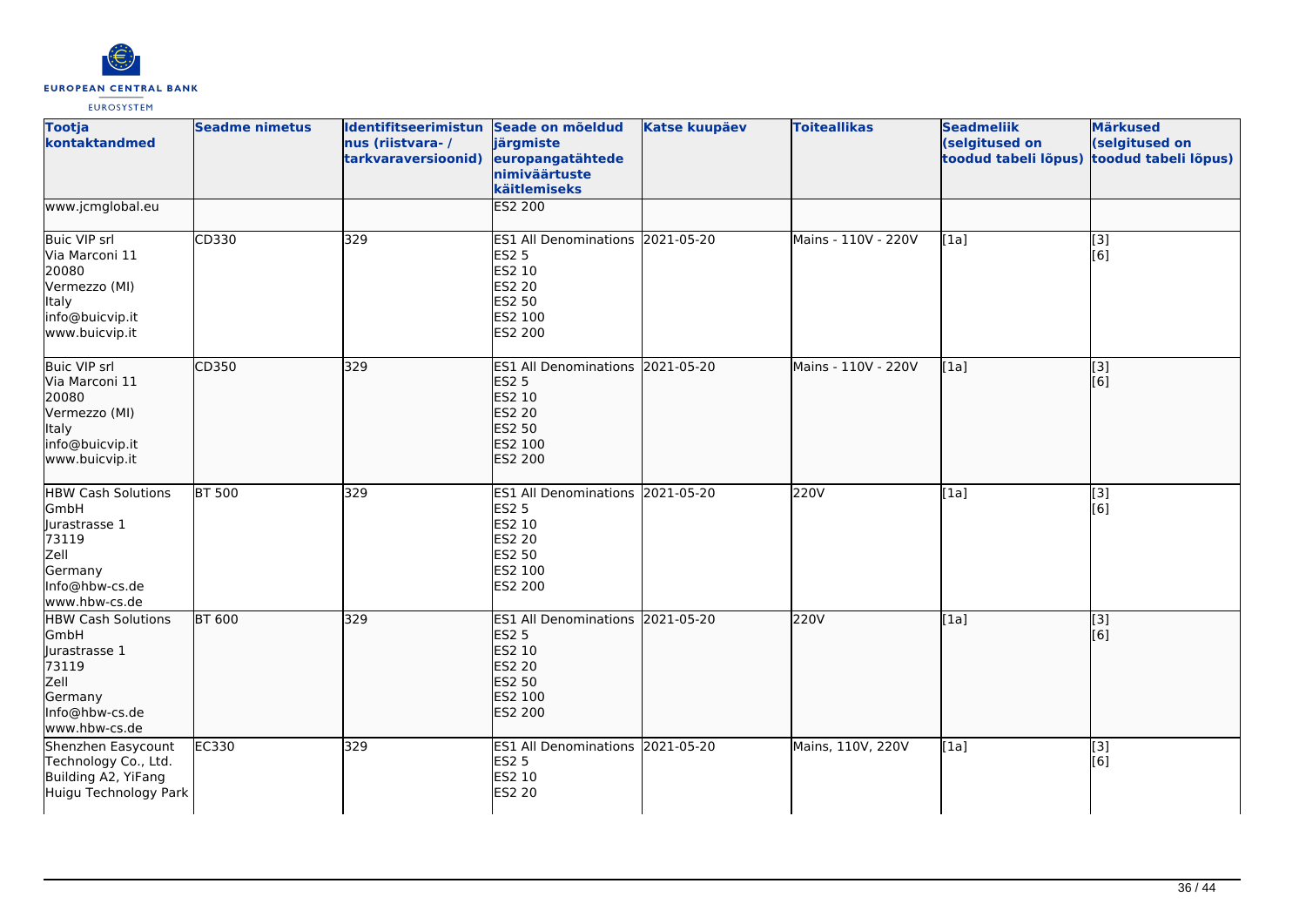| Tootja kontaktandmed | Seadme nimetus | Identifitseerimistunnus (riistvara- / tarkvaraversioonid) | Seade on mõeldud järgmiste europangatähtede nimiväärtuste käitlemiseks | Katse kuupäev | Toiteallikas | Seadmeliik (selgitused on toodud tabeli lõpus) | Märkused (selgitused on toodud tabeli lõpus) |
|---|---|---|---|---|---|---|---|
| www.jcmglobal.eu | | | ES2 200 | | | | |
| Buic VIP srl<br>Via Marconi 11<br>20080<br>Vermezzo (MI)<br>Italy<br>info@buicvip.it<br>www.buicvip.it | CD330 | 329 | ES1 All Denominations<br>ES2 5<br>ES2 10<br>ES2 20<br>ES2 50<br>ES2 100<br>ES2 200 | 2021-05-20 | Mains - 110V - 220V | [1a] | [3]<br>[6] |
| Buic VIP srl<br>Via Marconi 11<br>20080<br>Vermezzo (MI)<br>Italy<br>info@buicvip.it<br>www.buicvip.it | CD350 | 329 | ES1 All Denominations<br>ES2 5<br>ES2 10<br>ES2 20<br>ES2 50<br>ES2 100<br>ES2 200 | 2021-05-20 | Mains - 110V - 220V | [1a] | [3]<br>[6] |
| HBW Cash Solutions GmbH<br>Jurastrasse 1<br>73119<br>Zell<br>Germany<br>Info@hbw-cs.de<br>www.hbw-cs.de | BT 500 | 329 | ES1 All Denominations<br>ES2 5<br>ES2 10<br>ES2 20<br>ES2 50<br>ES2 100<br>ES2 200 | 2021-05-20 | 220V | [1a] | [3]<br>[6] |
| HBW Cash Solutions GmbH<br>Jurastrasse 1<br>73119<br>Zell<br>Germany<br>Info@hbw-cs.de<br>www.hbw-cs.de | BT 600 | 329 | ES1 All Denominations<br>ES2 5<br>ES2 10<br>ES2 20<br>ES2 50<br>ES2 100<br>ES2 200 | 2021-05-20 | 220V | [1a] | [3]<br>[6] |
| Shenzhen Easycount Technology Co., Ltd.<br>Building A2, YiFang Huigu Technology Park | EC330 | 329 | ES1 All Denominations<br>ES2 5<br>ES2 10<br>ES2 20 | 2021-05-20 | Mains, 110V, 220V | [1a] | [3]<br>[6] |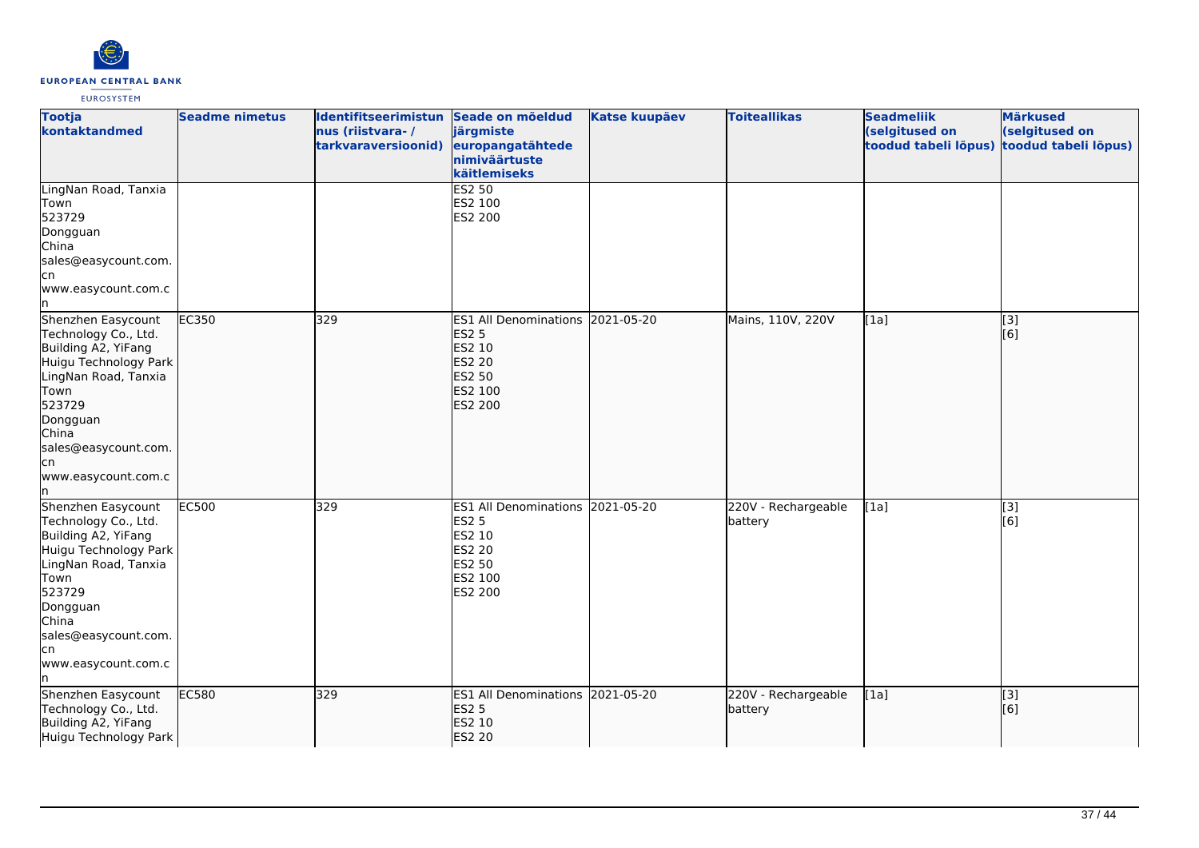| Tootja kontaktandmed | Seadme nimetus | Identifitseerimistunnus (riistvara- / tarkvaraversioonid) | Seade on mõeldud järgmiste europangatähtede nimiväärtuste käitlemiseks | Katse kuupäev | Toiteallikas | Seadmeliik (selgitused on toodud tabeli lõpus) | Märkused (selgitused on toodud tabeli lõpus) |
|---|---|---|---|---|---|---|---|
| LingNan Road, Tanxia Town<br>523729<br>Dongguan<br>China<br>sales@easycount.com.cn<br>www.easycount.com.cn | | | ES2 50<br>ES2 100<br>ES2 200 | | | | |
| Shenzhen Easycount Technology Co., Ltd.<br>Building A2, YiFang Huigu Technology Park<br>LingNan Road, Tanxia Town<br>523729<br>Dongguan<br>China<br>sales@easycount.com.cn<br>www.easycount.com.cn | EC350 | 329 | ES1 All Denominations<br>ES2 5<br>ES2 10<br>ES2 20<br>ES2 50<br>ES2 100<br>ES2 200 | 2021-05-20 | Mains, 110V, 220V | [1a] | [3]<br>[6] |
| Shenzhen Easycount Technology Co., Ltd.<br>Building A2, YiFang Huigu Technology Park<br>LingNan Road, Tanxia Town<br>523729<br>Dongguan<br>China<br>sales@easycount.com.cn<br>www.easycount.com.cn | EC500 | 329 | ES1 All Denominations<br>ES2 5<br>ES2 10<br>ES2 20<br>ES2 50<br>ES2 100<br>ES2 200 | 2021-05-20 | 220V - Rechargeable battery | [1a] | [3]<br>[6] |
| Shenzhen Easycount Technology Co., Ltd.<br>Building A2, YiFang Huigu Technology Park | EC580 | 329 | ES1 All Denominations<br>ES2 5<br>ES2 10<br>ES2 20 | 2021-05-20 | 220V - Rechargeable battery | [1a] | [3]<br>[6] |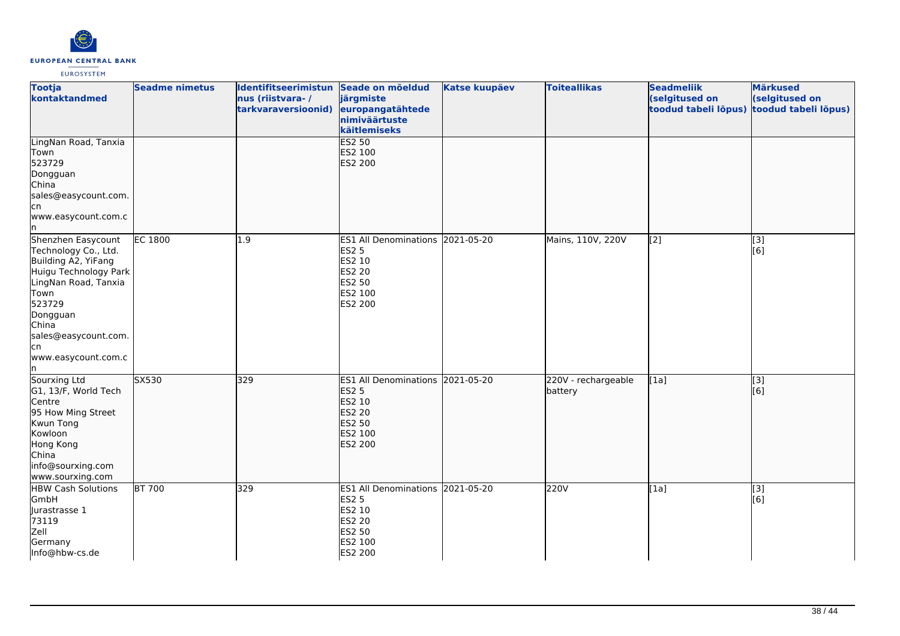| Tootja kontaktandmed | Seadme nimetus | Identifitseerimistunnus (riistvara- / tarkvaraversioonid) | Seade on mõeldud järgmiste europangatähtede nimiväärtuste käitlemiseks | Katse kuupäev | Toiteallikas | Seadmeliik (selgitused on toodud tabeli lõpus) | Märkused (selgitused on toodud tabeli lõpus) |
|---|---|---|---|---|---|---|---|
| LingNan Road, Tanxia Town<br>523729<br>Dongguan<br>China<br>sales@easycount.com.cn<br>www.easycount.com.cn | | | ES2 50<br>ES2 100<br>ES2 200 | | | | |
| Shenzhen Easycount Technology Co., Ltd.<br>Building A2, YiFang Huigu Technology Park<br>LingNan Road, Tanxia Town<br>523729<br>Dongguan<br>China<br>sales@easycount.com.cn<br>www.easycount.com.cn | EC 1800 | 1.9 | ES1 All Denominations<br>ES2 5<br>ES2 10<br>ES2 20<br>ES2 50<br>ES2 100<br>ES2 200 | 2021-05-20 | Mains, 110V, 220V | [2] | [3]<br>[6] |
| Sourxing Ltd<br>G1, 13/F, World Tech Centre<br>95 How Ming Street<br>Kwun Tong<br>Kowloon<br>Hong Kong<br>China<br>info@sourxing.com<br>www.sourxing.com | SX530 | 329 | ES1 All Denominations<br>ES2 5<br>ES2 10<br>ES2 20<br>ES2 50<br>ES2 100<br>ES2 200 | 2021-05-20 | 220V - rechargeable battery | [1a] | [3]<br>[6] |
| HBW Cash Solutions GmbH<br>Jurastrasse 1<br>73119<br>Zell<br>Germany<br>Info@hbw-cs.de | BT 700 | 329 | ES1 All Denominations<br>ES2 5<br>ES2 10<br>ES2 20<br>ES2 50<br>ES2 100<br>ES2 200 | 2021-05-20 | 220V | [1a] | [3]<br>[6] |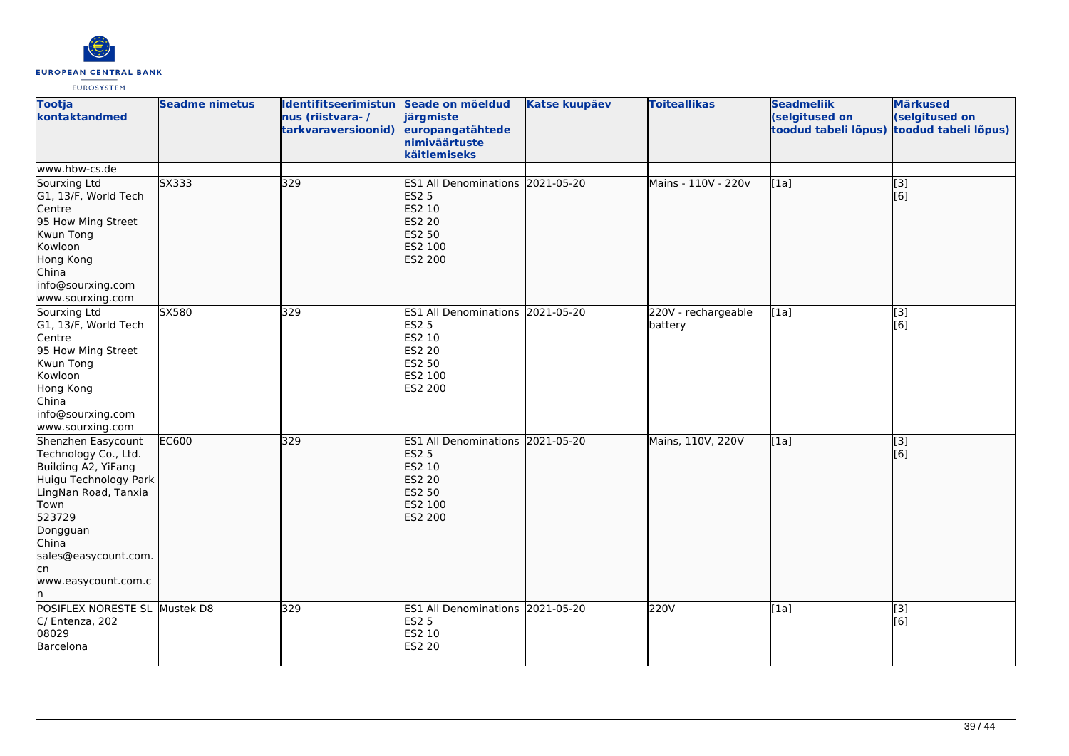| Tootja kontaktandmed | Seadme nimetus | Identifitseerimistunnus (riistvara- / tarkvaraversioonid) | Seade on mõeldud järgmiste europangatähtede nimiväärtuste käitlemiseks | Katse kuupäev | Toiteallikas | Seadmeliik (selgitused on toodud tabeli lõpus) | Märkused (selgitused on toodud tabeli lõpus) |
|---|---|---|---|---|---|---|---|
| www.hbw-cs.de | | | | | | | |
| Sourxing Ltd<br>G1, 13/F, World Tech Centre<br>95 How Ming Street<br>Kwun Tong<br>Kowloon<br>Hong Kong<br>China<br>info@sourxing.com<br>www.sourxing.com | SX333 | 329 | ES1 All Denominations<br>ES2 5<br>ES2 10<br>ES2 20<br>ES2 50<br>ES2 100<br>ES2 200 | 2021-05-20 | Mains - 110V - 220v | [1a] | [3]<br>[6] |
| Sourxing Ltd<br>G1, 13/F, World Tech Centre<br>95 How Ming Street<br>Kwun Tong<br>Kowloon<br>Hong Kong<br>China<br>info@sourxing.com<br>www.sourxing.com | SX580 | 329 | ES1 All Denominations<br>ES2 5<br>ES2 10<br>ES2 20<br>ES2 50<br>ES2 100<br>ES2 200 | 2021-05-20 | 220V - rechargeable battery | [1a] | [3]<br>[6] |
| Shenzhen Easycount Technology Co., Ltd.<br>Building A2, YiFang Huigu Technology Park<br>LingNan Road, Tanxia Town<br>523729<br>Dongguan<br>China<br>sales@easycount.com.cn<br>www.easycount.com.cn | EC600 | 329 | ES1 All Denominations<br>ES2 5<br>ES2 10<br>ES2 20<br>ES2 50<br>ES2 100<br>ES2 200 | 2021-05-20 | Mains, 110V, 220V | [1a] | [3]<br>[6] |
| POSIFLEX NORESTE SL<br>C/ Entenza, 202<br>08029<br>Barcelona | Mustek D8 | 329 | ES1 All Denominations<br>ES2 5<br>ES2 10<br>ES2 20 | 2021-05-20 | 220V | [1a] | [3]<br>[6] |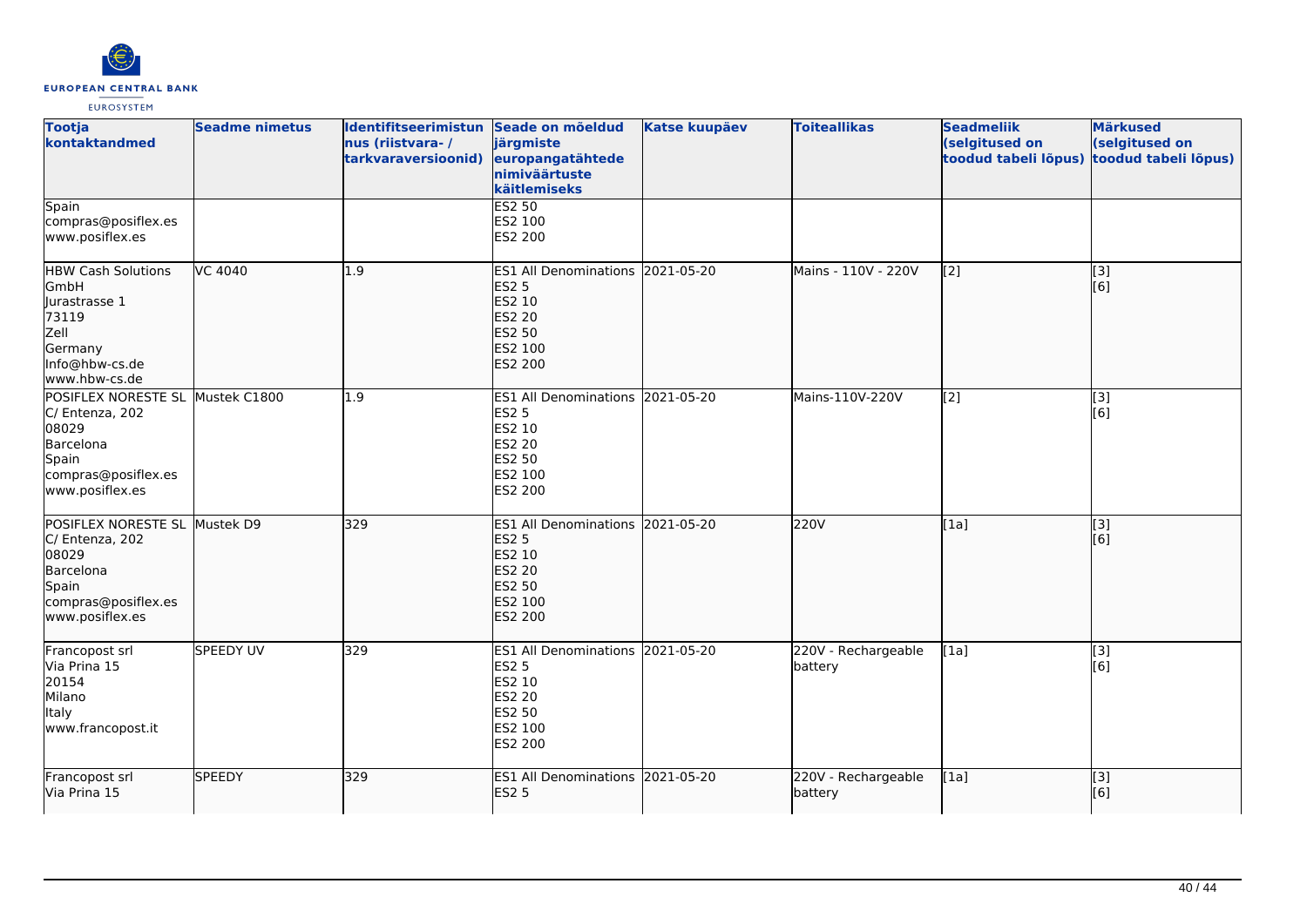| Tootja kontaktandmed | Seadme nimetus | Identifitseerimistunus (riistvara- / tarkvaraversioonid) | Seade on mõeldud järgmiste europangatähtede nimiväärtuste käitlemiseks | Katse kuupäev | Toiteallikas | Seadmeliik (selgitused on toodud tabeli lõpus) | Märkused (selgitused on toodud tabeli lõpus) |
|---|---|---|---|---|---|---|---|
| Spain<br>compras@posiflex.es<br>www.posiflex.es | | | ES2 50<br>ES2 100<br>ES2 200 | | | | |
| HBW Cash Solutions GmbH<br>Jurastrasse 1<br>73119<br>Zell<br>Germany<br>Info@hbw-cs.de<br>www.hbw-cs.de | VC 4040 | 1.9 | ES1 All Denominations<br>ES2 5<br>ES2 10<br>ES2 20<br>ES2 50<br>ES2 100<br>ES2 200 | 2021-05-20 | Mains - 110V - 220V | [2] | [3]<br>[6] |
| POSIFLEX NORESTE SL<br>C/ Entenza, 202<br>08029<br>Barcelona<br>Spain<br>compras@posiflex.es<br>www.posiflex.es | Mustek C1800 | 1.9 | ES1 All Denominations<br>ES2 5<br>ES2 10<br>ES2 20<br>ES2 50<br>ES2 100<br>ES2 200 | 2021-05-20 | Mains-110V-220V | [2] | [3]<br>[6] |
| POSIFLEX NORESTE SL<br>C/ Entenza, 202<br>08029<br>Barcelona<br>Spain<br>compras@posiflex.es<br>www.posiflex.es | Mustek D9 | 329 | ES1 All Denominations<br>ES2 5<br>ES2 10<br>ES2 20<br>ES2 50<br>ES2 100<br>ES2 200 | 2021-05-20 | 220V | [1a] | [3]<br>[6] |
| Francopost srl<br>Via Prina 15<br>20154<br>Milano<br>Italy<br>www.francopost.it | SPEEDY UV | 329 | ES1 All Denominations<br>ES2 5<br>ES2 10<br>ES2 20<br>ES2 50<br>ES2 100<br>ES2 200 | 2021-05-20 | 220V - Rechargeable battery | [1a] | [3]<br>[6] |
| Francopost srl<br>Via Prina 15 | SPEEDY | 329 | ES1 All Denominations<br>ES2 5 | 2021-05-20 | 220V - Rechargeable battery | [1a] | [3]<br>[6] |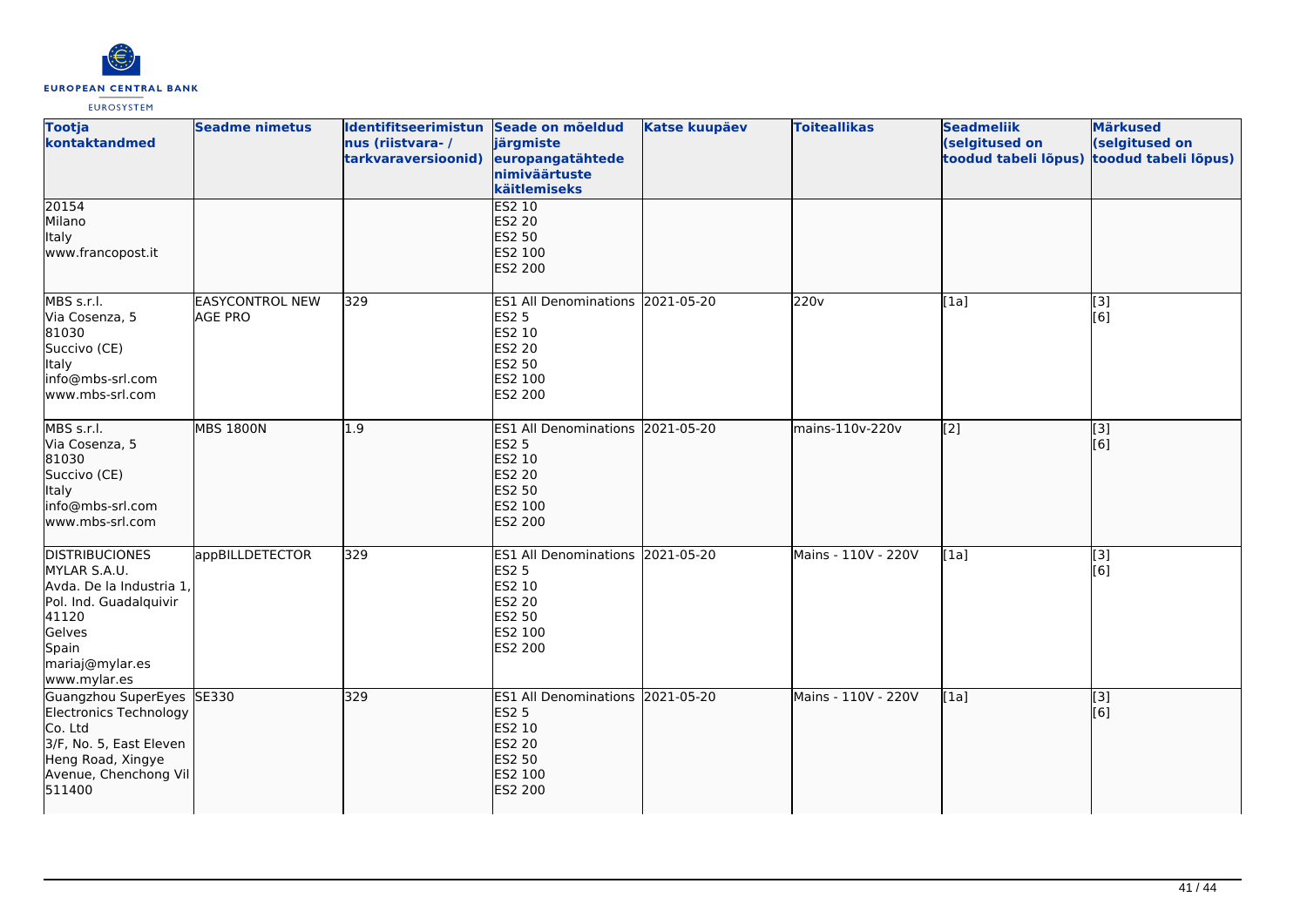| Tootja kontaktandmed | Seadme nimetus | Identifitseerimistunnus (riistvara- / tarkvaraversioonid) | Seade on mõeldud järgmiste europangatähtede nimiväärtuste käitlemiseks | Katse kuupäev | Toiteallikas | Seadmeliik (selgitused on toodud tabeli lõpus) | Märkused (selgitused on toodud tabeli lõpus) |
|---|---|---|---|---|---|---|---|
| 20154<br>Milano<br>Italy<br>www.francopost.it | | | ES2 10<br>ES2 20<br>ES2 50<br>ES2 100<br>ES2 200 | | | | |
| MBS s.r.l.<br>Via Cosenza, 5<br>81030<br>Succivo (CE)<br>Italy<br>info@mbs-srl.com<br>www.mbs-srl.com | EASYCONTROL NEW AGE PRO | 329 | ES1 All Denominations<br>ES2 5<br>ES2 10<br>ES2 20<br>ES2 50<br>ES2 100<br>ES2 200 | 2021-05-20 | 220v | [1a] | [3]<br>[6] |
| MBS s.r.l.<br>Via Cosenza, 5<br>81030<br>Succivo (CE)<br>Italy<br>info@mbs-srl.com<br>www.mbs-srl.com | MBS 1800N | 1.9 | ES1 All Denominations<br>ES2 5<br>ES2 10<br>ES2 20<br>ES2 50<br>ES2 100<br>ES2 200 | 2021-05-20 | mains-110v-220v | [2] | [3]<br>[6] |
| DISTRIBUCIONES MYLAR S.A.U.<br>Avda. De la Industria 1, Pol. Ind. Guadalquivir<br>41120<br>Gelves<br>Spain<br>mariaj@mylar.es<br>www.mylar.es | appBILLDETECTOR | 329 | ES1 All Denominations<br>ES2 5<br>ES2 10<br>ES2 20<br>ES2 50<br>ES2 100<br>ES2 200 | 2021-05-20 | Mains - 110V - 220V | [1a] | [3]<br>[6] |
| Guangzhou SuperEyes Electronics Technology Co. Ltd<br>3/F, No. 5, East Eleven Heng Road, Xingye Avenue, Chenchong Vil<br>511400 | SE330 | 329 | ES1 All Denominations<br>ES2 5<br>ES2 10<br>ES2 20<br>ES2 50<br>ES2 100<br>ES2 200 | 2021-05-20 | Mains - 110V - 220V | [1a] | [3]<br>[6] |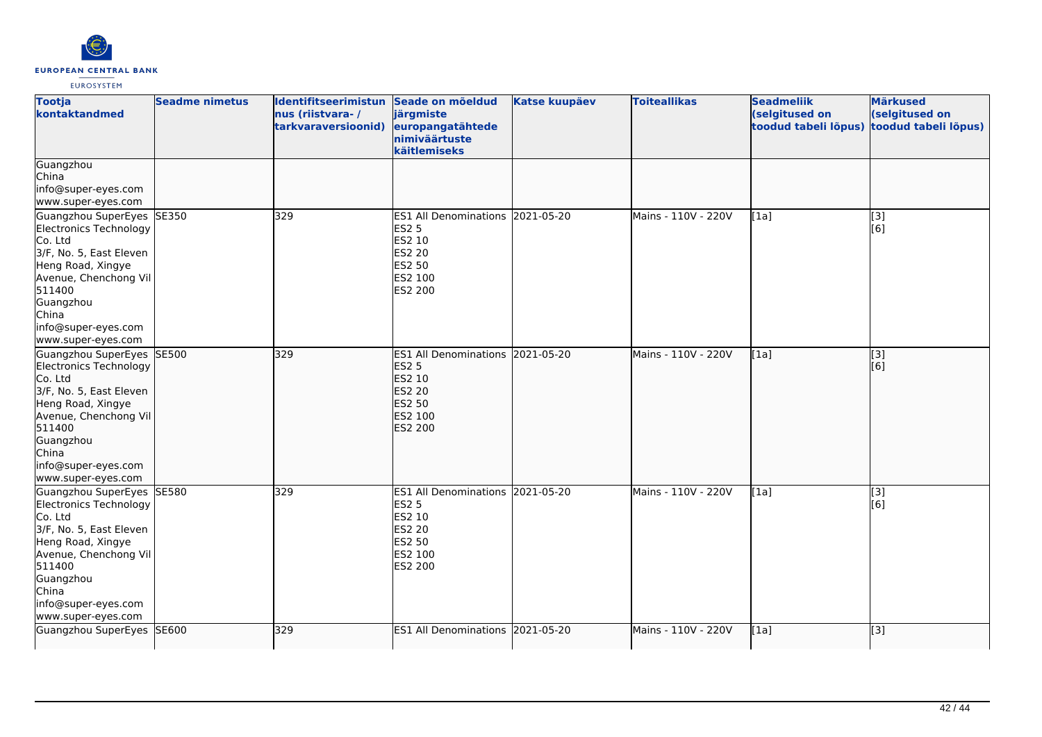| Tootja kontaktandmed | Seadme nimetus | Identifitseerimistunnus (riistvara- / tarkvaraversioonid) | Seade on mõeldud järgmiste europangatähtede nimiväärtuste käitlemiseks | Katse kuupäev | Toiteallikas | Seadmeliik (selgitused on toodud tabeli lõpus) | Märkused (selgitused on toodud tabeli lõpus) |
|---|---|---|---|---|---|---|---|
| Guangzhou<br>China<br>info@super-eyes.com<br>www.super-eyes.com | | | | | | | |
| Guangzhou SuperEyes Electronics Technology Co. Ltd<br>3/F, No. 5, East Eleven Heng Road, Xingye Avenue, Chenchong Vil<br>511400<br>Guangzhou<br>China<br>info@super-eyes.com<br>www.super-eyes.com | SE350 | 329 | ES1 All Denominations<br>ES2 5<br>ES2 10<br>ES2 20<br>ES2 50<br>ES2 100<br>ES2 200 | 2021-05-20 | Mains - 110V - 220V | [1a] | [3]<br>[6] |
| Guangzhou SuperEyes Electronics Technology Co. Ltd<br>3/F, No. 5, East Eleven Heng Road, Xingye Avenue, Chenchong Vil<br>511400<br>Guangzhou<br>China<br>info@super-eyes.com<br>www.super-eyes.com | SE500 | 329 | ES1 All Denominations<br>ES2 5<br>ES2 10<br>ES2 20<br>ES2 50<br>ES2 100<br>ES2 200 | 2021-05-20 | Mains - 110V - 220V | [1a] | [3]<br>[6] |
| Guangzhou SuperEyes Electronics Technology Co. Ltd<br>3/F, No. 5, East Eleven Heng Road, Xingye Avenue, Chenchong Vil<br>511400<br>Guangzhou<br>China<br>info@super-eyes.com<br>www.super-eyes.com | SE580 | 329 | ES1 All Denominations<br>ES2 5<br>ES2 10<br>ES2 20<br>ES2 50<br>ES2 100<br>ES2 200 | 2021-05-20 | Mains - 110V - 220V | [1a] | [3]<br>[6] |
| Guangzhou SuperEyes | SE600 | 329 | ES1 All Denominations | 2021-05-20 | Mains - 110V - 220V | [1a] | [3] |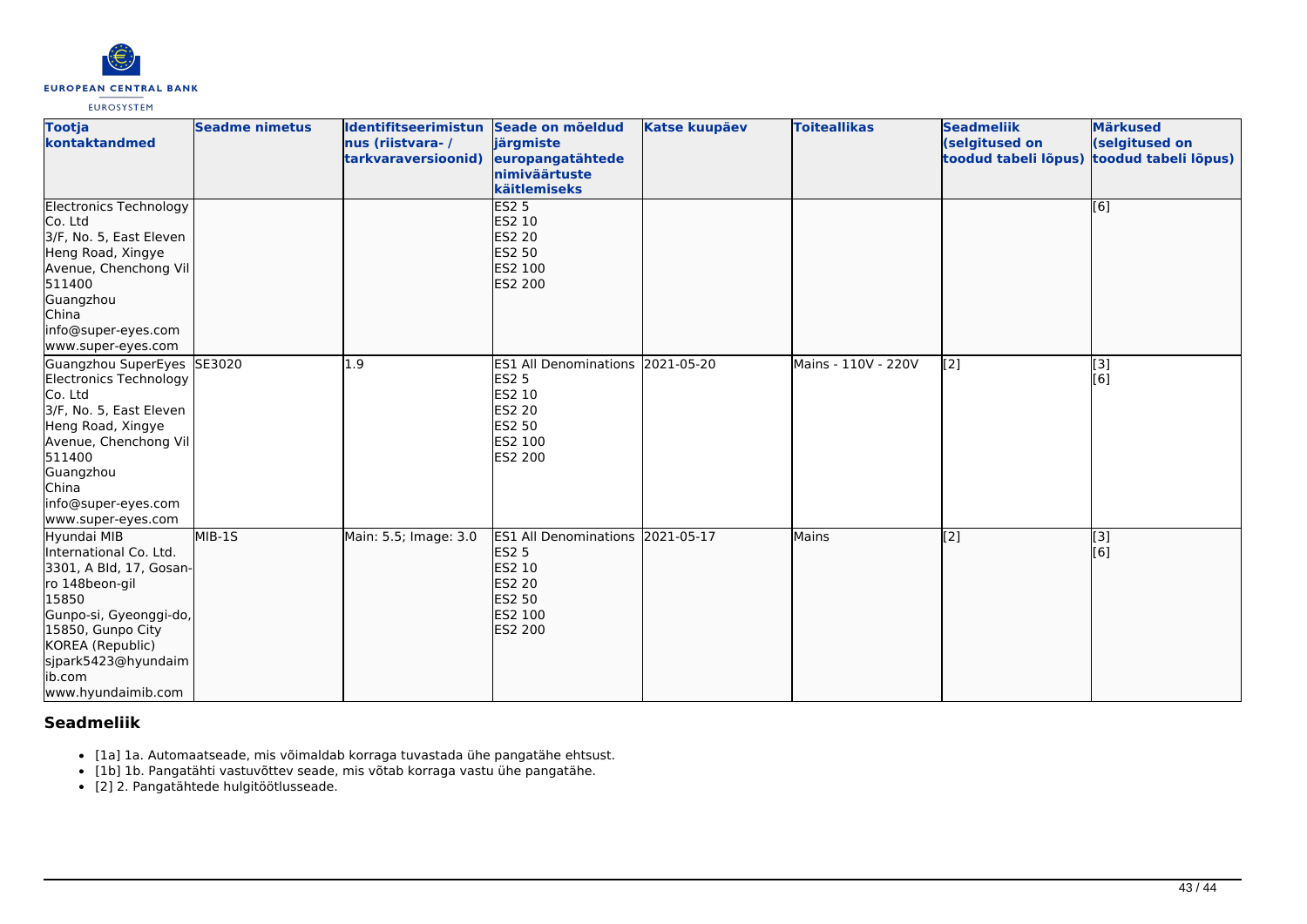| Tootja kontaktandmed | Seadme nimetus | Identifitseerimistunnus (riistvara- / tarkvaraversioonid) | Seade on mõeldud järgmiste europangatähtede nimiväärtuste käitlemiseks | Katse kuupäev | Toiteallikas | Seadmeliik (selgitused on toodud tabeli lõpus) | Märkused (selgitused on toodud tabeli lõpus) |
|---|---|---|---|---|---|---|---|
| Electronics Technology Co. Ltd<br>3/F, No. 5, East Eleven Heng Road, Xingye Avenue, Chenchong Vil<br>511400<br>Guangzhou<br>China<br>info@super-eyes.com<br>www.super-eyes.com | | | ES2 5<br>ES2 10<br>ES2 20<br>ES2 50<br>ES2 100<br>ES2 200 | | | | [6] |
| Guangzhou SuperEyes Electronics Technology Co. Ltd<br>3/F, No. 5, East Eleven Heng Road, Xingye Avenue, Chenchong Vil<br>511400<br>Guangzhou<br>China<br>info@super-eyes.com<br>www.super-eyes.com | SE3020 | 1.9 | ES1 All Denominations<br>ES2 5<br>ES2 10<br>ES2 20<br>ES2 50<br>ES2 100<br>ES2 200 | 2021-05-20 | Mains - 110V - 220V | [2] | [3]<br>[6] |
| Hyundai MIB International Co. Ltd.<br>3301, A Bld, 17, Gosan-ro 148beon-gil<br>15850<br>Gunpo-si, Gyeonggi-do, 15850, Gunpo City<br>KOREA (Republic)<br>sjpark5423@hyundaimib.com<br>www.hyundaimib.com | MIB-1S | Main: 5.5; Image: 3.0 | ES1 All Denominations<br>ES2 5<br>ES2 10<br>ES2 20<br>ES2 50<br>ES2 100<br>ES2 200 | 2021-05-17 | Mains | [2] | [3]<br>[6] |

## Seadmeliik

- [1a] 1a. Automaatseade, mis võimaldab korraga tuvastada ühe pangatähe ehtsust.
- [1b] 1b. Pangatähti vastuvõttev seade, mis võtab korraga vastu ühe pangatähe.
- [2] 2. Pangatähtede hulgitöötlusseade.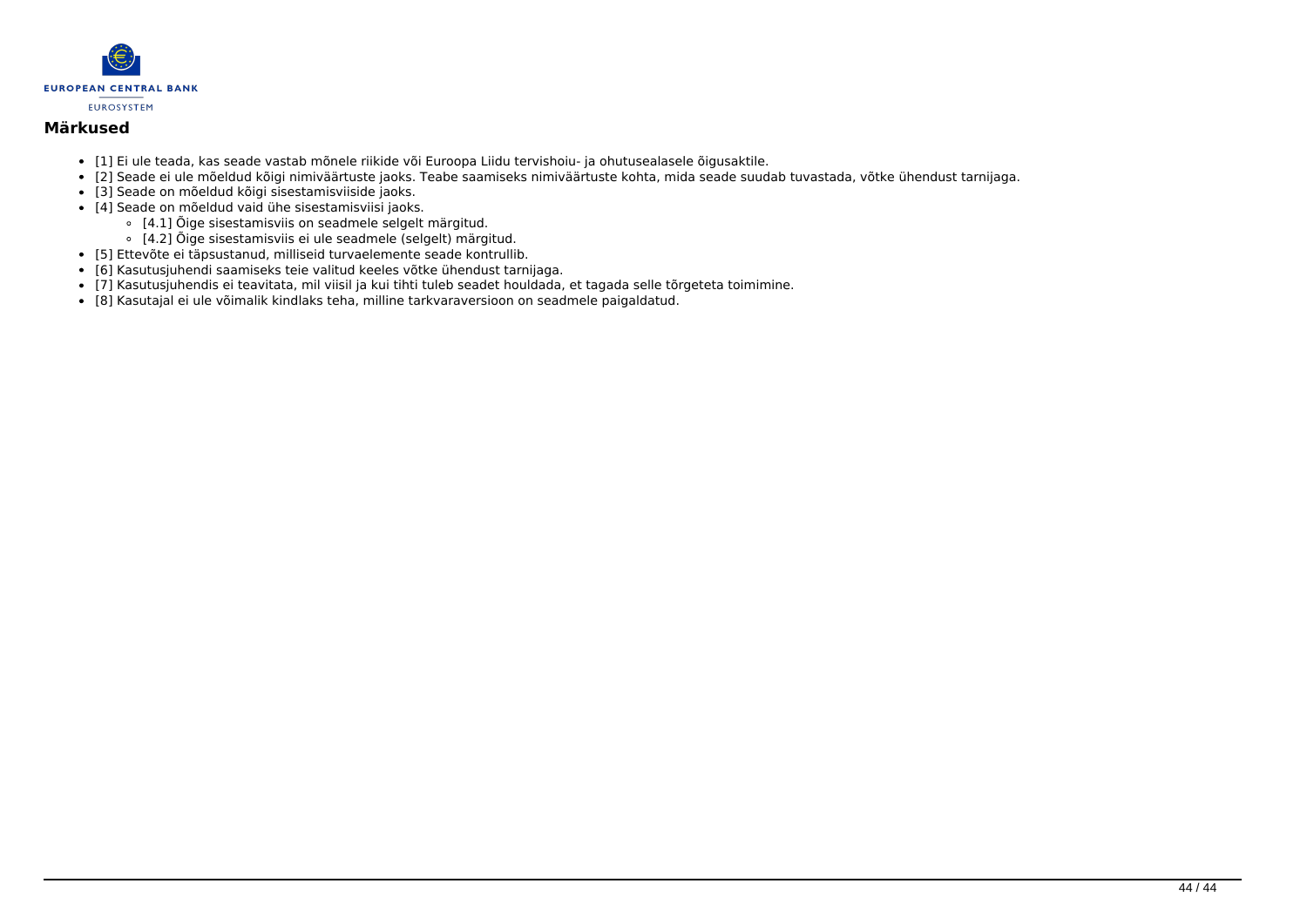## Märkused

- [1] Ei ule teada, kas seade vastab mõnele riikide või Euroopa Liidu tervishoiu- ja ohutusealasele õigusaktile.
- [2] Seade ei ule mõeldud kõigi nimiväärtuste jaoks. Teabe saamiseks nimiväärtuste kohta, mida seade suudab tuvastada, võtke ühendust tarnijaga.
- [3] Seade on mõeldud kõigi sisestamisviiside jaoks.
- [4] Seade on mõeldud vaid ühe sisestamisviisi jaoks.
    - [4.1] Õige sisestamisviis on seadmele selgelt märgitud.
    - [4.2] Õige sisestamisviis ei ule seadmele (selgelt) märgitud.
- [5] Ettevõte ei täpsustanud, milliseid turvaelemente seade kontrullib.
- [6] Kasutusjuhendi saamiseks teie valitud keeles võtke ühendust tarnijaga.
- [7] Kasutusjuhendis ei teavitata, mil viisil ja kui tihti tuleb seadet houldada, et tagada selle tõrgeteta toimimine.
- [8] Kasutajal ei ule võimalik kindlaks teha, milline tarkvaraversioon on seadmele paigaldatud.